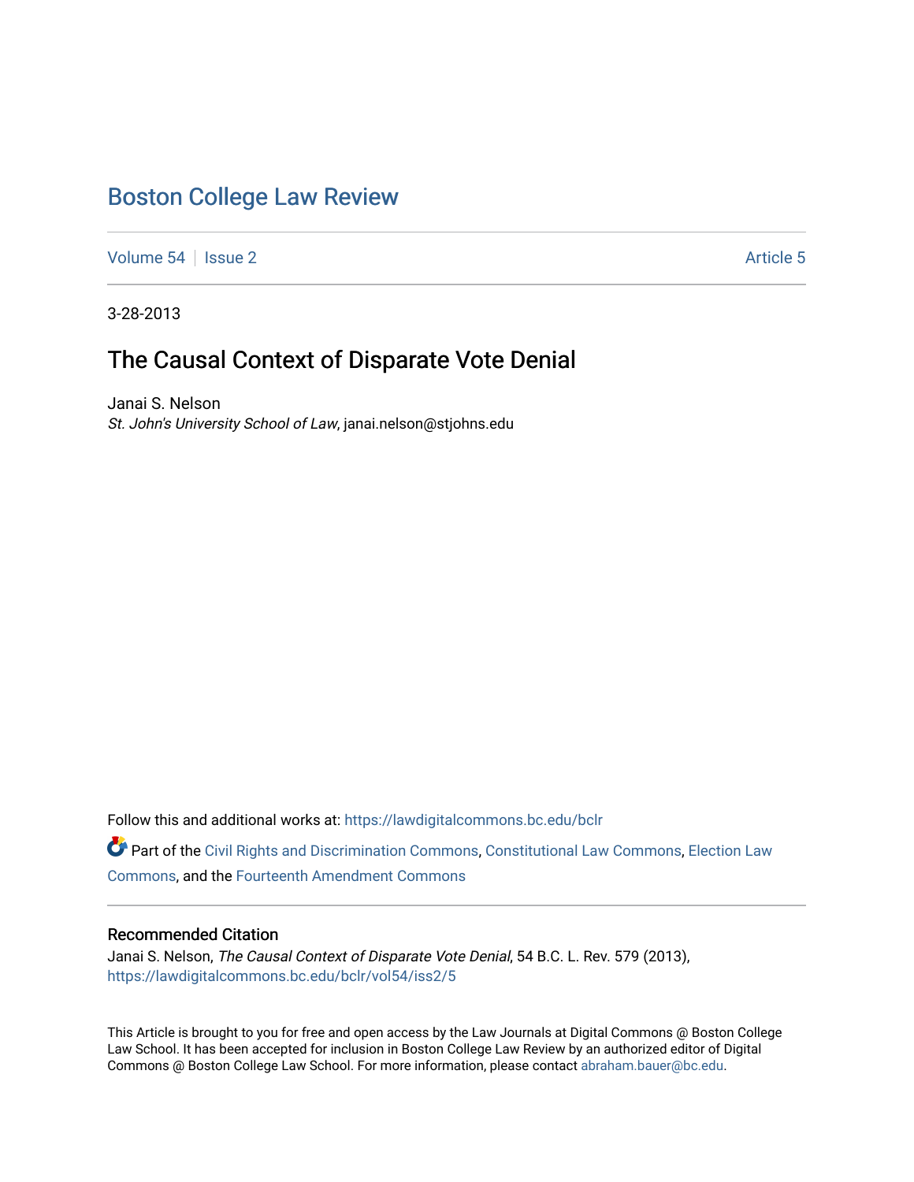# Boston College Law Review

Volume 54 | Issue 2 | Article 5

3-28-2013

## The Causal Context of Disparate Vote Denial

Janai S. Nelson
*St. John's University School of Law*, janai.nelson@stjohns.edu

Follow this and additional works at: https://lawdigitalcommons.bc.edu/bclr

Part of the Civil Rights and Discrimination Commons, Constitutional Law Commons, Election Law Commons, and the Fourteenth Amendment Commons

### Recommended Citation

Janai S. Nelson, *The Causal Context of Disparate Vote Denial*, 54 B.C. L. Rev. 579 (2013), https://lawdigitalcommons.bc.edu/bclr/vol54/iss2/5

This Article is brought to you for free and open access by the Law Journals at Digital Commons @ Boston College Law School. It has been accepted for inclusion in Boston College Law Review by an authorized editor of Digital Commons @ Boston College Law School. For more information, please contact abraham.bauer@bc.edu.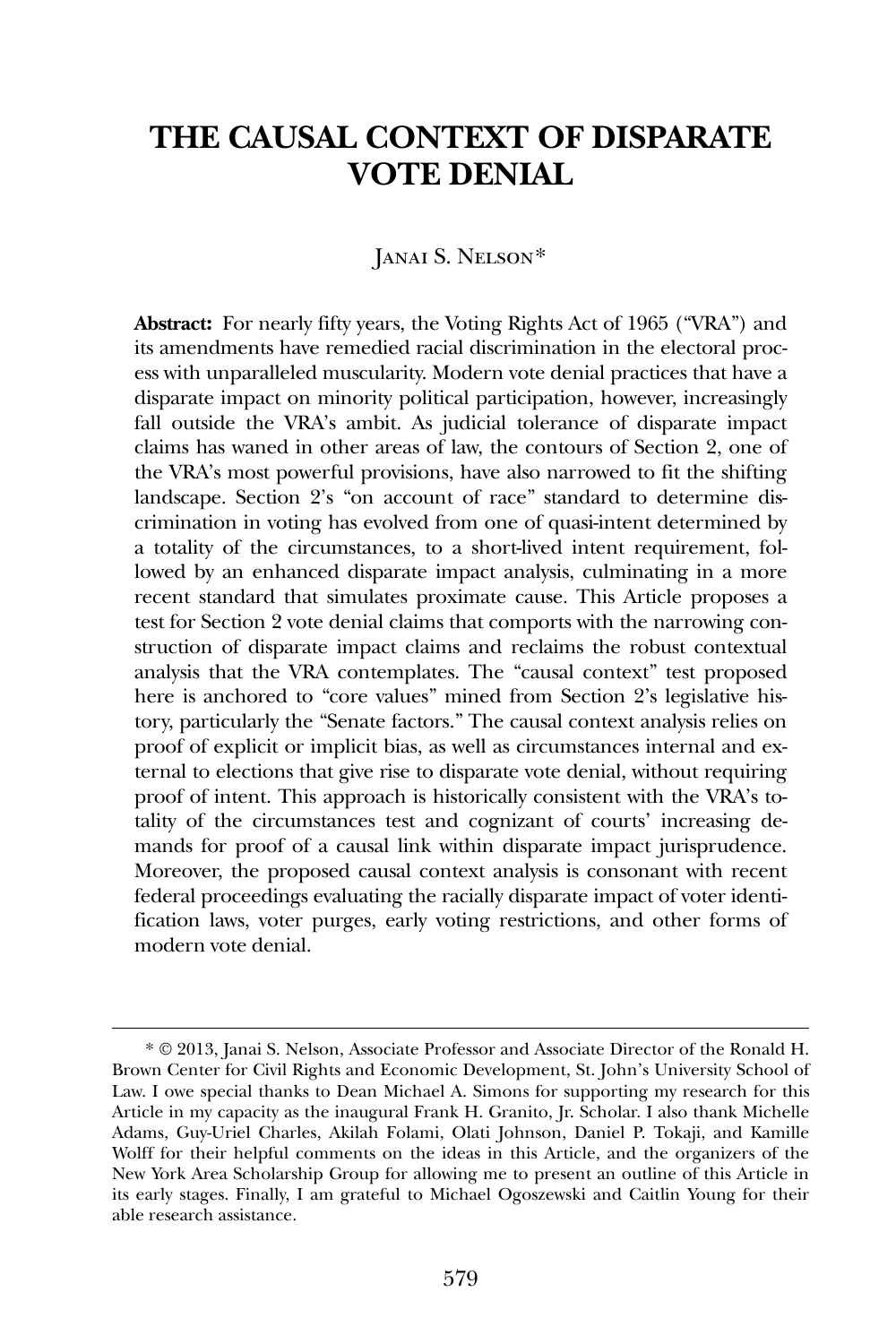# THE CAUSAL CONTEXT OF DISPARATE VOTE DENIAL

Janai S. Nelson*

**Abstract:** For nearly fifty years, the Voting Rights Act of 1965 ("VRA") and its amendments have remedied racial discrimination in the electoral process with unparalleled muscularity. Modern vote denial practices that have a disparate impact on minority political participation, however, increasingly fall outside the VRA's ambit. As judicial tolerance of disparate impact claims has waned in other areas of law, the contours of Section 2, one of the VRA's most powerful provisions, have also narrowed to fit the shifting landscape. Section 2's "on account of race" standard to determine discrimination in voting has evolved from one of quasi-intent determined by a totality of the circumstances, to a short-lived intent requirement, followed by an enhanced disparate impact analysis, culminating in a more recent standard that simulates proximate cause. This Article proposes a test for Section 2 vote denial claims that comports with the narrowing construction of disparate impact claims and reclaims the robust contextual analysis that the VRA contemplates. The "causal context" test proposed here is anchored to "core values" mined from Section 2's legislative history, particularly the "Senate factors." The causal context analysis relies on proof of explicit or implicit bias, as well as circumstances internal and external to elections that give rise to disparate vote denial, without requiring proof of intent. This approach is historically consistent with the VRA's totality of the circumstances test and cognizant of courts' increasing demands for proof of a causal link within disparate impact jurisprudence. Moreover, the proposed causal context analysis is consonant with recent federal proceedings evaluating the racially disparate impact of voter identification laws, voter purges, early voting restrictions, and other forms of modern vote denial.

---

* © 2013, Janai S. Nelson, Associate Professor and Associate Director of the Ronald H. Brown Center for Civil Rights and Economic Development, St. John's University School of Law. I owe special thanks to Dean Michael A. Simons for supporting my research for this Article in my capacity as the inaugural Frank H. Granito, Jr. Scholar. I also thank Michelle Adams, Guy-Uriel Charles, Akilah Folami, Olati Johnson, Daniel P. Tokaji, and Kamille Wolff for their helpful comments on the ideas in this Article, and the organizers of the New York Area Scholarship Group for allowing me to present an outline of this Article in its early stages. Finally, I am grateful to Michael Ogoszewski and Caitlin Young for their able research assistance.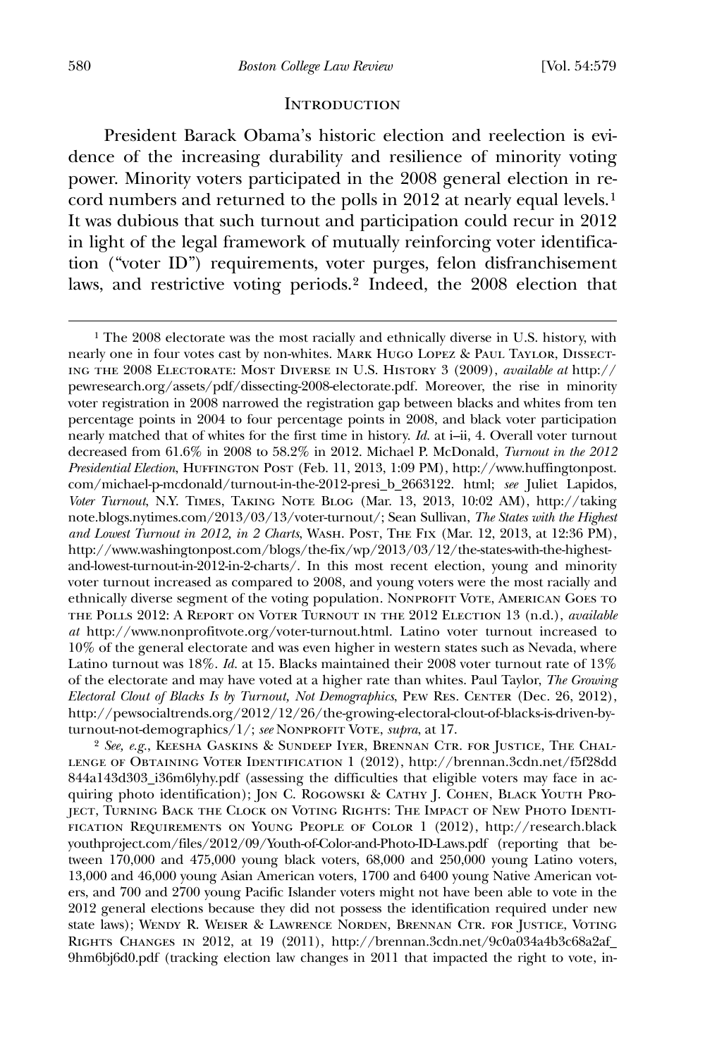## INTRODUCTION

President Barack Obama's historic election and reelection is evidence of the increasing durability and resilience of minority voting power. Minority voters participated in the 2008 general election in record numbers and returned to the polls in 2012 at nearly equal levels.[1] It was dubious that such turnout and participation could recur in 2012 in light of the legal framework of mutually reinforcing voter identification ("voter ID") requirements, voter purges, felon disfranchisement laws, and restrictive voting periods.[2] Indeed, the 2008 election that

---

[1] The 2008 electorate was the most racially and ethnically diverse in U.S. history, with nearly one in four votes cast by non-whites. MARK HUGO LOPEZ & PAUL TAYLOR, DISSECTING THE 2008 ELECTORATE: MOST DIVERSE IN U.S. HISTORY 3 (2009), *available at* http://pewresearch.org/assets/pdf/dissecting-2008-electorate.pdf. Moreover, the rise in minority voter registration in 2008 narrowed the registration gap between blacks and whites from ten percentage points in 2004 to four percentage points in 2008, and black voter participation nearly matched that of whites for the first time in history. *Id.* at i–ii, 4. Overall voter turnout decreased from 61.6% in 2008 to 58.2% in 2012. Michael P. McDonald, *Turnout in the 2012 Presidential Election*, HUFFINGTON POST (Feb. 11, 2013, 1:09 PM), http://www.huffingtonpost.com/michael-p-mcdonald/turnout-in-the-2012-presi_b_2663122. html; *see* Juliet Lapidos, *Voter Turnout*, N.Y. TIMES, TAKING NOTE BLOG (Mar. 13, 2013, 10:02 AM), http://takingnote.blogs.nytimes.com/2013/03/13/voter-turnout/; Sean Sullivan, *The States with the Highest and Lowest Turnout in 2012, in 2 Charts*, WASH. POST, THE FIX (Mar. 12, 2013, at 12:36 PM), http://www.washingtonpost.com/blogs/the-fix/wp/2013/03/12/the-states-with-the-highest-and-lowest-turnout-in-2012-in-2-charts/. In this most recent election, young and minority voter turnout increased as compared to 2008, and young voters were the most racially and ethnically diverse segment of the voting population. NONPROFIT VOTE, AMERICAN GOES TO THE POLLS 2012: A REPORT ON VOTER TURNOUT IN THE 2012 ELECTION 13 (n.d.), *available at* http://www.nonprofitvote.org/voter-turnout.html. Latino voter turnout increased to 10% of the general electorate and was even higher in western states such as Nevada, where Latino turnout was 18%. *Id.* at 15. Blacks maintained their 2008 voter turnout rate of 13% of the electorate and may have voted at a higher rate than whites. Paul Taylor, *The Growing Electoral Clout of Blacks Is by Turnout, Not Demographics*, PEW RES. CENTER (Dec. 26, 2012), http://pewsocialtrends.org/2012/12/26/the-growing-electoral-clout-of-blacks-is-driven-by-turnout-not-demographics/1/; *see* NONPROFIT VOTE, *supra*, at 17.

[2] *See, e.g.*, KEESHA GASKINS & SUNDEEP IYER, BRENNAN CTR. FOR JUSTICE, THE CHALLENGE OF OBTAINING VOTER IDENTIFICATION 1 (2012), http://brennan.3cdn.net/f5f28dd844a143d303_i36m6lyhy.pdf (assessing the difficulties that eligible voters may face in acquiring photo identification); JON C. ROGOWSKI & CATHY J. COHEN, BLACK YOUTH PROJECT, TURNING BACK THE CLOCK ON VOTING RIGHTS: THE IMPACT OF NEW PHOTO IDENTIFICATION REQUIREMENTS ON YOUNG PEOPLE OF COLOR 1 (2012), http://research.blackyouthproject.com/files/2012/09/Youth-of-Color-and-Photo-ID-Laws.pdf (reporting that between 170,000 and 475,000 young black voters, 68,000 and 250,000 young Latino voters, 13,000 and 46,000 young Asian American voters, 1700 and 6400 young Native American voters, and 700 and 2700 young Pacific Islander voters might not have been able to vote in the 2012 general elections because they did not possess the identification required under new state laws); WENDY R. WEISER & LAWRENCE NORDEN, BRENNAN CTR. FOR JUSTICE, VOTING RIGHTS CHANGES IN 2012, at 19 (2011), http://brennan.3cdn.net/9c0a034a4b3c68a2af_9hm6bj6d0.pdf (tracking election law changes in 2011 that impacted the right to vote, in-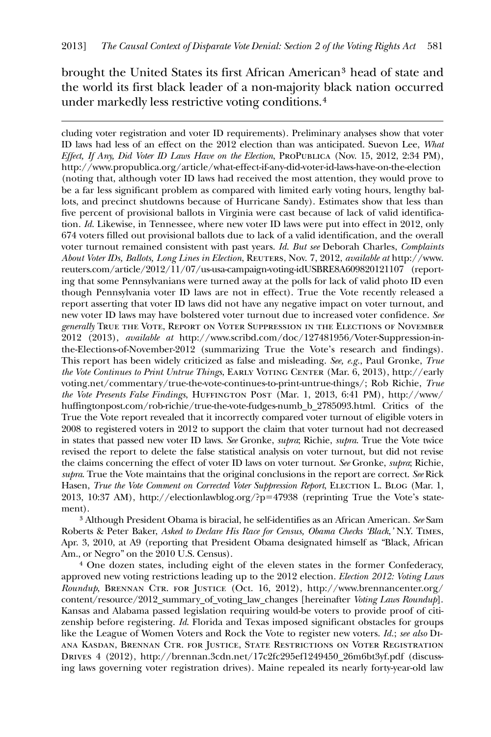brought the United States its first African American[3] head of state and the world its first black leader of a non-majority black nation occurred under markedly less restrictive voting conditions.[4]

---

cluding voter registration and voter ID requirements). Preliminary analyses show that voter ID laws had less of an effect on the 2012 election than was anticipated. Suevon Lee, *What Effect, If Any, Did Voter ID Laws Have on the Election*, ProPublica (Nov. 15, 2012, 2:34 PM), http://www.propublica.org/article/what-effect-if-any-did-voter-id-laws-have-on-the-election (noting that, although voter ID laws had received the most attention, they would prove to be a far less significant problem as compared with limited early voting hours, lengthy ballots, and precinct shutdowns because of Hurricane Sandy). Estimates show that less than five percent of provisional ballots in Virginia were cast because of lack of valid identification. *Id.* Likewise, in Tennessee, where new voter ID laws were put into effect in 2012, only 674 voters filled out provisional ballots due to lack of a valid identification, and the overall voter turnout remained consistent with past years. *Id.* *But see* Deborah Charles, *Complaints About Voter IDs, Ballots, Long Lines in Election*, Reuters, Nov. 7, 2012, *available at* http://www.reuters.com/article/2012/11/07/us-usa-campaign-voting-idUSBRE8A609820121107 (reporting that some Pennsylvanians were turned away at the polls for lack of valid photo ID even though Pennsylvania voter ID laws are not in effect). True the Vote recently released a report asserting that voter ID laws did not have any negative impact on voter turnout, and new voter ID laws may have bolstered voter turnout due to increased voter confidence. *See generally* True the Vote, Report on Voter Suppression in the Elections of November 2012 (2013), *available at* http://www.scribd.com/doc/127481956/Voter-Suppression-in-the-Elections-of-November-2012 (summarizing True the Vote's research and findings). This report has been widely criticized as false and misleading. *See, e.g.*, Paul Gronke, *True the Vote Continues to Print Untrue Things*, Early Voting Center (Mar. 6, 2013), http://earlyvoting.net/commentary/true-the-vote-continues-to-print-untrue-things/; Rob Richie, *True the Vote Presents False Findings*, Huffington Post (Mar. 1, 2013, 6:41 PM), http://www/huffingtonpost.com/rob-richie/true-the-vote-fudges-numb_b_2785093.html. Critics of the True the Vote report revealed that it incorrectly compared voter turnout of eligible voters in 2008 to registered voters in 2012 to support the claim that voter turnout had not decreased in states that passed new voter ID laws. *See* Gronke, *supra*; Richie, *supra*. True the Vote twice revised the report to delete the false statistical analysis on voter turnout, but did not revise the claims concerning the effect of voter ID laws on voter turnout. *See* Gronke, *supra*; Richie, *supra*. True the Vote maintains that the original conclusions in the report are correct. *See* Rick Hasen, *True the Vote Comment on Corrected Voter Suppression Report*, Election L. Blog (Mar. 1, 2013, 10:37 AM), http://electionlawblog.org/?p=47938 (reprinting True the Vote's statement).

[3] Although President Obama is biracial, he self-identifies as an African American. *See* Sam Roberts & Peter Baker, *Asked to Declare His Race for Census, Obama Checks 'Black,'* N.Y. Times, Apr. 3, 2010, at A9 (reporting that President Obama designated himself as "Black, African Am., or Negro" on the 2010 U.S. Census).

[4] One dozen states, including eight of the eleven states in the former Confederacy, approved new voting restrictions leading up to the 2012 election. *Election 2012: Voting Laws Roundup*, Brennan Ctr. for Justice (Oct. 16, 2012), http://www.brennancenter.org/content/resource/2012_summary_of_voting_law_changes [hereinafter *Voting Laws Roundup*]. Kansas and Alabama passed legislation requiring would-be voters to provide proof of citizenship before registering. *Id.* Florida and Texas imposed significant obstacles for groups like the League of Women Voters and Rock the Vote to register new voters. *Id.*; *see also* Diana Kasdan, Brennan Ctr. for Justice, State Restrictions on Voter Registration Drives 4 (2012), http://brennan.3cdn.net/17c2fc295ef1249450_26m6bt3yf.pdf (discussing laws governing voter registration drives). Maine repealed its nearly forty-year-old law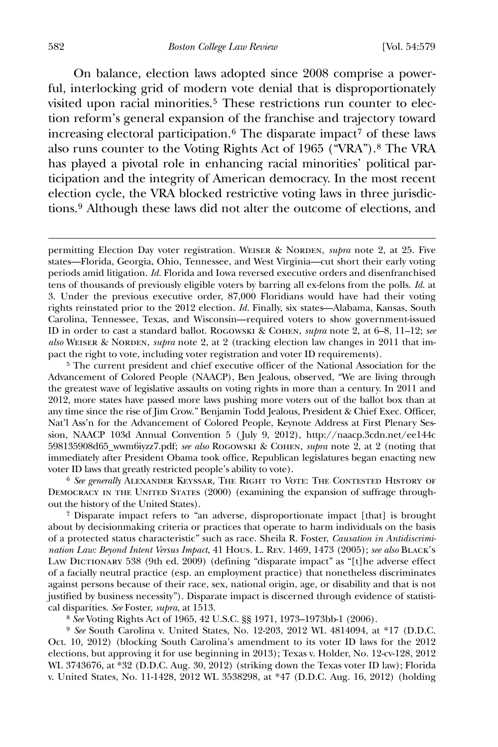On balance, election laws adopted since 2008 comprise a powerful, interlocking grid of modern vote denial that is disproportionately visited upon racial minorities.[5] These restrictions run counter to election reform's general expansion of the franchise and trajectory toward increasing electoral participation.[6] The disparate impact[7] of these laws also runs counter to the Voting Rights Act of 1965 ("VRA").[8] The VRA has played a pivotal role in enhancing racial minorities' political participation and the integrity of American democracy. In the most recent election cycle, the VRA blocked restrictive voting laws in three jurisdictions.[9] Although these laws did not alter the outcome of elections, and

---

permitting Election Day voter registration. Weiser & Norden, *supra* note 2, at 25. Five states—Florida, Georgia, Ohio, Tennessee, and West Virginia—cut short their early voting periods amid litigation. *Id.* Florida and Iowa reversed executive orders and disenfranchised tens of thousands of previously eligible voters by barring all ex-felons from the polls. *Id.* at 3. Under the previous executive order, 87,000 Floridians would have had their voting rights reinstated prior to the 2012 election. *Id.* Finally, six states—Alabama, Kansas, South Carolina, Tennessee, Texas, and Wisconsin—required voters to show government-issued ID in order to cast a standard ballot. Rogowski & Cohen, *supra* note 2, at 6–8, 11–12; *see also* Weiser & Norden, *supra* note 2, at 2 (tracking election law changes in 2011 that impact the right to vote, including voter registration and voter ID requirements).

[5] The current president and chief executive officer of the National Association for the Advancement of Colored People (NAACP), Ben Jealous, observed, "We are living through the greatest wave of legislative assaults on voting rights in more than a century. In 2011 and 2012, more states have passed more laws pushing more voters out of the ballot box than at any time since the rise of Jim Crow." Benjamin Todd Jealous, President & Chief Exec. Officer, Nat'l Ass'n for the Advancement of Colored People, Keynote Address at First Plenary Session, NAACP 103d Annual Convention 5 (July 9, 2012), http://naacp.3cdn.net/ee144c598135908d65_wwm6iyzz7.pdf; *see also* Rogowski & Cohen, *supra* note 2, at 2 (noting that immediately after President Obama took office, Republican legislatures began enacting new voter ID laws that greatly restricted people's ability to vote).

[6] *See generally* Alexander Keyssar, The Right to Vote: The Contested History of Democracy in the United States (2000) (examining the expansion of suffrage throughout the history of the United States).

[7] Disparate impact refers to "an adverse, disproportionate impact [that] is brought about by decisionmaking criteria or practices that operate to harm individuals on the basis of a protected status characteristic" such as race. Sheila R. Foster, *Causation in Antidiscrimination Law: Beyond Intent Versus Impact*, 41 Hous. L. Rev. 1469, 1473 (2005); *see also* Black's Law Dictionary 538 (9th ed. 2009) (defining "disparate impact" as "[t]he adverse effect of a facially neutral practice (esp. an employment practice) that nonetheless discriminates against persons because of their race, sex, national origin, age, or disability and that is not justified by business necessity"). Disparate impact is discerned through evidence of statistical disparities. *See* Foster, *supra*, at 1513.

[8] *See* Voting Rights Act of 1965, 42 U.S.C. §§ 1971, 1973–1973bb-1 (2006).

[9] *See* South Carolina v. United States, No. 12-203, 2012 WL 4814094, at *17 (D.D.C. Oct. 10, 2012) (blocking South Carolina's amendment to its voter ID laws for the 2012 elections, but approving it for use beginning in 2013); Texas v. Holder, No. 12-cv-128, 2012 WL 3743676, at *32 (D.D.C. Aug. 30, 2012) (striking down the Texas voter ID law); Florida v. United States, No. 11-1428, 2012 WL 3538298, at *47 (D.D.C. Aug. 16, 2012) (holding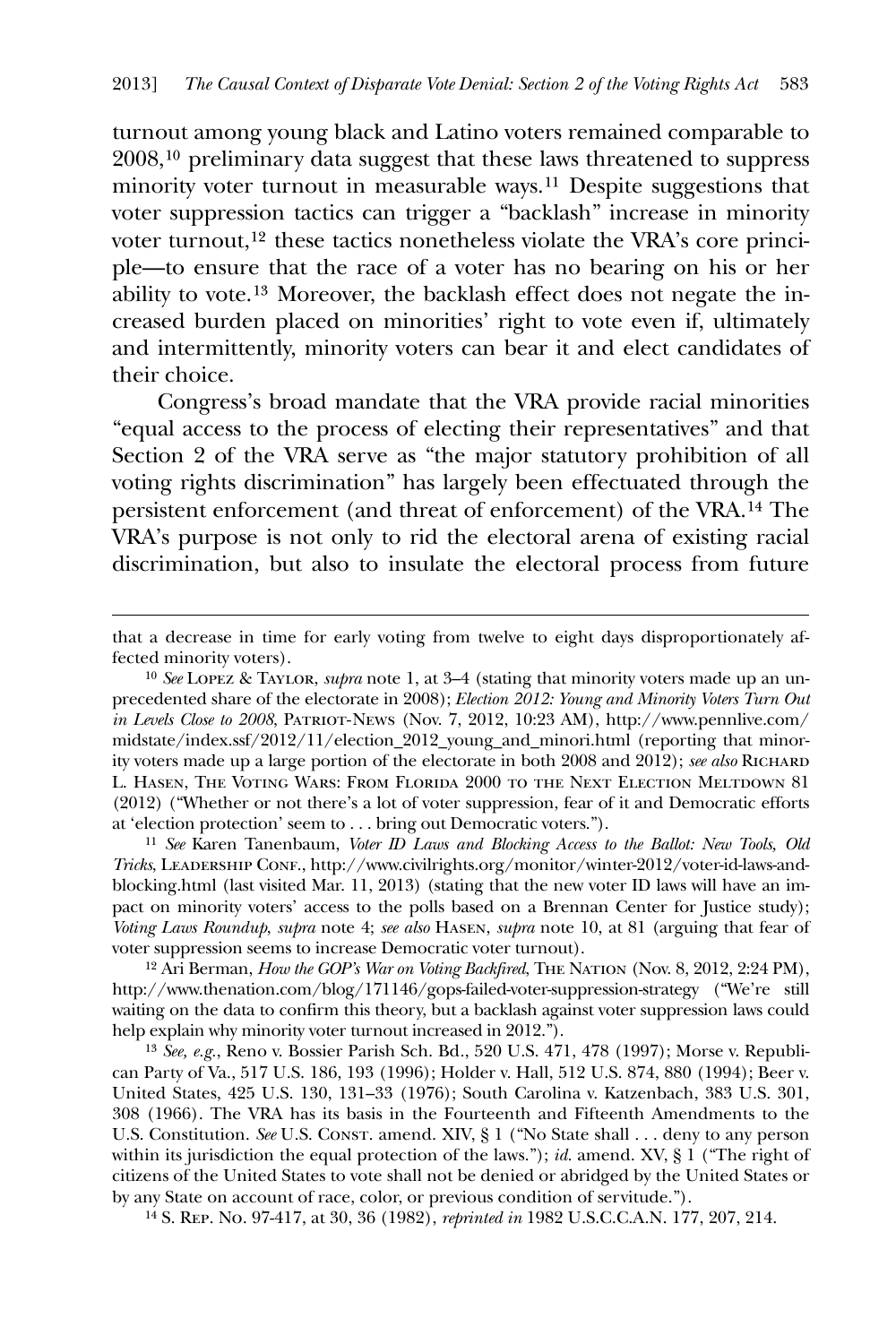turnout among young black and Latino voters remained comparable to 2008,[10] preliminary data suggest that these laws threatened to suppress minority voter turnout in measurable ways.[11] Despite suggestions that voter suppression tactics can trigger a "backlash" increase in minority voter turnout,[12] these tactics nonetheless violate the VRA's core principle—to ensure that the race of a voter has no bearing on his or her ability to vote.[13] Moreover, the backlash effect does not negate the increased burden placed on minorities' right to vote even if, ultimately and intermittently, minority voters can bear it and elect candidates of their choice.

Congress's broad mandate that the VRA provide racial minorities "equal access to the process of electing their representatives" and that Section 2 of the VRA serve as "the major statutory prohibition of all voting rights discrimination" has largely been effectuated through the persistent enforcement (and threat of enforcement) of the VRA.[14] The VRA's purpose is not only to rid the electoral arena of existing racial discrimination, but also to insulate the electoral process from future

---

that a decrease in time for early voting from twelve to eight days disproportionately affected minority voters).

[10] *See* Lopez & Taylor, *supra* note 1, at 3–4 (stating that minority voters made up an unprecedented share of the electorate in 2008); *Election 2012: Young and Minority Voters Turn Out in Levels Close to 2008*, Patriot-News (Nov. 7, 2012, 10:23 AM), http://www.pennlive.com/midstate/index.ssf/2012/11/election_2012_young_and_minori.html (reporting that minority voters made up a large portion of the electorate in both 2008 and 2012); *see also* Richard L. Hasen, The Voting Wars: From Florida 2000 to the Next Election Meltdown 81 (2012) ("Whether or not there's a lot of voter suppression, fear of it and Democratic efforts at 'election protection' seem to . . . bring out Democratic voters.").

[11] *See* Karen Tanenbaum, *Voter ID Laws and Blocking Access to the Ballot: New Tools, Old Tricks*, Leadership Conf., http://www.civilrights.org/monitor/winter-2012/voter-id-laws-and-blocking.html (last visited Mar. 11, 2013) (stating that the new voter ID laws will have an impact on minority voters' access to the polls based on a Brennan Center for Justice study); *Voting Laws Roundup*, *supra* note 4; *see also* Hasen, *supra* note 10, at 81 (arguing that fear of voter suppression seems to increase Democratic voter turnout).

[12] Ari Berman, *How the GOP's War on Voting Backfired*, The Nation (Nov. 8, 2012, 2:24 PM), http://www.thenation.com/blog/171146/gops-failed-voter-suppression-strategy ("We're still waiting on the data to confirm this theory, but a backlash against voter suppression laws could help explain why minority voter turnout increased in 2012.").

[13] *See, e.g.*, Reno v. Bossier Parish Sch. Bd., 520 U.S. 471, 478 (1997); Morse v. Republican Party of Va., 517 U.S. 186, 193 (1996); Holder v. Hall, 512 U.S. 874, 880 (1994); Beer v. United States, 425 U.S. 130, 131–33 (1976); South Carolina v. Katzenbach, 383 U.S. 301, 308 (1966). The VRA has its basis in the Fourteenth and Fifteenth Amendments to the U.S. Constitution. *See* U.S. Const. amend. XIV, § 1 ("No State shall . . . deny to any person within its jurisdiction the equal protection of the laws."); *id.* amend. XV, § 1 ("The right of citizens of the United States to vote shall not be denied or abridged by the United States or by any State on account of race, color, or previous condition of servitude.").

[14] S. Rep. No. 97-417, at 30, 36 (1982), *reprinted in* 1982 U.S.C.C.A.N. 177, 207, 214.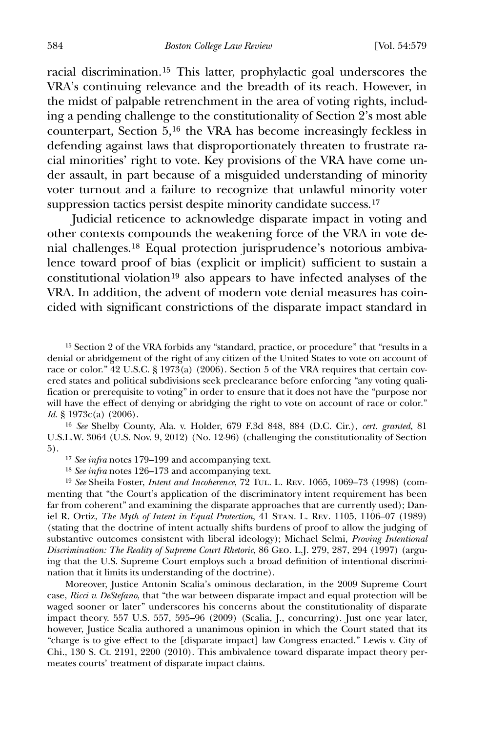racial discrimination.[15] This latter, prophylactic goal underscores the VRA's continuing relevance and the breadth of its reach. However, in the midst of palpable retrenchment in the area of voting rights, including a pending challenge to the constitutionality of Section 2's most able counterpart, Section 5,[16] the VRA has become increasingly feckless in defending against laws that disproportionately threaten to frustrate racial minorities' right to vote. Key provisions of the VRA have come under assault, in part because of a misguided understanding of minority voter turnout and a failure to recognize that unlawful minority voter suppression tactics persist despite minority candidate success.[17]

Judicial reticence to acknowledge disparate impact in voting and other contexts compounds the weakening force of the VRA in vote denial challenges.[18] Equal protection jurisprudence's notorious ambivalence toward proof of bias (explicit or implicit) sufficient to sustain a constitutional violation[19] also appears to have infected analyses of the VRA. In addition, the advent of modern vote denial measures has coincided with significant constrictions of the disparate impact standard in

---

[15] Section 2 of the VRA forbids any "standard, practice, or procedure" that "results in a denial or abridgement of the right of any citizen of the United States to vote on account of race or color." 42 U.S.C. § 1973(a) (2006). Section 5 of the VRA requires that certain covered states and political subdivisions seek preclearance before enforcing "any voting qualification or prerequisite to voting" in order to ensure that it does not have the "purpose nor will have the effect of denying or abridging the right to vote on account of race or color." *Id.* § 1973c(a) (2006).

[16] *See* Shelby County, Ala. v. Holder, 679 F.3d 848, 884 (D.C. Cir.), *cert. granted*, 81 U.S.L.W. 3064 (U.S. Nov. 9, 2012) (No. 12-96) (challenging the constitutionality of Section 5).

[17] *See infra* notes 179–199 and accompanying text.

[18] *See infra* notes 126–173 and accompanying text.

[19] *See* Sheila Foster, *Intent and Incoherence*, 72 Tul. L. Rev. 1065, 1069–73 (1998) (commenting that "the Court's application of the discriminatory intent requirement has been far from coherent" and examining the disparate approaches that are currently used); Daniel R. Ortiz, *The Myth of Intent in Equal Protection*, 41 Stan. L. Rev. 1105, 1106–07 (1989) (stating that the doctrine of intent actually shifts burdens of proof to allow the judging of substantive outcomes consistent with liberal ideology); Michael Selmi, *Proving Intentional Discrimination: The Reality of Supreme Court Rhetoric*, 86 Geo. L.J. 279, 287, 294 (1997) (arguing that the U.S. Supreme Court employs such a broad definition of intentional discrimination that it limits its understanding of the doctrine).

Moreover, Justice Antonin Scalia's ominous declaration, in the 2009 Supreme Court case, *Ricci v. DeStefano*, that "the war between disparate impact and equal protection will be waged sooner or later" underscores his concerns about the constitutionality of disparate impact theory. 557 U.S. 557, 595–96 (2009) (Scalia, J., concurring). Just one year later, however, Justice Scalia authored a unanimous opinion in which the Court stated that its "charge is to give effect to the [disparate impact] law Congress enacted." Lewis v. City of Chi., 130 S. Ct. 2191, 2200 (2010). This ambivalence toward disparate impact theory permeates courts' treatment of disparate impact claims.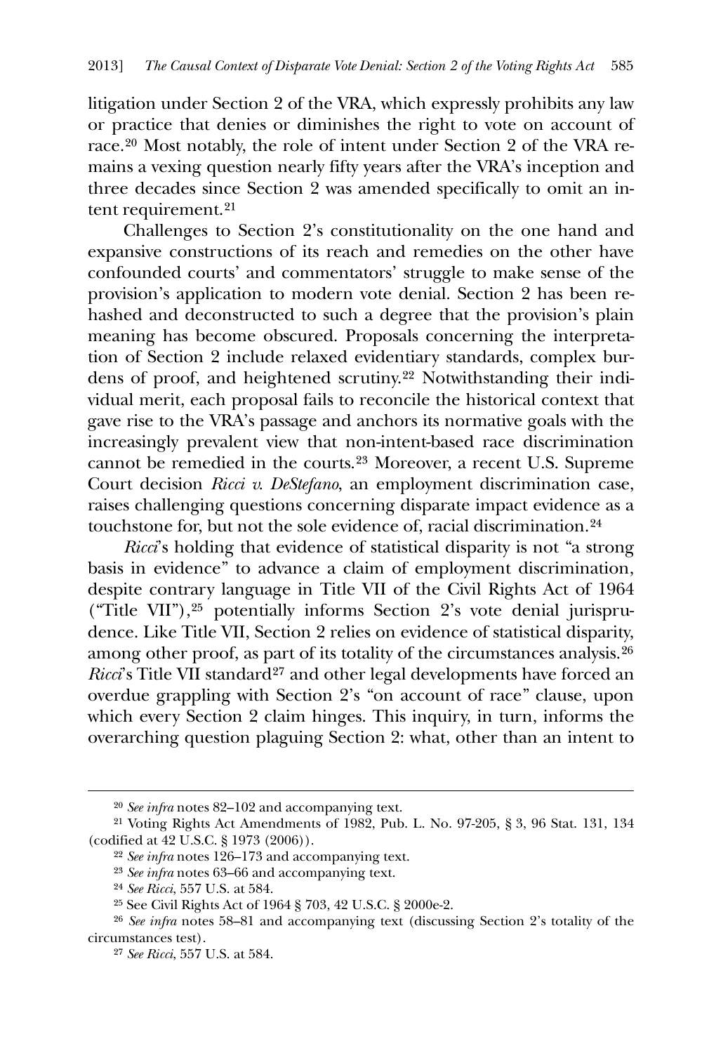litigation under Section 2 of the VRA, which expressly prohibits any law or practice that denies or diminishes the right to vote on account of race.[20] Most notably, the role of intent under Section 2 of the VRA remains a vexing question nearly fifty years after the VRA's inception and three decades since Section 2 was amended specifically to omit an intent requirement.[21]

Challenges to Section 2's constitutionality on the one hand and expansive constructions of its reach and remedies on the other have confounded courts' and commentators' struggle to make sense of the provision's application to modern vote denial. Section 2 has been rehashed and deconstructed to such a degree that the provision's plain meaning has become obscured. Proposals concerning the interpretation of Section 2 include relaxed evidentiary standards, complex burdens of proof, and heightened scrutiny.[22] Notwithstanding their individual merit, each proposal fails to reconcile the historical context that gave rise to the VRA's passage and anchors its normative goals with the increasingly prevalent view that non-intent-based race discrimination cannot be remedied in the courts.[23] Moreover, a recent U.S. Supreme Court decision *Ricci v. DeStefano*, an employment discrimination case, raises challenging questions concerning disparate impact evidence as a touchstone for, but not the sole evidence of, racial discrimination.[24]

*Ricci*'s holding that evidence of statistical disparity is not "a strong basis in evidence" to advance a claim of employment discrimination, despite contrary language in Title VII of the Civil Rights Act of 1964 ("Title VII"),[25] potentially informs Section 2's vote denial jurisprudence. Like Title VII, Section 2 relies on evidence of statistical disparity, among other proof, as part of its totality of the circumstances analysis.[26] *Ricci*'s Title VII standard[27] and other legal developments have forced an overdue grappling with Section 2's "on account of race" clause, upon which every Section 2 claim hinges. This inquiry, in turn, informs the overarching question plaguing Section 2: what, other than an intent to

---

[20] *See infra* notes 82–102 and accompanying text.

[21] Voting Rights Act Amendments of 1982, Pub. L. No. 97-205, § 3, 96 Stat. 131, 134 (codified at 42 U.S.C. § 1973 (2006)).

[22] *See infra* notes 126–173 and accompanying text.

[23] *See infra* notes 63–66 and accompanying text.

[24] *See Ricci*, 557 U.S. at 584.

[25] See Civil Rights Act of 1964 § 703, 42 U.S.C. § 2000e-2.

[26] *See infra* notes 58–81 and accompanying text (discussing Section 2's totality of the circumstances test).

[27] *See Ricci*, 557 U.S. at 584.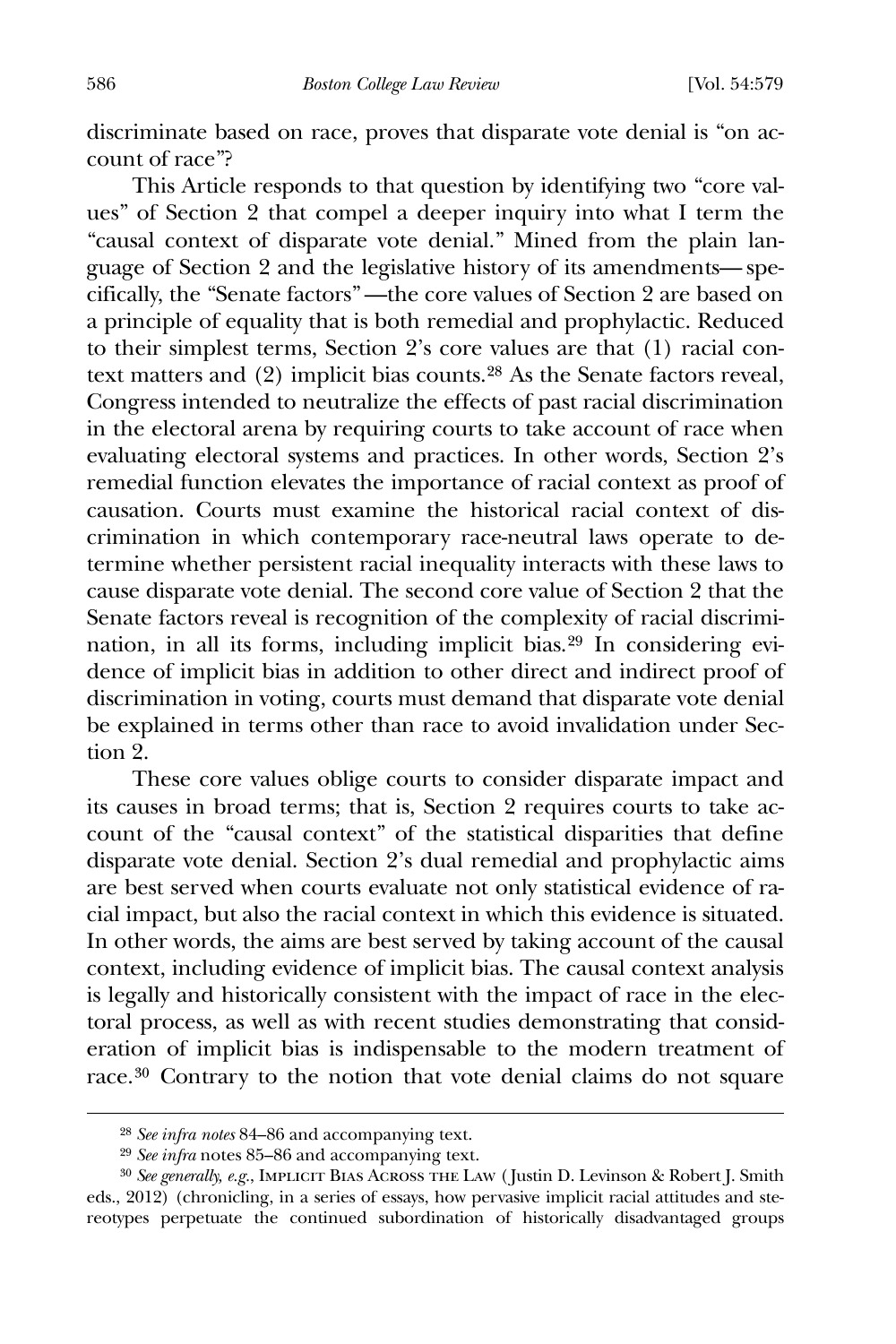discriminate based on race, proves that disparate vote denial is "on account of race"?

This Article responds to that question by identifying two "core values" of Section 2 that compel a deeper inquiry into what I term the "causal context of disparate vote denial." Mined from the plain language of Section 2 and the legislative history of its amendments—specifically, the "Senate factors"—the core values of Section 2 are based on a principle of equality that is both remedial and prophylactic. Reduced to their simplest terms, Section 2's core values are that (1) racial context matters and (2) implicit bias counts.[28] As the Senate factors reveal, Congress intended to neutralize the effects of past racial discrimination in the electoral arena by requiring courts to take account of race when evaluating electoral systems and practices. In other words, Section 2's remedial function elevates the importance of racial context as proof of causation. Courts must examine the historical racial context of discrimination in which contemporary race-neutral laws operate to determine whether persistent racial inequality interacts with these laws to cause disparate vote denial. The second core value of Section 2 that the Senate factors reveal is recognition of the complexity of racial discrimination, in all its forms, including implicit bias.[29] In considering evidence of implicit bias in addition to other direct and indirect proof of discrimination in voting, courts must demand that disparate vote denial be explained in terms other than race to avoid invalidation under Section 2.

These core values oblige courts to consider disparate impact and its causes in broad terms; that is, Section 2 requires courts to take account of the "causal context" of the statistical disparities that define disparate vote denial. Section 2's dual remedial and prophylactic aims are best served when courts evaluate not only statistical evidence of racial impact, but also the racial context in which this evidence is situated. In other words, the aims are best served by taking account of the causal context, including evidence of implicit bias. The causal context analysis is legally and historically consistent with the impact of race in the electoral process, as well as with recent studies demonstrating that consideration of implicit bias is indispensable to the modern treatment of race.[30] Contrary to the notion that vote denial claims do not square

---

[28] *See infra notes* 84–86 and accompanying text.

[29] *See infra* notes 85–86 and accompanying text.

[30] *See generally, e.g.*, IMPLICIT BIAS ACROSS THE LAW (Justin D. Levinson & Robert J. Smith eds., 2012) (chronicling, in a series of essays, how pervasive implicit racial attitudes and stereotypes perpetuate the continued subordination of historically disadvantaged groups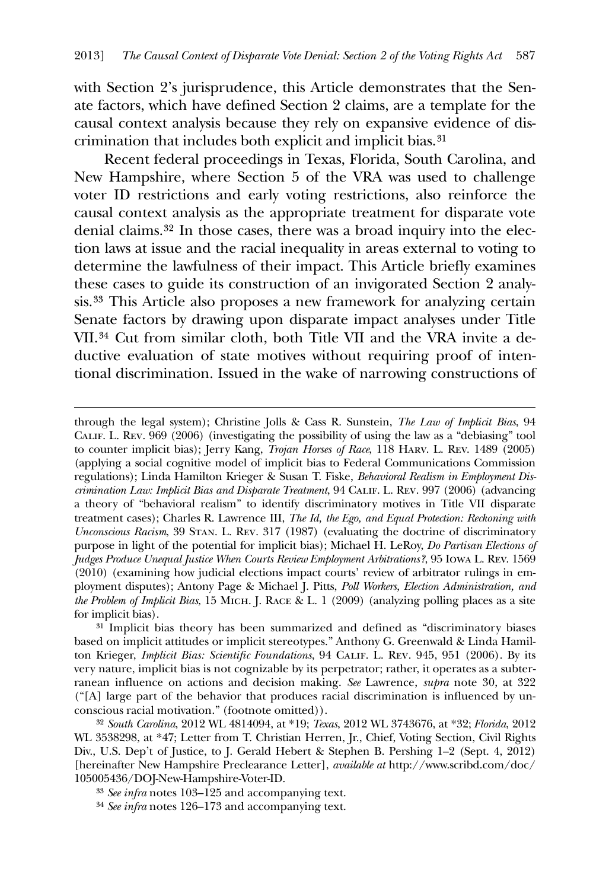with Section 2's jurisprudence, this Article demonstrates that the Senate factors, which have defined Section 2 claims, are a template for the causal context analysis because they rely on expansive evidence of discrimination that includes both explicit and implicit bias.[31]

Recent federal proceedings in Texas, Florida, South Carolina, and New Hampshire, where Section 5 of the VRA was used to challenge voter ID restrictions and early voting restrictions, also reinforce the causal context analysis as the appropriate treatment for disparate vote denial claims.[32] In those cases, there was a broad inquiry into the election laws at issue and the racial inequality in areas external to voting to determine the lawfulness of their impact. This Article briefly examines these cases to guide its construction of an invigorated Section 2 analysis.[33] This Article also proposes a new framework for analyzing certain Senate factors by drawing upon disparate impact analyses under Title VII.[34] Cut from similar cloth, both Title VII and the VRA invite a deductive evaluation of state motives without requiring proof of intentional discrimination. Issued in the wake of narrowing constructions of

---

through the legal system); Christine Jolls & Cass R. Sunstein, *The Law of Implicit Bias*, 94 Calif. L. Rev. 969 (2006) (investigating the possibility of using the law as a "debiasing" tool to counter implicit bias); Jerry Kang, *Trojan Horses of Race*, 118 Harv. L. Rev. 1489 (2005) (applying a social cognitive model of implicit bias to Federal Communications Commission regulations); Linda Hamilton Krieger & Susan T. Fiske, *Behavioral Realism in Employment Discrimination Law: Implicit Bias and Disparate Treatment*, 94 Calif. L. Rev. 997 (2006) (advancing a theory of "behavioral realism" to identify discriminatory motives in Title VII disparate treatment cases); Charles R. Lawrence III, *The Id, the Ego, and Equal Protection: Reckoning with Unconscious Racism*, 39 Stan. L. Rev. 317 (1987) (evaluating the doctrine of discriminatory purpose in light of the potential for implicit bias); Michael H. LeRoy, *Do Partisan Elections of Judges Produce Unequal Justice When Courts Review Employment Arbitrations?*, 95 Iowa L. Rev. 1569 (2010) (examining how judicial elections impact courts' review of arbitrator rulings in employment disputes); Antony Page & Michael J. Pitts, *Poll Workers, Election Administration, and the Problem of Implicit Bias*, 15 Mich. J. Race & L. 1 (2009) (analyzing polling places as a site for implicit bias).

[31] Implicit bias theory has been summarized and defined as "discriminatory biases based on implicit attitudes or implicit stereotypes." Anthony G. Greenwald & Linda Hamilton Krieger, *Implicit Bias: Scientific Foundations*, 94 Calif. L. Rev. 945, 951 (2006). By its very nature, implicit bias is not cognizable by its perpetrator; rather, it operates as a subterranean influence on actions and decision making. *See* Lawrence, *supra* note 30, at 322 ("[A] large part of the behavior that produces racial discrimination is influenced by unconscious racial motivation." (footnote omitted)).

[32] *South Carolina*, 2012 WL 4814094, at *19; *Texas*, 2012 WL 3743676, at *32; *Florida*, 2012 WL 3538298, at *47; Letter from T. Christian Herren, Jr., Chief, Voting Section, Civil Rights Div., U.S. Dep't of Justice, to J. Gerald Hebert & Stephen B. Pershing 1–2 (Sept. 4, 2012) [hereinafter New Hampshire Preclearance Letter], *available at* http://www.scribd.com/doc/105005436/DOJ-New-Hampshire-Voter-ID.

[33] *See infra* notes 103–125 and accompanying text.

[34] *See infra* notes 126–173 and accompanying text.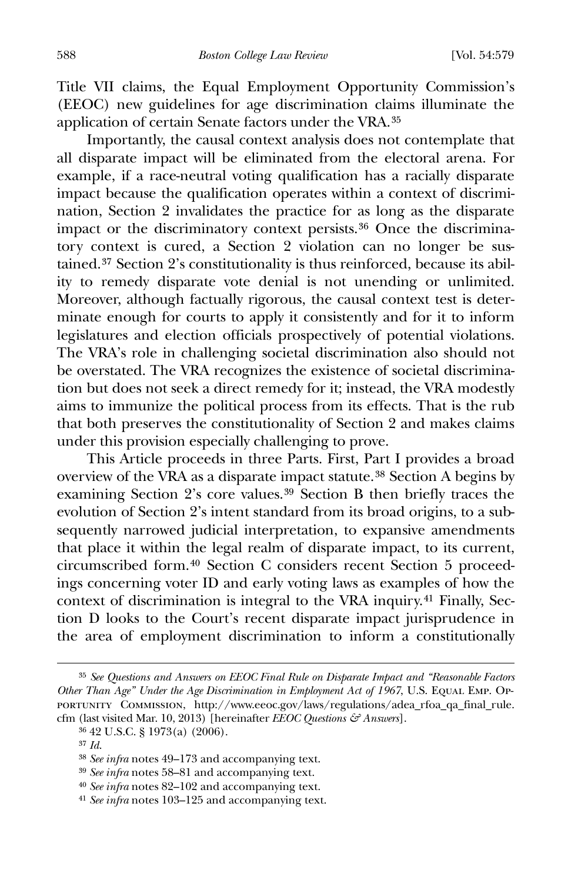Title VII claims, the Equal Employment Opportunity Commission's (EEOC) new guidelines for age discrimination claims illuminate the application of certain Senate factors under the VRA.[35]

Importantly, the causal context analysis does not contemplate that all disparate impact will be eliminated from the electoral arena. For example, if a race-neutral voting qualification has a racially disparate impact because the qualification operates within a context of discrimination, Section 2 invalidates the practice for as long as the disparate impact or the discriminatory context persists.[36] Once the discriminatory context is cured, a Section 2 violation can no longer be sustained.[37] Section 2's constitutionality is thus reinforced, because its ability to remedy disparate vote denial is not unending or unlimited. Moreover, although factually rigorous, the causal context test is determinate enough for courts to apply it consistently and for it to inform legislatures and election officials prospectively of potential violations. The VRA's role in challenging societal discrimination also should not be overstated. The VRA recognizes the existence of societal discrimination but does not seek a direct remedy for it; instead, the VRA modestly aims to immunize the political process from its effects. That is the rub that both preserves the constitutionality of Section 2 and makes claims under this provision especially challenging to prove.

This Article proceeds in three Parts. First, Part I provides a broad overview of the VRA as a disparate impact statute.[38] Section A begins by examining Section 2's core values.[39] Section B then briefly traces the evolution of Section 2's intent standard from its broad origins, to a subsequently narrowed judicial interpretation, to expansive amendments that place it within the legal realm of disparate impact, to its current, circumscribed form.[40] Section C considers recent Section 5 proceedings concerning voter ID and early voting laws as examples of how the context of discrimination is integral to the VRA inquiry.[41] Finally, Section D looks to the Court's recent disparate impact jurisprudence in the area of employment discrimination to inform a constitutionally

---

[35] *See Questions and Answers on EEOC Final Rule on Disparate Impact and "Reasonable Factors Other Than Age" Under the Age Discrimination in Employment Act of 1967*, U.S. Equal Emp. Opportunity Commission, http://www.eeoc.gov/laws/regulations/adea_rfoa_qa_final_rule.cfm (last visited Mar. 10, 2013) [hereinafter *EEOC Questions & Answers*].

[36] 42 U.S.C. § 1973(a) (2006).

[37] *Id.*

[38] *See infra* notes 49–173 and accompanying text.

[39] *See infra* notes 58–81 and accompanying text.

[40] *See infra* notes 82–102 and accompanying text.

[41] *See infra* notes 103–125 and accompanying text.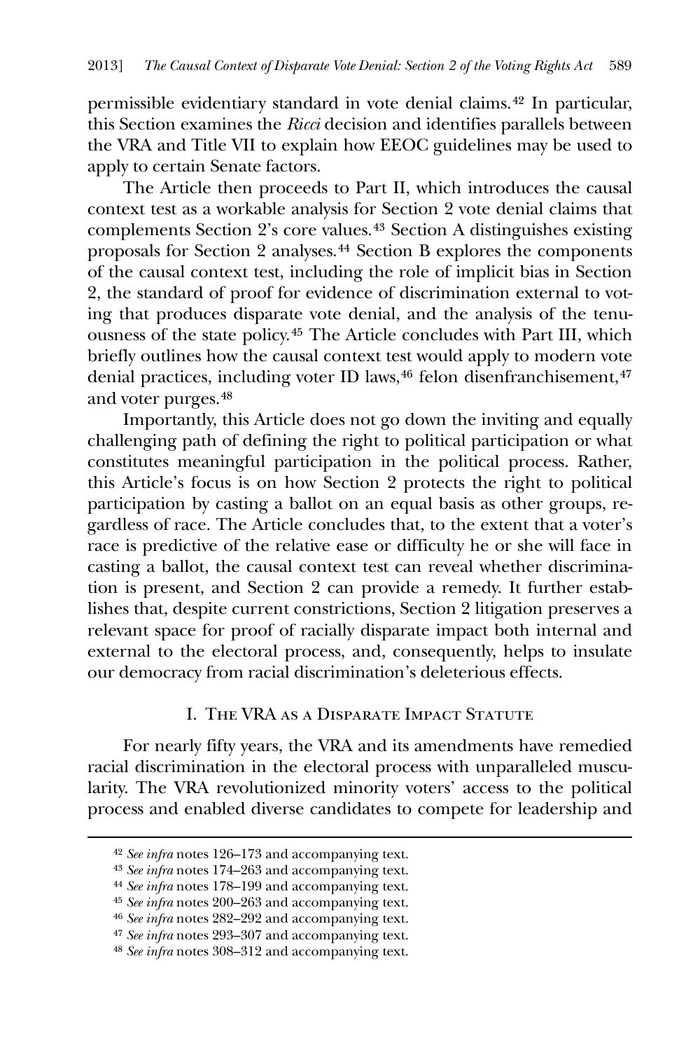permissible evidentiary standard in vote denial claims.[42] In particular, this Section examines the *Ricci* decision and identifies parallels between the VRA and Title VII to explain how EEOC guidelines may be used to apply to certain Senate factors.

The Article then proceeds to Part II, which introduces the causal context test as a workable analysis for Section 2 vote denial claims that complements Section 2's core values.[43] Section A distinguishes existing proposals for Section 2 analyses.[44] Section B explores the components of the causal context test, including the role of implicit bias in Section 2, the standard of proof for evidence of discrimination external to voting that produces disparate vote denial, and the analysis of the tenuousness of the state policy.[45] The Article concludes with Part III, which briefly outlines how the causal context test would apply to modern vote denial practices, including voter ID laws,[46] felon disenfranchisement,[47] and voter purges.[48]

Importantly, this Article does not go down the inviting and equally challenging path of defining the right to political participation or what constitutes meaningful participation in the political process. Rather, this Article's focus is on how Section 2 protects the right to political participation by casting a ballot on an equal basis as other groups, regardless of race. The Article concludes that, to the extent that a voter's race is predictive of the relative ease or difficulty he or she will face in casting a ballot, the causal context test can reveal whether discrimination is present, and Section 2 can provide a remedy. It further establishes that, despite current constrictions, Section 2 litigation preserves a relevant space for proof of racially disparate impact both internal and external to the electoral process, and, consequently, helps to insulate our democracy from racial discrimination's deleterious effects.

## I. The VRA as a Disparate Impact Statute

For nearly fifty years, the VRA and its amendments have remedied racial discrimination in the electoral process with unparalleled muscularity. The VRA revolutionized minority voters' access to the political process and enabled diverse candidates to compete for leadership and

---

[42] *See infra* notes 126–173 and accompanying text.

[43] *See infra* notes 174–263 and accompanying text.

[44] *See infra* notes 178–199 and accompanying text.

[45] *See infra* notes 200–263 and accompanying text.

[46] *See infra* notes 282–292 and accompanying text.

[47] *See infra* notes 293–307 and accompanying text.

[48] *See infra* notes 308–312 and accompanying text.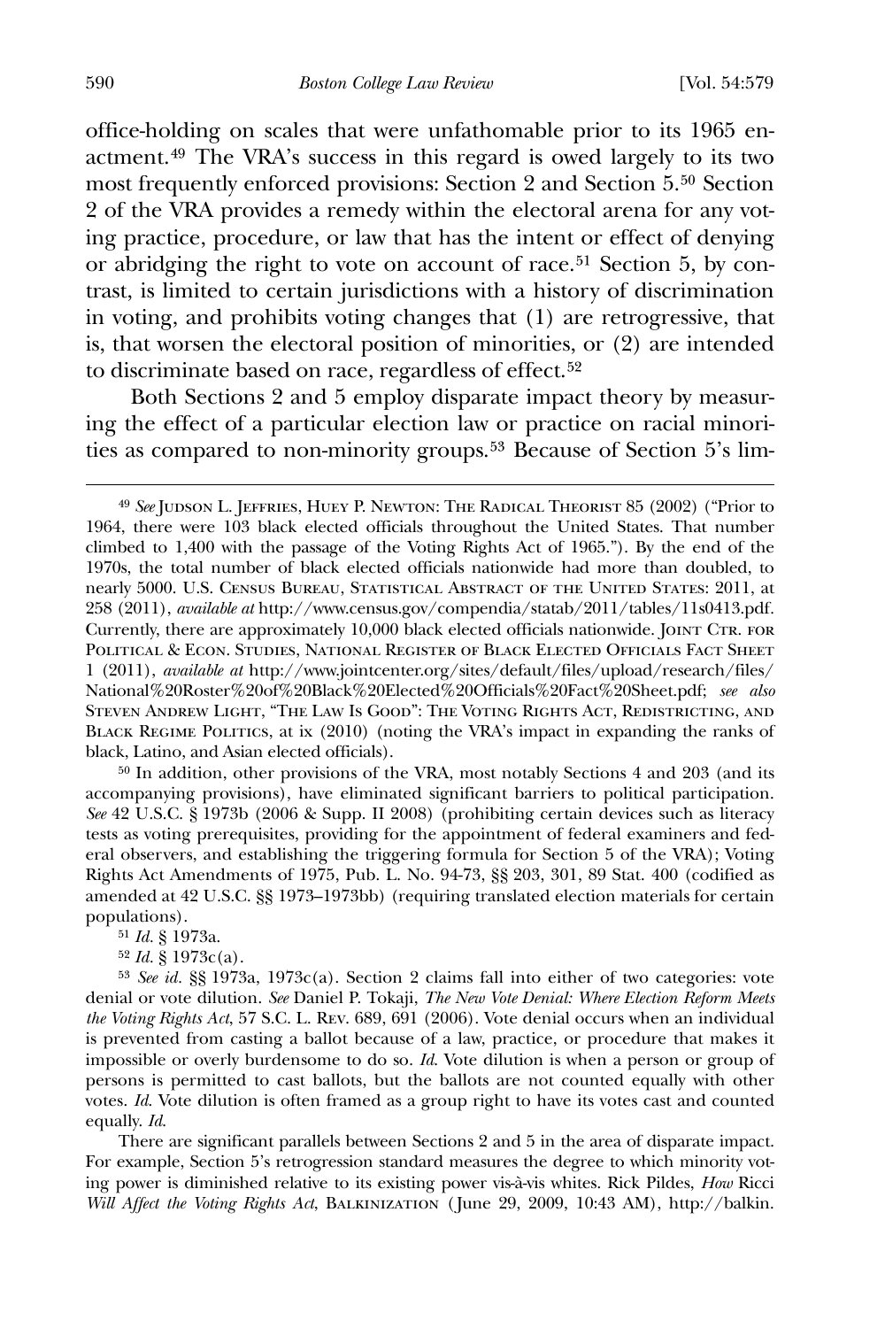office-holding on scales that were unfathomable prior to its 1965 enactment.[49] The VRA's success in this regard is owed largely to its two most frequently enforced provisions: Section 2 and Section 5.[50] Section 2 of the VRA provides a remedy within the electoral arena for any voting practice, procedure, or law that has the intent or effect of denying or abridging the right to vote on account of race.[51] Section 5, by contrast, is limited to certain jurisdictions with a history of discrimination in voting, and prohibits voting changes that (1) are retrogressive, that is, that worsen the electoral position of minorities, or (2) are intended to discriminate based on race, regardless of effect.[52]

Both Sections 2 and 5 employ disparate impact theory by measuring the effect of a particular election law or practice on racial minorities as compared to non-minority groups.[53] Because of Section 5's lim-

---

[49] *See* Judson L. Jeffries, Huey P. Newton: The Radical Theorist 85 (2002) ("Prior to 1964, there were 103 black elected officials throughout the United States. That number climbed to 1,400 with the passage of the Voting Rights Act of 1965."). By the end of the 1970s, the total number of black elected officials nationwide had more than doubled, to nearly 5000. U.S. Census Bureau, Statistical Abstract of the United States: 2011, at 258 (2011), *available at* http://www.census.gov/compendia/statab/2011/tables/11s0413.pdf. Currently, there are approximately 10,000 black elected officials nationwide. Joint Ctr. for Political & Econ. Studies, National Register of Black Elected Officials Fact Sheet 1 (2011), *available at* http://www.jointcenter.org/sites/default/files/upload/research/files/National%20Roster%20of%20Black%20Elected%20Officials%20Fact%20Sheet.pdf; *see also* Steven Andrew Light, "The Law Is Good": The Voting Rights Act, Redistricting, and Black Regime Politics, at ix (2010) (noting the VRA's impact in expanding the ranks of black, Latino, and Asian elected officials).

[50] In addition, other provisions of the VRA, most notably Sections 4 and 203 (and its accompanying provisions), have eliminated significant barriers to political participation. *See* 42 U.S.C. § 1973b (2006 & Supp. II 2008) (prohibiting certain devices such as literacy tests as voting prerequisites, providing for the appointment of federal examiners and federal observers, and establishing the triggering formula for Section 5 of the VRA); Voting Rights Act Amendments of 1975, Pub. L. No. 94-73, §§ 203, 301, 89 Stat. 400 (codified as amended at 42 U.S.C. §§ 1973–1973bb) (requiring translated election materials for certain populations).

[51] *Id.* § 1973a.

[52] *Id.* § 1973c(a).

[53] *See id.* §§ 1973a, 1973c(a). Section 2 claims fall into either of two categories: vote denial or vote dilution. *See* Daniel P. Tokaji, *The New Vote Denial: Where Election Reform Meets the Voting Rights Act*, 57 S.C. L. Rev. 689, 691 (2006). Vote denial occurs when an individual is prevented from casting a ballot because of a law, practice, or procedure that makes it impossible or overly burdensome to do so. *Id.* Vote dilution is when a person or group of persons is permitted to cast ballots, but the ballots are not counted equally with other votes. *Id.* Vote dilution is often framed as a group right to have its votes cast and counted equally. *Id.*

There are significant parallels between Sections 2 and 5 in the area of disparate impact. For example, Section 5's retrogression standard measures the degree to which minority voting power is diminished relative to its existing power vis-à-vis whites. Rick Pildes, *How* Ricci *Will Affect the Voting Rights Act*, Balkinization (June 29, 2009, 10:43 AM), http://balkin.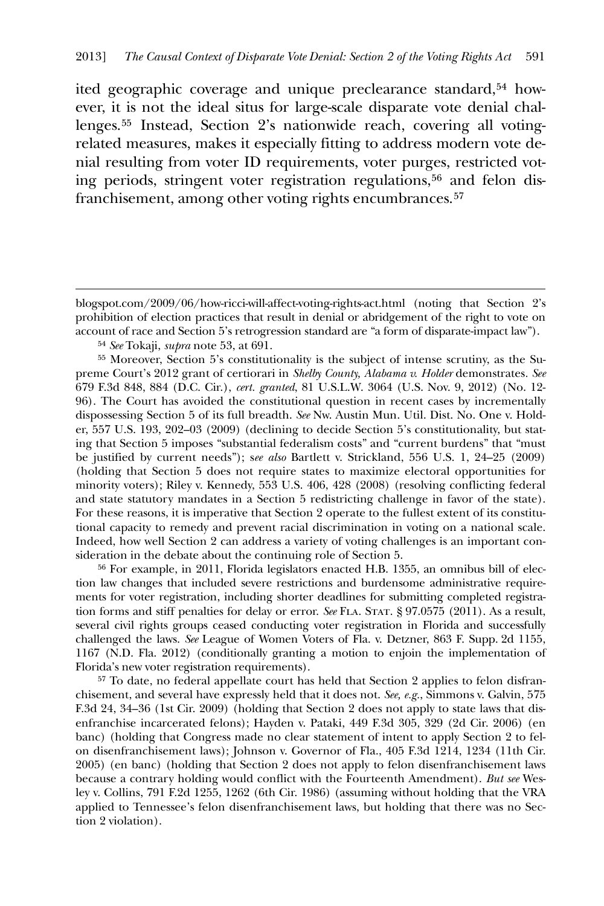ited geographic coverage and unique preclearance standard,[54] however, it is not the ideal situs for large-scale disparate vote denial challenges.[55] Instead, Section 2's nationwide reach, covering all voting-related measures, makes it especially fitting to address modern vote denial resulting from voter ID requirements, voter purges, restricted voting periods, stringent voter registration regulations,[56] and felon disfranchisement, among other voting rights encumbrances.[57]

---

blogspot.com/2009/06/how-ricci-will-affect-voting-rights-act.html (noting that Section 2's prohibition of election practices that result in denial or abridgement of the right to vote on account of race and Section 5's retrogression standard are "a form of disparate-impact law").

[54] *See* Tokaji, *supra* note 53, at 691.

[55] Moreover, Section 5's constitutionality is the subject of intense scrutiny, as the Supreme Court's 2012 grant of certiorari in *Shelby County, Alabama v. Holder* demonstrates. *See* 679 F.3d 848, 884 (D.C. Cir.), *cert. granted*, 81 U.S.L.W. 3064 (U.S. Nov. 9, 2012) (No. 12-96). The Court has avoided the constitutional question in recent cases by incrementally dispossessing Section 5 of its full breadth. *See* Nw. Austin Mun. Util. Dist. No. One v. Holder, 557 U.S. 193, 202–03 (2009) (declining to decide Section 5's constitutionality, but stating that Section 5 imposes "substantial federalism costs" and "current burdens" that "must be justified by current needs"); s*ee also* Bartlett v. Strickland, 556 U.S. 1, 24–25 (2009) (holding that Section 5 does not require states to maximize electoral opportunities for minority voters); Riley v. Kennedy, 553 U.S. 406, 428 (2008) (resolving conflicting federal and state statutory mandates in a Section 5 redistricting challenge in favor of the state). For these reasons, it is imperative that Section 2 operate to the fullest extent of its constitutional capacity to remedy and prevent racial discrimination in voting on a national scale. Indeed, how well Section 2 can address a variety of voting challenges is an important consideration in the debate about the continuing role of Section 5.

[56] For example, in 2011, Florida legislators enacted H.B. 1355, an omnibus bill of election law changes that included severe restrictions and burdensome administrative requirements for voter registration, including shorter deadlines for submitting completed registration forms and stiff penalties for delay or error. *See* FLA. STAT. § 97.0575 (2011). As a result, several civil rights groups ceased conducting voter registration in Florida and successfully challenged the laws. *See* League of Women Voters of Fla. v. Detzner, 863 F. Supp. 2d 1155, 1167 (N.D. Fla. 2012) (conditionally granting a motion to enjoin the implementation of Florida's new voter registration requirements).

[57] To date, no federal appellate court has held that Section 2 applies to felon disfranchisement, and several have expressly held that it does not. *See, e.g.*, Simmons v. Galvin, 575 F.3d 24, 34–36 (1st Cir. 2009) (holding that Section 2 does not apply to state laws that disenfranchise incarcerated felons); Hayden v. Pataki, 449 F.3d 305, 329 (2d Cir. 2006) (en banc) (holding that Congress made no clear statement of intent to apply Section 2 to felon disenfranchisement laws); Johnson v. Governor of Fla., 405 F.3d 1214, 1234 (11th Cir. 2005) (en banc) (holding that Section 2 does not apply to felon disenfranchisement laws because a contrary holding would conflict with the Fourteenth Amendment). *But see* Wesley v. Collins, 791 F.2d 1255, 1262 (6th Cir. 1986) (assuming without holding that the VRA applied to Tennessee's felon disenfranchisement laws, but holding that there was no Section 2 violation).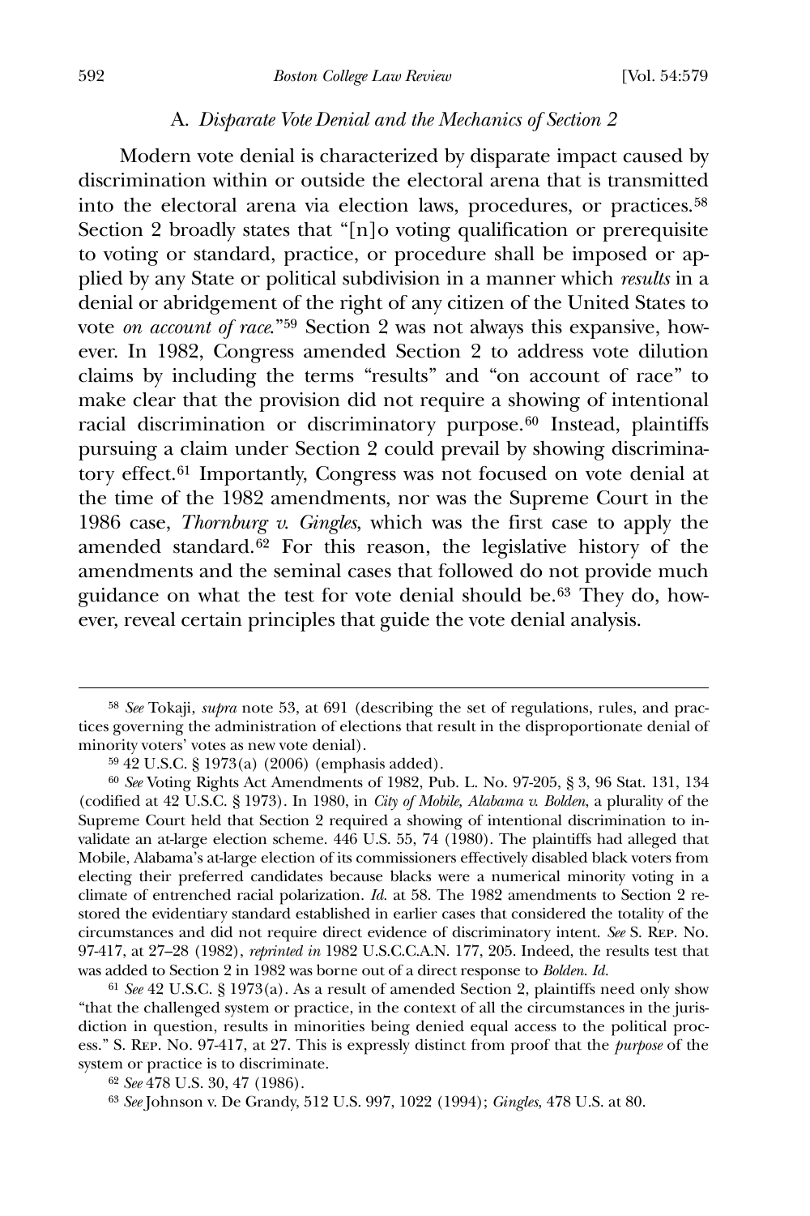### A. *Disparate Vote Denial and the Mechanics of Section 2*

Modern vote denial is characterized by disparate impact caused by discrimination within or outside the electoral arena that is transmitted into the electoral arena via election laws, procedures, or practices.[58] Section 2 broadly states that "[n]o voting qualification or prerequisite to voting or standard, practice, or procedure shall be imposed or applied by any State or political subdivision in a manner which *results* in a denial or abridgement of the right of any citizen of the United States to vote *on account of race*."[59] Section 2 was not always this expansive, however. In 1982, Congress amended Section 2 to address vote dilution claims by including the terms "results" and "on account of race" to make clear that the provision did not require a showing of intentional racial discrimination or discriminatory purpose.[60] Instead, plaintiffs pursuing a claim under Section 2 could prevail by showing discriminatory effect.[61] Importantly, Congress was not focused on vote denial at the time of the 1982 amendments, nor was the Supreme Court in the 1986 case, *Thornburg v. Gingles*, which was the first case to apply the amended standard.[62] For this reason, the legislative history of the amendments and the seminal cases that followed do not provide much guidance on what the test for vote denial should be.[63] They do, however, reveal certain principles that guide the vote denial analysis.

---

[58] *See* Tokaji, *supra* note 53, at 691 (describing the set of regulations, rules, and practices governing the administration of elections that result in the disproportionate denial of minority voters' votes as new vote denial).

[59] 42 U.S.C. § 1973(a) (2006) (emphasis added).

[60] *See* Voting Rights Act Amendments of 1982, Pub. L. No. 97-205, § 3, 96 Stat. 131, 134 (codified at 42 U.S.C. § 1973). In 1980, in *City of Mobile, Alabama v. Bolden*, a plurality of the Supreme Court held that Section 2 required a showing of intentional discrimination to invalidate an at-large election scheme. 446 U.S. 55, 74 (1980). The plaintiffs had alleged that Mobile, Alabama's at-large election of its commissioners effectively disabled black voters from electing their preferred candidates because blacks were a numerical minority voting in a climate of entrenched racial polarization. *Id.* at 58. The 1982 amendments to Section 2 restored the evidentiary standard established in earlier cases that considered the totality of the circumstances and did not require direct evidence of discriminatory intent. *See* S. Rep. No. 97-417, at 27–28 (1982), *reprinted in* 1982 U.S.C.C.A.N. 177, 205. Indeed, the results test that was added to Section 2 in 1982 was borne out of a direct response to *Bolden*. *Id.*

[61] *See* 42 U.S.C. § 1973(a). As a result of amended Section 2, plaintiffs need only show "that the challenged system or practice, in the context of all the circumstances in the jurisdiction in question, results in minorities being denied equal access to the political process." S. Rep. No. 97-417, at 27. This is expressly distinct from proof that the *purpose* of the system or practice is to discriminate.

[62] *See* 478 U.S. 30, 47 (1986).

[63] *See* Johnson v. De Grandy, 512 U.S. 997, 1022 (1994); *Gingles*, 478 U.S. at 80.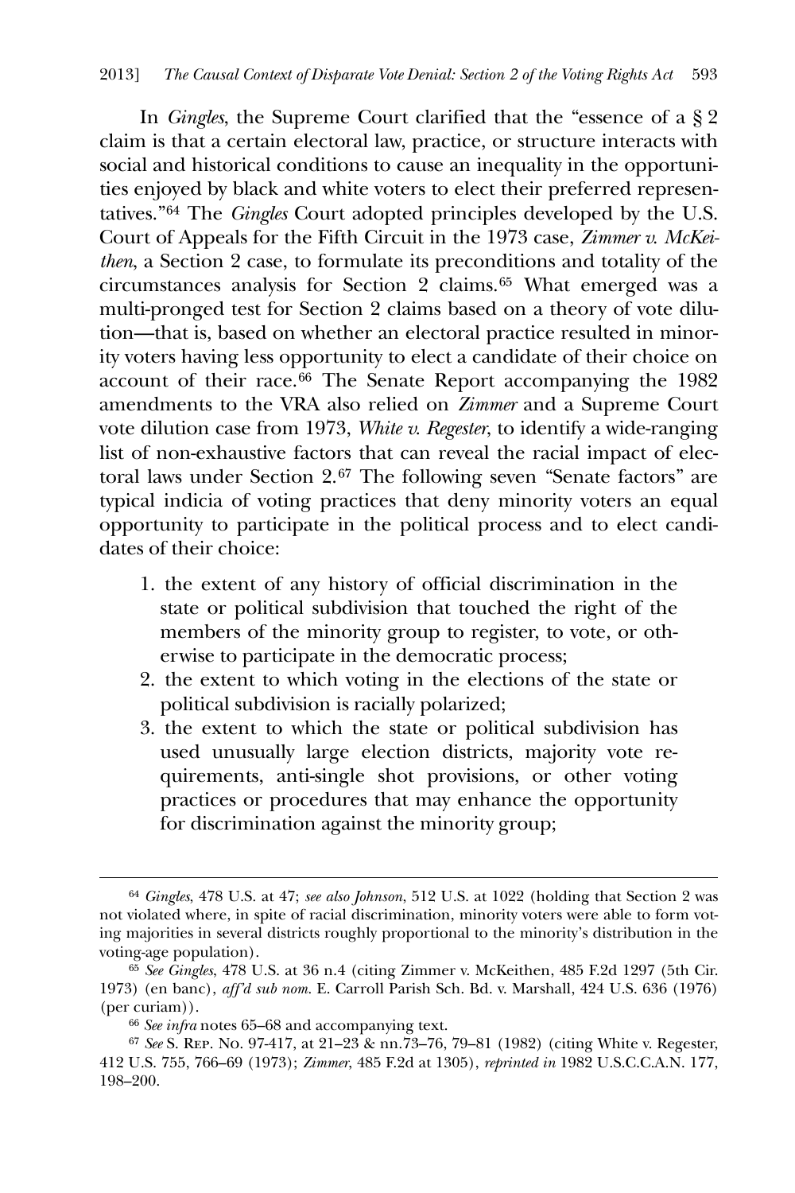In *Gingles*, the Supreme Court clarified that the "essence of a § 2 claim is that a certain electoral law, practice, or structure interacts with social and historical conditions to cause an inequality in the opportunities enjoyed by black and white voters to elect their preferred representatives."[64] The *Gingles* Court adopted principles developed by the U.S. Court of Appeals for the Fifth Circuit in the 1973 case, *Zimmer v. McKeithen*, a Section 2 case, to formulate its preconditions and totality of the circumstances analysis for Section 2 claims.[65] What emerged was a multi-pronged test for Section 2 claims based on a theory of vote dilution—that is, based on whether an electoral practice resulted in minority voters having less opportunity to elect a candidate of their choice on account of their race.[66] The Senate Report accompanying the 1982 amendments to the VRA also relied on *Zimmer* and a Supreme Court vote dilution case from 1973, *White v. Regester*, to identify a wide-ranging list of non-exhaustive factors that can reveal the racial impact of electoral laws under Section 2.[67] The following seven "Senate factors" are typical indicia of voting practices that deny minority voters an equal opportunity to participate in the political process and to elect candidates of their choice:

1. the extent of any history of official discrimination in the state or political subdivision that touched the right of the members of the minority group to register, to vote, or otherwise to participate in the democratic process;
2. the extent to which voting in the elections of the state or political subdivision is racially polarized;
3. the extent to which the state or political subdivision has used unusually large election districts, majority vote requirements, anti-single shot provisions, or other voting practices or procedures that may enhance the opportunity for discrimination against the minority group;

---

[64] *Gingles*, 478 U.S. at 47; *see also Johnson*, 512 U.S. at 1022 (holding that Section 2 was not violated where, in spite of racial discrimination, minority voters were able to form voting majorities in several districts roughly proportional to the minority's distribution in the voting-age population).

[65] *See Gingles*, 478 U.S. at 36 n.4 (citing Zimmer v. McKeithen, 485 F.2d 1297 (5th Cir. 1973) (en banc), *aff'd sub nom.* E. Carroll Parish Sch. Bd. v. Marshall, 424 U.S. 636 (1976) (per curiam)).

[66] *See infra* notes 65–68 and accompanying text.

[67] *See* S. Rep. No. 97-417, at 21–23 & nn.73–76, 79–81 (1982) (citing White v. Regester, 412 U.S. 755, 766–69 (1973); *Zimmer*, 485 F.2d at 1305), *reprinted in* 1982 U.S.C.C.A.N. 177, 198–200.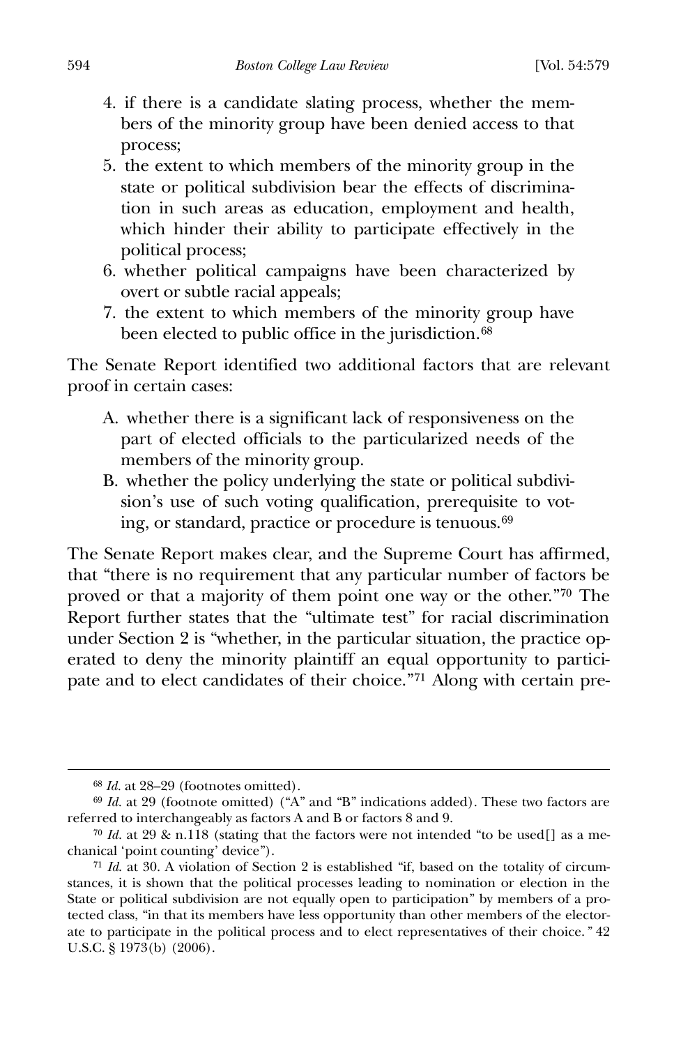4. if there is a candidate slating process, whether the members of the minority group have been denied access to that process;
5. the extent to which members of the minority group in the state or political subdivision bear the effects of discrimination in such areas as education, employment and health, which hinder their ability to participate effectively in the political process;
6. whether political campaigns have been characterized by overt or subtle racial appeals;
7. the extent to which members of the minority group have been elected to public office in the jurisdiction.[68]

The Senate Report identified two additional factors that are relevant proof in certain cases:

A. whether there is a significant lack of responsiveness on the part of elected officials to the particularized needs of the members of the minority group.
B. whether the policy underlying the state or political subdivision's use of such voting qualification, prerequisite to voting, or standard, practice or procedure is tenuous.[69]

The Senate Report makes clear, and the Supreme Court has affirmed, that "there is no requirement that any particular number of factors be proved or that a majority of them point one way or the other."[70] The Report further states that the "ultimate test" for racial discrimination under Section 2 is "whether, in the particular situation, the practice operated to deny the minority plaintiff an equal opportunity to participate and to elect candidates of their choice."[71] Along with certain pre-

---

[68] *Id.* at 28–29 (footnotes omitted).

[69] *Id.* at 29 (footnote omitted) ("A" and "B" indications added). These two factors are referred to interchangeably as factors A and B or factors 8 and 9.

[70] *Id.* at 29 & n.118 (stating that the factors were not intended "to be used[] as a mechanical 'point counting' device").

[71] *Id.* at 30. A violation of Section 2 is established "if, based on the totality of circumstances, it is shown that the political processes leading to nomination or election in the State or political subdivision are not equally open to participation" by members of a protected class, "in that its members have less opportunity than other members of the electorate to participate in the political process and to elect representatives of their choice." 42 U.S.C. § 1973(b) (2006).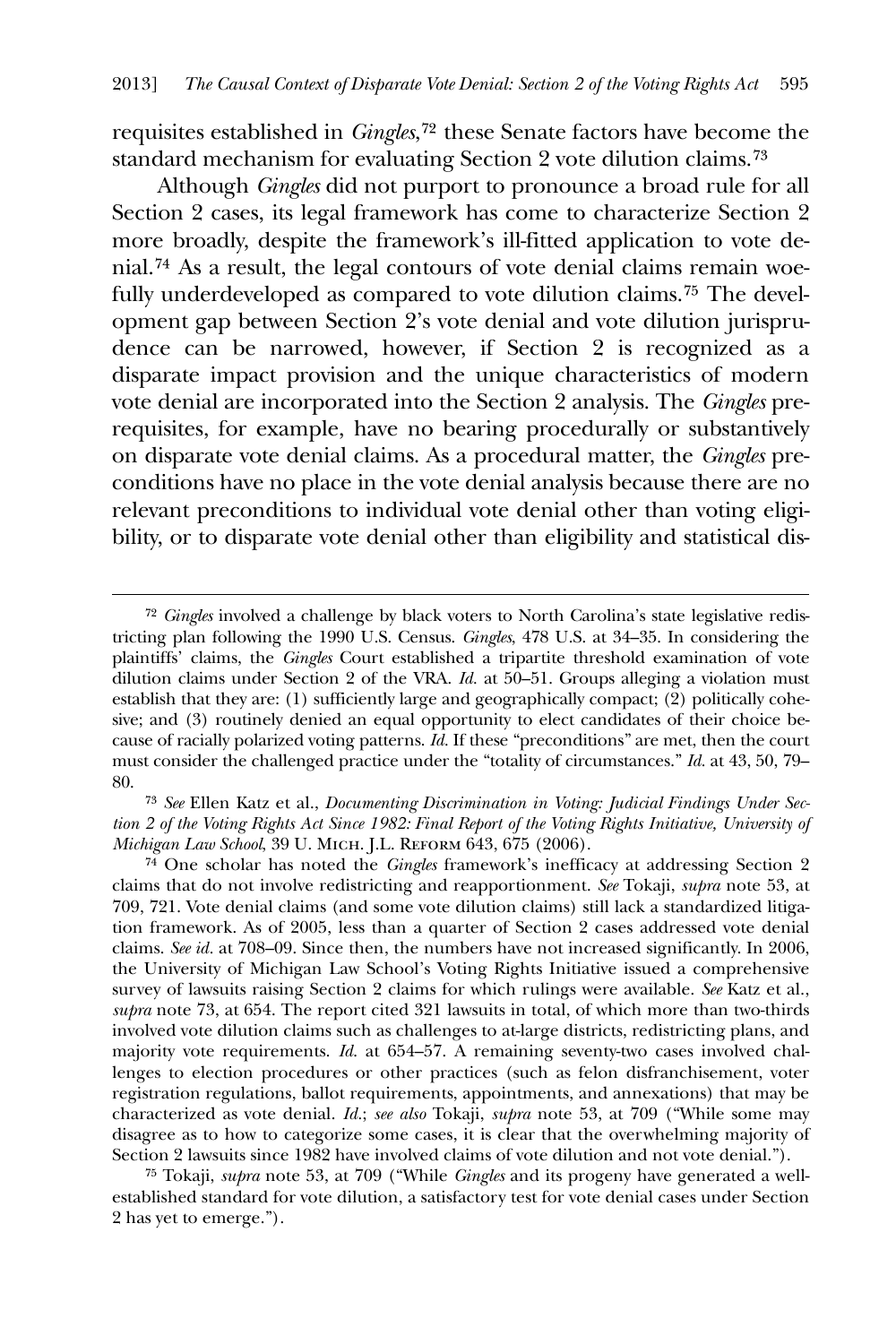requisites established in *Gingles*,[72] these Senate factors have become the standard mechanism for evaluating Section 2 vote dilution claims.[73]

Although *Gingles* did not purport to pronounce a broad rule for all Section 2 cases, its legal framework has come to characterize Section 2 more broadly, despite the framework's ill-fitted application to vote denial.[74] As a result, the legal contours of vote denial claims remain woefully underdeveloped as compared to vote dilution claims.[75] The development gap between Section 2's vote denial and vote dilution jurisprudence can be narrowed, however, if Section 2 is recognized as a disparate impact provision and the unique characteristics of modern vote denial are incorporated into the Section 2 analysis. The *Gingles* prerequisites, for example, have no bearing procedurally or substantively on disparate vote denial claims. As a procedural matter, the *Gingles* preconditions have no place in the vote denial analysis because there are no relevant preconditions to individual vote denial other than voting eligibility, or to disparate vote denial other than eligibility and statistical dis-

---

[72] *Gingles* involved a challenge by black voters to North Carolina's state legislative redistricting plan following the 1990 U.S. Census. *Gingles*, 478 U.S. at 34–35. In considering the plaintiffs' claims, the *Gingles* Court established a tripartite threshold examination of vote dilution claims under Section 2 of the VRA. *Id.* at 50–51. Groups alleging a violation must establish that they are: (1) sufficiently large and geographically compact; (2) politically cohesive; and (3) routinely denied an equal opportunity to elect candidates of their choice because of racially polarized voting patterns. *Id.* If these "preconditions" are met, then the court must consider the challenged practice under the "totality of circumstances." *Id.* at 43, 50, 79–80.

[73] *See* Ellen Katz et al., *Documenting Discrimination in Voting: Judicial Findings Under Section 2 of the Voting Rights Act Since 1982: Final Report of the Voting Rights Initiative, University of Michigan Law School*, 39 U. Mich. J.L. Reform 643, 675 (2006).

[74] One scholar has noted the *Gingles* framework's inefficacy at addressing Section 2 claims that do not involve redistricting and reapportionment. *See* Tokaji, *supra* note 53, at 709, 721. Vote denial claims (and some vote dilution claims) still lack a standardized litigation framework. As of 2005, less than a quarter of Section 2 cases addressed vote denial claims. *See id.* at 708–09. Since then, the numbers have not increased significantly. In 2006, the University of Michigan Law School's Voting Rights Initiative issued a comprehensive survey of lawsuits raising Section 2 claims for which rulings were available. *See* Katz et al., *supra* note 73, at 654. The report cited 321 lawsuits in total, of which more than two-thirds involved vote dilution claims such as challenges to at-large districts, redistricting plans, and majority vote requirements. *Id.* at 654–57. A remaining seventy-two cases involved challenges to election procedures or other practices (such as felon disfranchisement, voter registration regulations, ballot requirements, appointments, and annexations) that may be characterized as vote denial. *Id.*; *see also* Tokaji, *supra* note 53, at 709 ("While some may disagree as to how to categorize some cases, it is clear that the overwhelming majority of Section 2 lawsuits since 1982 have involved claims of vote dilution and not vote denial.").

[75] Tokaji, *supra* note 53, at 709 ("While *Gingles* and its progeny have generated a well-established standard for vote dilution, a satisfactory test for vote denial cases under Section 2 has yet to emerge.").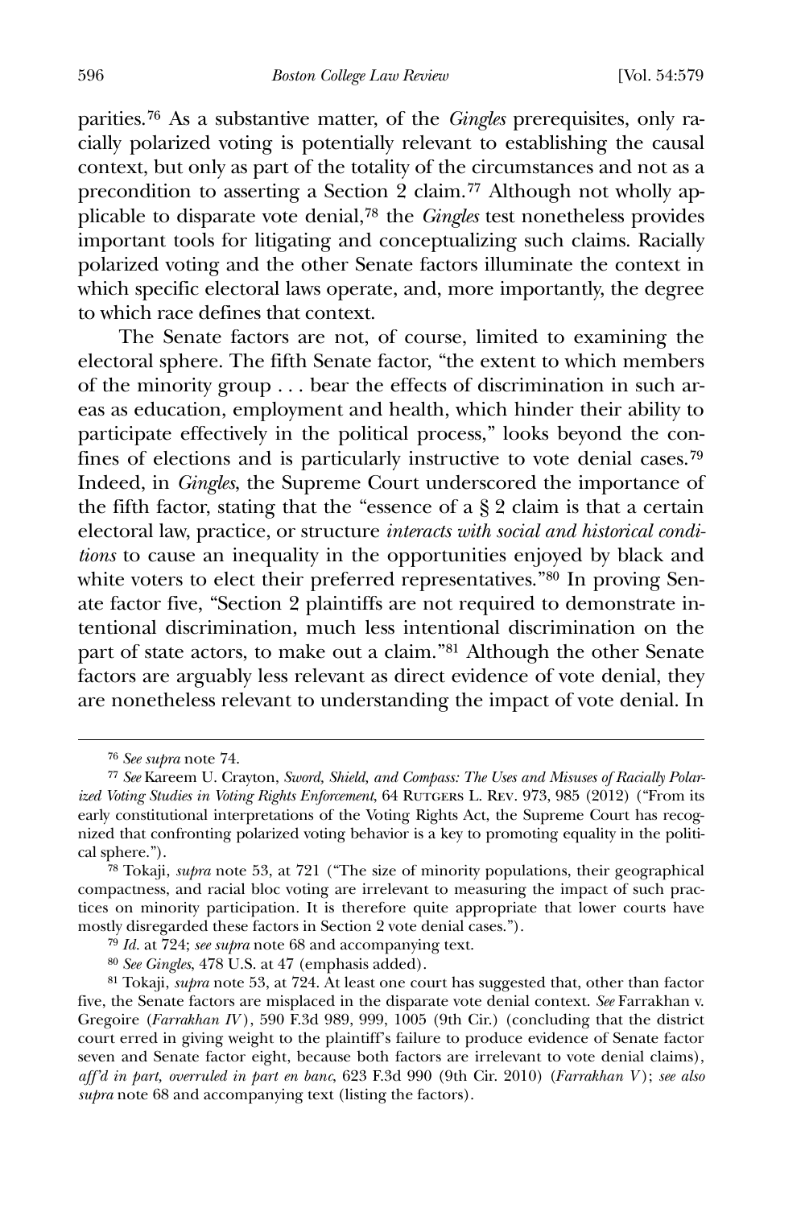parities.[76] As a substantive matter, of the *Gingles* prerequisites, only racially polarized voting is potentially relevant to establishing the causal context, but only as part of the totality of the circumstances and not as a precondition to asserting a Section 2 claim.[77] Although not wholly applicable to disparate vote denial,[78] the *Gingles* test nonetheless provides important tools for litigating and conceptualizing such claims. Racially polarized voting and the other Senate factors illuminate the context in which specific electoral laws operate, and, more importantly, the degree to which race defines that context.

The Senate factors are not, of course, limited to examining the electoral sphere. The fifth Senate factor, "the extent to which members of the minority group . . . bear the effects of discrimination in such areas as education, employment and health, which hinder their ability to participate effectively in the political process," looks beyond the confines of elections and is particularly instructive to vote denial cases.[79] Indeed, in *Gingles*, the Supreme Court underscored the importance of the fifth factor, stating that the "essence of a § 2 claim is that a certain electoral law, practice, or structure *interacts with social and historical conditions* to cause an inequality in the opportunities enjoyed by black and white voters to elect their preferred representatives."[80] In proving Senate factor five, "Section 2 plaintiffs are not required to demonstrate intentional discrimination, much less intentional discrimination on the part of state actors, to make out a claim."[81] Although the other Senate factors are arguably less relevant as direct evidence of vote denial, they are nonetheless relevant to understanding the impact of vote denial. In

---

[76] *See supra* note 74.

[77] *See* Kareem U. Crayton, *Sword, Shield, and Compass: The Uses and Misuses of Racially Polarized Voting Studies in Voting Rights Enforcement*, 64 Rutgers L. Rev. 973, 985 (2012) ("From its early constitutional interpretations of the Voting Rights Act, the Supreme Court has recognized that confronting polarized voting behavior is a key to promoting equality in the political sphere.").

[78] Tokaji, *supra* note 53, at 721 ("The size of minority populations, their geographical compactness, and racial bloc voting are irrelevant to measuring the impact of such practices on minority participation. It is therefore quite appropriate that lower courts have mostly disregarded these factors in Section 2 vote denial cases.").

[79] *Id.* at 724; *see supra* note 68 and accompanying text.

[80] *See Gingles*, 478 U.S. at 47 (emphasis added).

[81] Tokaji, *supra* note 53, at 724. At least one court has suggested that, other than factor five, the Senate factors are misplaced in the disparate vote denial context. *See* Farrakhan v. Gregoire (*Farrakhan IV*), 590 F.3d 989, 999, 1005 (9th Cir.) (concluding that the district court erred in giving weight to the plaintiff's failure to produce evidence of Senate factor seven and Senate factor eight, because both factors are irrelevant to vote denial claims), *aff'd in part, overruled in part en banc*, 623 F.3d 990 (9th Cir. 2010) (*Farrakhan V*); *see also supra* note 68 and accompanying text (listing the factors).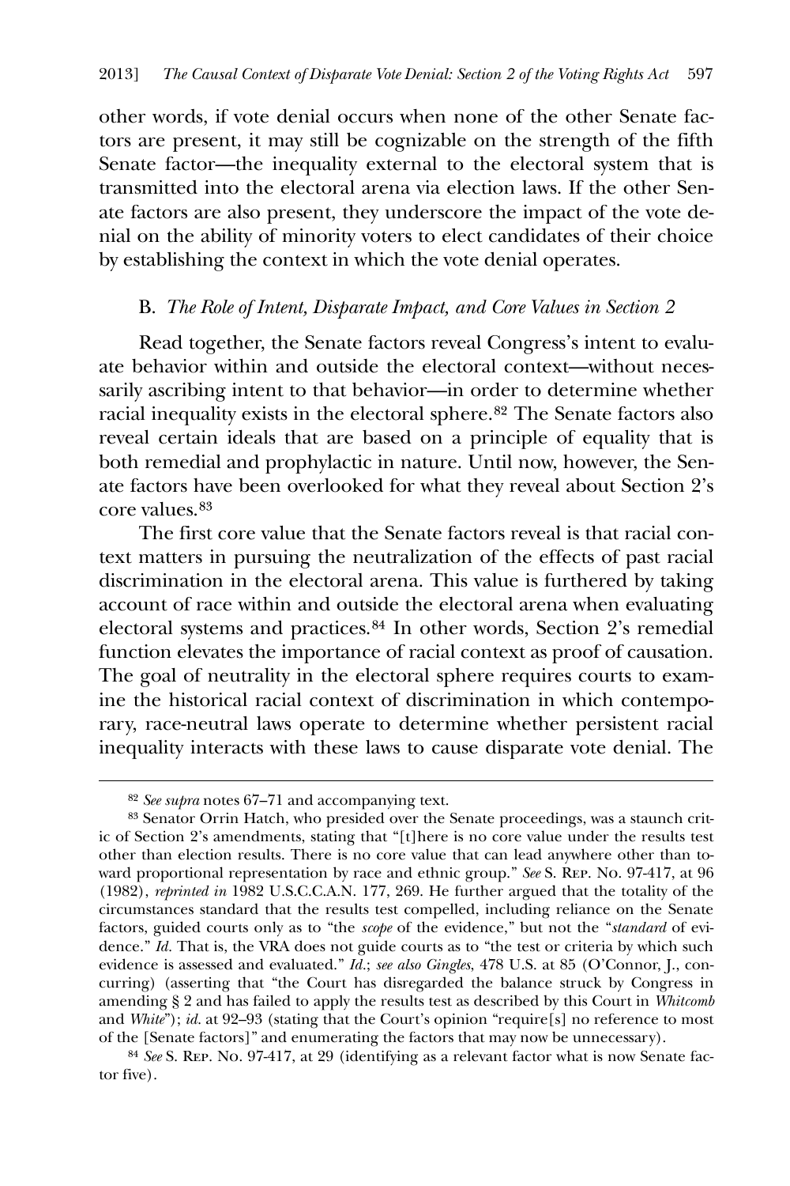other words, if vote denial occurs when none of the other Senate factors are present, it may still be cognizable on the strength of the fifth Senate factor—the inequality external to the electoral system that is transmitted into the electoral arena via election laws. If the other Senate factors are also present, they underscore the impact of the vote denial on the ability of minority voters to elect candidates of their choice by establishing the context in which the vote denial operates.

### B. *The Role of Intent, Disparate Impact, and Core Values in Section 2*

Read together, the Senate factors reveal Congress's intent to evaluate behavior within and outside the electoral context—without necessarily ascribing intent to that behavior—in order to determine whether racial inequality exists in the electoral sphere.[82] The Senate factors also reveal certain ideals that are based on a principle of equality that is both remedial and prophylactic in nature. Until now, however, the Senate factors have been overlooked for what they reveal about Section 2's core values.[83]

The first core value that the Senate factors reveal is that racial context matters in pursuing the neutralization of the effects of past racial discrimination in the electoral arena. This value is furthered by taking account of race within and outside the electoral arena when evaluating electoral systems and practices.[84] In other words, Section 2's remedial function elevates the importance of racial context as proof of causation. The goal of neutrality in the electoral sphere requires courts to examine the historical racial context of discrimination in which contemporary, race-neutral laws operate to determine whether persistent racial inequality interacts with these laws to cause disparate vote denial. The

---

[82] *See supra* notes 67–71 and accompanying text.

[83] Senator Orrin Hatch, who presided over the Senate proceedings, was a staunch critic of Section 2's amendments, stating that "[t]here is no core value under the results test other than election results. There is no core value that can lead anywhere other than toward proportional representation by race and ethnic group." *See* S. Rep. No. 97-417, at 96 (1982), *reprinted in* 1982 U.S.C.C.A.N. 177, 269. He further argued that the totality of the circumstances standard that the results test compelled, including reliance on the Senate factors, guided courts only as to "the *scope* of the evidence," but not the "*standard* of evidence." *Id.* That is, the VRA does not guide courts as to "the test or criteria by which such evidence is assessed and evaluated." *Id.*; *see also Gingles*, 478 U.S. at 85 (O'Connor, J., concurring) (asserting that "the Court has disregarded the balance struck by Congress in amending § 2 and has failed to apply the results test as described by this Court in *Whitcomb* and *White*"); *id.* at 92–93 (stating that the Court's opinion "require[s] no reference to most of the [Senate factors]" and enumerating the factors that may now be unnecessary).

[84] *See* S. Rep. No. 97-417, at 29 (identifying as a relevant factor what is now Senate factor five).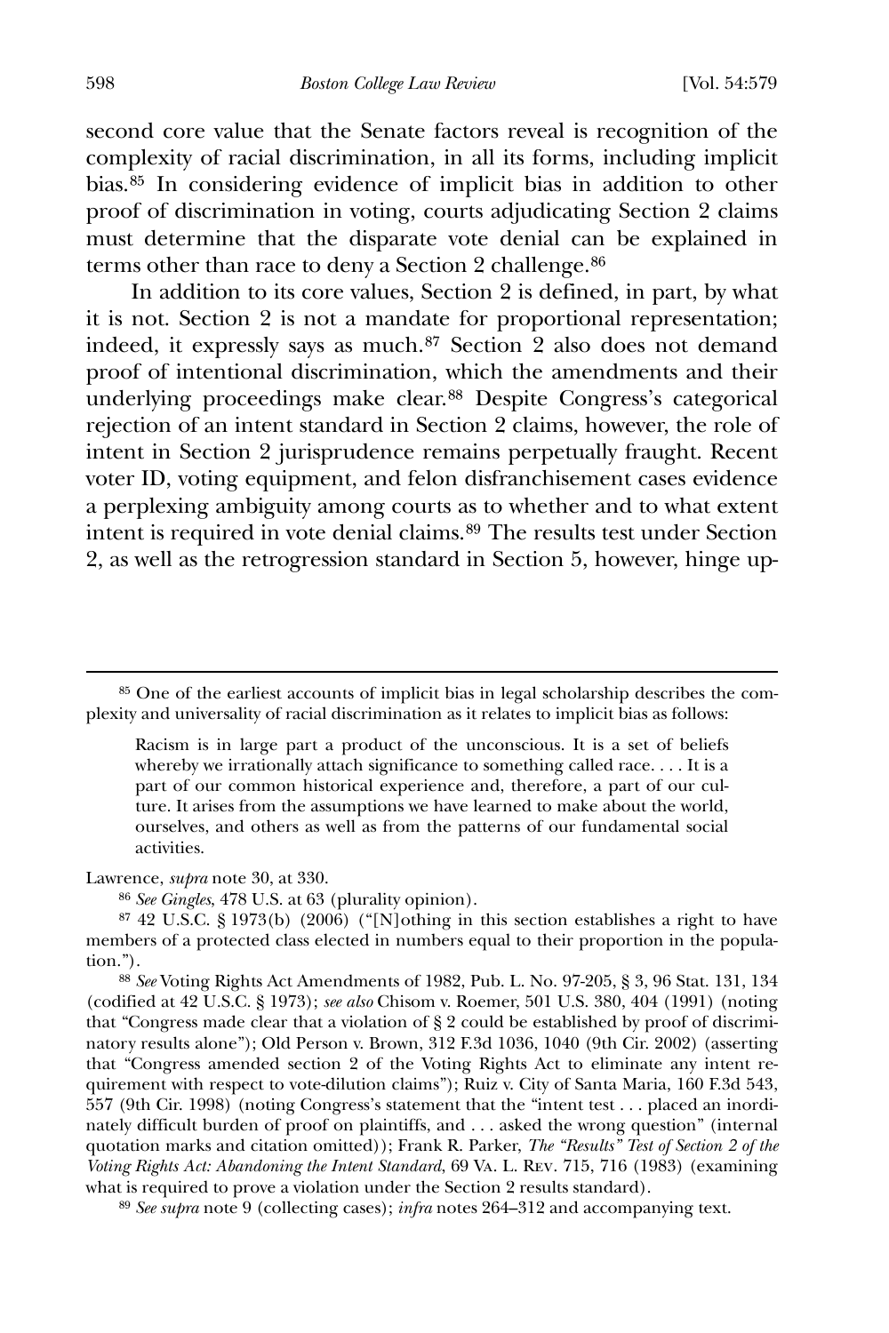second core value that the Senate factors reveal is recognition of the complexity of racial discrimination, in all its forms, including implicit bias.[85] In considering evidence of implicit bias in addition to other proof of discrimination in voting, courts adjudicating Section 2 claims must determine that the disparate vote denial can be explained in terms other than race to deny a Section 2 challenge.[86]

In addition to its core values, Section 2 is defined, in part, by what it is not. Section 2 is not a mandate for proportional representation; indeed, it expressly says as much.[87] Section 2 also does not demand proof of intentional discrimination, which the amendments and their underlying proceedings make clear.[88] Despite Congress's categorical rejection of an intent standard in Section 2 claims, however, the role of intent in Section 2 jurisprudence remains perpetually fraught. Recent voter ID, voting equipment, and felon disfranchisement cases evidence a perplexing ambiguity among courts as to whether and to what extent intent is required in vote denial claims.[89] The results test under Section 2, as well as the retrogression standard in Section 5, however, hinge up-

---

[85] One of the earliest accounts of implicit bias in legal scholarship describes the complexity and universality of racial discrimination as it relates to implicit bias as follows:

> Racism is in large part a product of the unconscious. It is a set of beliefs whereby we irrationally attach significance to something called race. . . . It is a part of our common historical experience and, therefore, a part of our culture. It arises from the assumptions we have learned to make about the world, ourselves, and others as well as from the patterns of our fundamental social activities.

Lawrence, *supra* note 30, at 330.

[86] *See Gingles*, 478 U.S. at 63 (plurality opinion).

[87] 42 U.S.C. § 1973(b) (2006) ("[N]othing in this section establishes a right to have members of a protected class elected in numbers equal to their proportion in the population.").

[88] *See* Voting Rights Act Amendments of 1982, Pub. L. No. 97-205, § 3, 96 Stat. 131, 134 (codified at 42 U.S.C. § 1973); *see also* Chisom v. Roemer, 501 U.S. 380, 404 (1991) (noting that "Congress made clear that a violation of § 2 could be established by proof of discriminatory results alone"); Old Person v. Brown, 312 F.3d 1036, 1040 (9th Cir. 2002) (asserting that "Congress amended section 2 of the Voting Rights Act to eliminate any intent requirement with respect to vote-dilution claims"); Ruiz v. City of Santa Maria, 160 F.3d 543, 557 (9th Cir. 1998) (noting Congress's statement that the "intent test . . . placed an inordinately difficult burden of proof on plaintiffs, and . . . asked the wrong question" (internal quotation marks and citation omitted)); Frank R. Parker, *The "Results" Test of Section 2 of the Voting Rights Act: Abandoning the Intent Standard*, 69 Va. L. Rev. 715, 716 (1983) (examining what is required to prove a violation under the Section 2 results standard).

[89] *See supra* note 9 (collecting cases); *infra* notes 264–312 and accompanying text.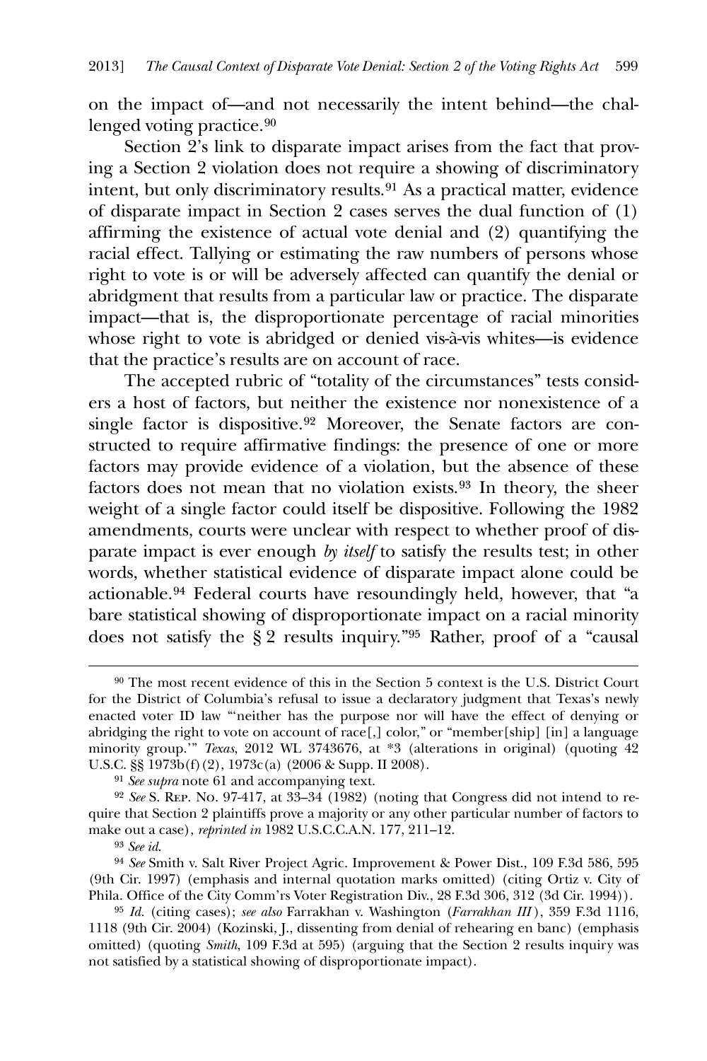on the impact of—and not necessarily the intent behind—the challenged voting practice.[90]

Section 2's link to disparate impact arises from the fact that proving a Section 2 violation does not require a showing of discriminatory intent, but only discriminatory results.[91] As a practical matter, evidence of disparate impact in Section 2 cases serves the dual function of (1) affirming the existence of actual vote denial and (2) quantifying the racial effect. Tallying or estimating the raw numbers of persons whose right to vote is or will be adversely affected can quantify the denial or abridgment that results from a particular law or practice. The disparate impact—that is, the disproportionate percentage of racial minorities whose right to vote is abridged or denied vis-à-vis whites—is evidence that the practice's results are on account of race.

The accepted rubric of "totality of the circumstances" tests considers a host of factors, but neither the existence nor nonexistence of a single factor is dispositive.[92] Moreover, the Senate factors are constructed to require affirmative findings: the presence of one or more factors may provide evidence of a violation, but the absence of these factors does not mean that no violation exists.[93] In theory, the sheer weight of a single factor could itself be dispositive. Following the 1982 amendments, courts were unclear with respect to whether proof of disparate impact is ever enough *by itself* to satisfy the results test; in other words, whether statistical evidence of disparate impact alone could be actionable.[94] Federal courts have resoundingly held, however, that "a bare statistical showing of disproportionate impact on a racial minority does not satisfy the § 2 results inquiry."[95] Rather, proof of a "causal

---

[90] The most recent evidence of this in the Section 5 context is the U.S. District Court for the District of Columbia's refusal to issue a declaratory judgment that Texas's newly enacted voter ID law "'neither has the purpose nor will have the effect of denying or abridging the right to vote on account of race[,] color," or "member[ship] [in] a language minority group.'" *Texas*, 2012 WL 3743676, at *3 (alterations in original) (quoting 42 U.S.C. §§ 1973b(f)(2), 1973c(a) (2006 & Supp. II 2008).

[91] *See supra* note 61 and accompanying text.

[92] *See* S. Rep. No. 97-417, at 33–34 (1982) (noting that Congress did not intend to require that Section 2 plaintiffs prove a majority or any other particular number of factors to make out a case), *reprinted in* 1982 U.S.C.C.A.N. 177, 211–12.

[93] *See id.*

[94] *See* Smith v. Salt River Project Agric. Improvement & Power Dist., 109 F.3d 586, 595 (9th Cir. 1997) (emphasis and internal quotation marks omitted) (citing Ortiz v. City of Phila. Office of the City Comm'rs Voter Registration Div., 28 F.3d 306, 312 (3d Cir. 1994)).

[95] *Id.* (citing cases); *see also* Farrakhan v. Washington (*Farrakhan III*), 359 F.3d 1116, 1118 (9th Cir. 2004) (Kozinski, J., dissenting from denial of rehearing en banc) (emphasis omitted) (quoting *Smith*, 109 F.3d at 595) (arguing that the Section 2 results inquiry was not satisfied by a statistical showing of disproportionate impact).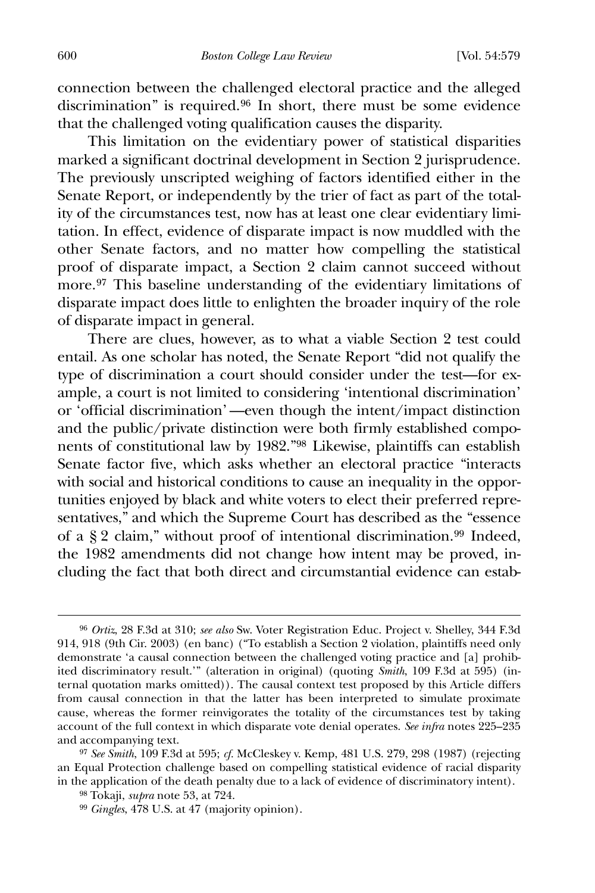connection between the challenged electoral practice and the alleged discrimination" is required.[96] In short, there must be some evidence that the challenged voting qualification causes the disparity.

This limitation on the evidentiary power of statistical disparities marked a significant doctrinal development in Section 2 jurisprudence. The previously unscripted weighing of factors identified either in the Senate Report, or independently by the trier of fact as part of the totality of the circumstances test, now has at least one clear evidentiary limitation. In effect, evidence of disparate impact is now muddled with the other Senate factors, and no matter how compelling the statistical proof of disparate impact, a Section 2 claim cannot succeed without more.[97] This baseline understanding of the evidentiary limitations of disparate impact does little to enlighten the broader inquiry of the role of disparate impact in general.

There are clues, however, as to what a viable Section 2 test could entail. As one scholar has noted, the Senate Report "did not qualify the type of discrimination a court should consider under the test—for example, a court is not limited to considering 'intentional discrimination' or 'official discrimination'—even though the intent/impact distinction and the public/private distinction were both firmly established components of constitutional law by 1982."[98] Likewise, plaintiffs can establish Senate factor five, which asks whether an electoral practice "interacts with social and historical conditions to cause an inequality in the opportunities enjoyed by black and white voters to elect their preferred representatives," and which the Supreme Court has described as the "essence of a § 2 claim," without proof of intentional discrimination.[99] Indeed, the 1982 amendments did not change how intent may be proved, including the fact that both direct and circumstantial evidence can estab-

---

[96] *Ortiz*, 28 F.3d at 310; *see also* Sw. Voter Registration Educ. Project v. Shelley, 344 F.3d 914, 918 (9th Cir. 2003) (en banc) ("To establish a Section 2 violation, plaintiffs need only demonstrate 'a causal connection between the challenged voting practice and [a] prohibited discriminatory result.'" (alteration in original) (quoting *Smith*, 109 F.3d at 595) (internal quotation marks omitted)). The causal context test proposed by this Article differs from causal connection in that the latter has been interpreted to simulate proximate cause, whereas the former reinvigorates the totality of the circumstances test by taking account of the full context in which disparate vote denial operates. *See infra* notes 225–235 and accompanying text.

[97] *See Smith*, 109 F.3d at 595; *cf.* McCleskey v. Kemp, 481 U.S. 279, 298 (1987) (rejecting an Equal Protection challenge based on compelling statistical evidence of racial disparity in the application of the death penalty due to a lack of evidence of discriminatory intent).

[98] Tokaji, *supra* note 53, at 724.

[99] *Gingles*, 478 U.S. at 47 (majority opinion).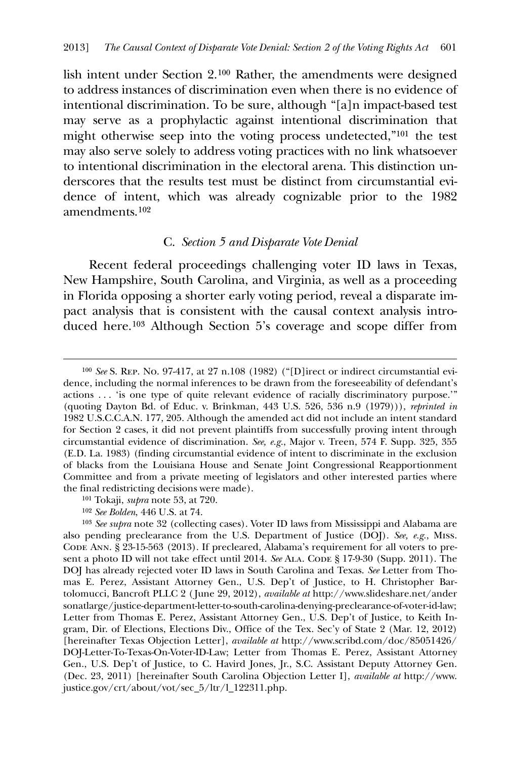lish intent under Section 2.[100] Rather, the amendments were designed to address instances of discrimination even when there is no evidence of intentional discrimination. To be sure, although "[a]n impact-based test may serve as a prophylactic against intentional discrimination that might otherwise seep into the voting process undetected,"[101] the test may also serve solely to address voting practices with no link whatsoever to intentional discrimination in the electoral arena. This distinction underscores that the results test must be distinct from circumstantial evidence of intent, which was already cognizable prior to the 1982 amendments.[102]

### C. *Section 5 and Disparate Vote Denial*

Recent federal proceedings challenging voter ID laws in Texas, New Hampshire, South Carolina, and Virginia, as well as a proceeding in Florida opposing a shorter early voting period, reveal a disparate impact analysis that is consistent with the causal context analysis introduced here.[103] Although Section 5's coverage and scope differ from

---

[100] *See* S. Rep. No. 97-417, at 27 n.108 (1982) ("[D]irect or indirect circumstantial evidence, including the normal inferences to be drawn from the foreseeability of defendant's actions . . . 'is one type of quite relevant evidence of racially discriminatory purpose.'" (quoting Dayton Bd. of Educ. v. Brinkman, 443 U.S. 526, 536 n.9 (1979))), *reprinted in* 1982 U.S.C.C.A.N. 177, 205. Although the amended act did not include an intent standard for Section 2 cases, it did not prevent plaintiffs from successfully proving intent through circumstantial evidence of discrimination. *See, e.g.*, Major v. Treen, 574 F. Supp. 325, 355 (E.D. La. 1983) (finding circumstantial evidence of intent to discriminate in the exclusion of blacks from the Louisiana House and Senate Joint Congressional Reapportionment Committee and from a private meeting of legislators and other interested parties where the final redistricting decisions were made).

[101] Tokaji, *supra* note 53, at 720.

[102] *See Bolden*, 446 U.S. at 74.

[103] *See supra* note 32 (collecting cases). Voter ID laws from Mississippi and Alabama are also pending preclearance from the U.S. Department of Justice (DOJ). *See, e.g.*, Miss. Code Ann. § 23-15-563 (2013). If precleared, Alabama's requirement for all voters to present a photo ID will not take effect until 2014. *See* Ala. Code § 17-9-30 (Supp. 2011). The DOJ has already rejected voter ID laws in South Carolina and Texas. *See* Letter from Thomas E. Perez, Assistant Attorney Gen., U.S. Dep't of Justice, to H. Christopher Bartolomucci, Bancroft PLLC 2 (June 29, 2012), *available at* http://www.slideshare.net/andersonatlarge/justice-department-letter-to-south-carolina-denying-preclearance-of-voter-id-law; Letter from Thomas E. Perez, Assistant Attorney Gen., U.S. Dep't of Justice, to Keith Ingram, Dir. of Elections, Elections Div., Office of the Tex. Sec'y of State 2 (Mar. 12, 2012) [hereinafter Texas Objection Letter], *available at* http://www.scribd.com/doc/85051426/DOJ-Letter-To-Texas-On-Voter-ID-Law; Letter from Thomas E. Perez, Assistant Attorney Gen., U.S. Dep't of Justice, to C. Havird Jones, Jr., S.C. Assistant Deputy Attorney Gen. (Dec. 23, 2011) [hereinafter South Carolina Objection Letter I], *available at* http://www.justice.gov/crt/about/vot/sec_5/ltr/l_122311.php.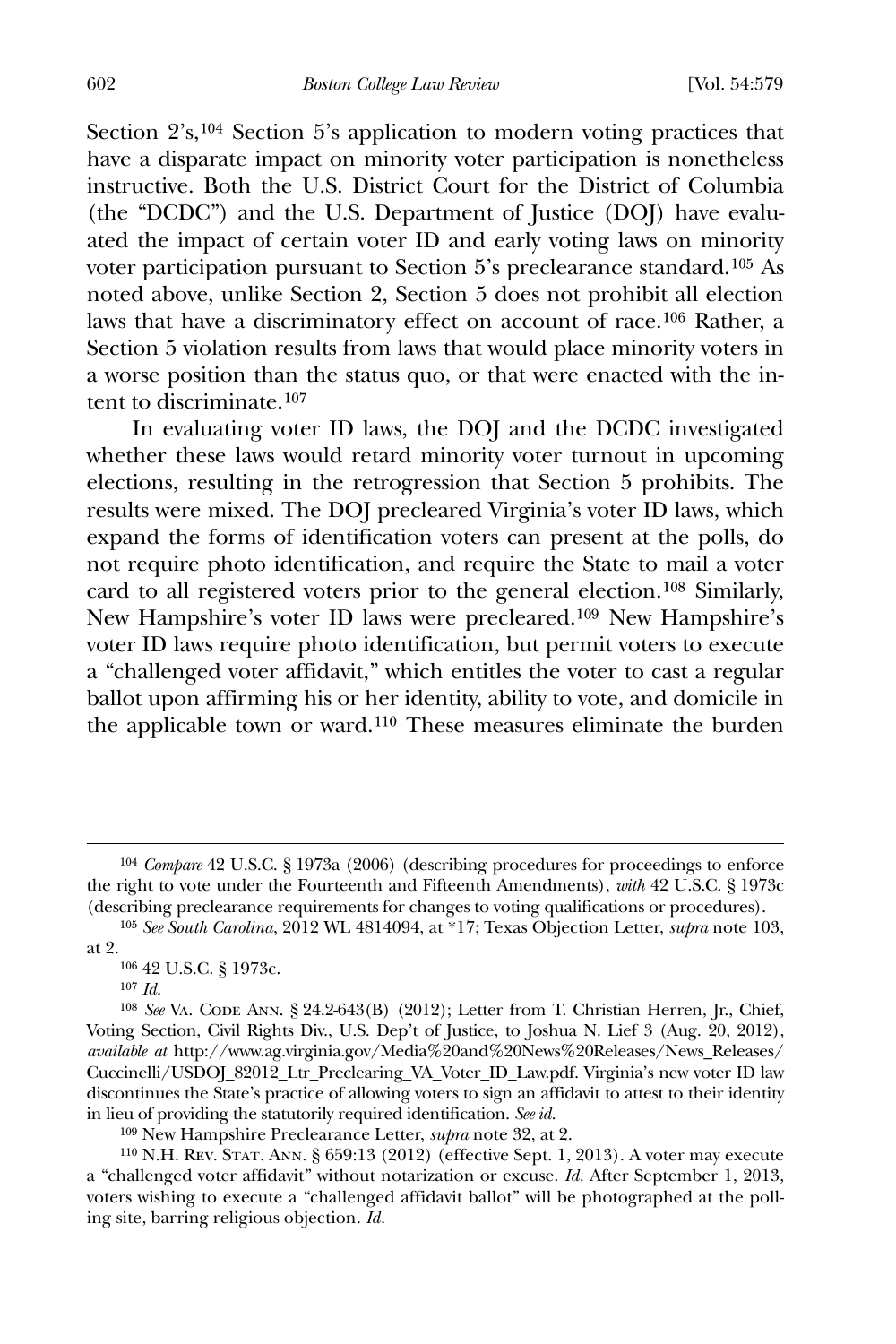Section 2's,[104] Section 5's application to modern voting practices that have a disparate impact on minority voter participation is nonetheless instructive. Both the U.S. District Court for the District of Columbia (the "DCDC") and the U.S. Department of Justice (DOJ) have evaluated the impact of certain voter ID and early voting laws on minority voter participation pursuant to Section 5's preclearance standard.[105] As noted above, unlike Section 2, Section 5 does not prohibit all election laws that have a discriminatory effect on account of race.[106] Rather, a Section 5 violation results from laws that would place minority voters in a worse position than the status quo, or that were enacted with the intent to discriminate.[107]

In evaluating voter ID laws, the DOJ and the DCDC investigated whether these laws would retard minority voter turnout in upcoming elections, resulting in the retrogression that Section 5 prohibits. The results were mixed. The DOJ precleared Virginia's voter ID laws, which expand the forms of identification voters can present at the polls, do not require photo identification, and require the State to mail a voter card to all registered voters prior to the general election.[108] Similarly, New Hampshire's voter ID laws were precleared.[109] New Hampshire's voter ID laws require photo identification, but permit voters to execute a "challenged voter affidavit," which entitles the voter to cast a regular ballot upon affirming his or her identity, ability to vote, and domicile in the applicable town or ward.[110] These measures eliminate the burden

---

[104] *Compare* 42 U.S.C. § 1973a (2006) (describing procedures for proceedings to enforce the right to vote under the Fourteenth and Fifteenth Amendments), *with* 42 U.S.C. § 1973c (describing preclearance requirements for changes to voting qualifications or procedures).

[105] *See South Carolina*, 2012 WL 4814094, at *17; Texas Objection Letter, *supra* note 103, at 2.

[106] 42 U.S.C. § 1973c.

[107] *Id.*

[108] *See* VA. CODE ANN. § 24.2-643(B) (2012); Letter from T. Christian Herren, Jr., Chief, Voting Section, Civil Rights Div., U.S. Dep't of Justice, to Joshua N. Lief 3 (Aug. 20, 2012), *available at* http://www.ag.virginia.gov/Media%20and%20News%20Releases/News_Releases/Cuccinelli/USDOJ_82012_Ltr_Preclearing_VA_Voter_ID_Law.pdf. Virginia's new voter ID law discontinues the State's practice of allowing voters to sign an affidavit to attest to their identity in lieu of providing the statutorily required identification. *See id.*

[109] New Hampshire Preclearance Letter, *supra* note 32, at 2.

[110] N.H. REV. STAT. ANN. § 659:13 (2012) (effective Sept. 1, 2013). A voter may execute a "challenged voter affidavit" without notarization or excuse. *Id.* After September 1, 2013, voters wishing to execute a "challenged affidavit ballot" will be photographed at the polling site, barring religious objection. *Id.*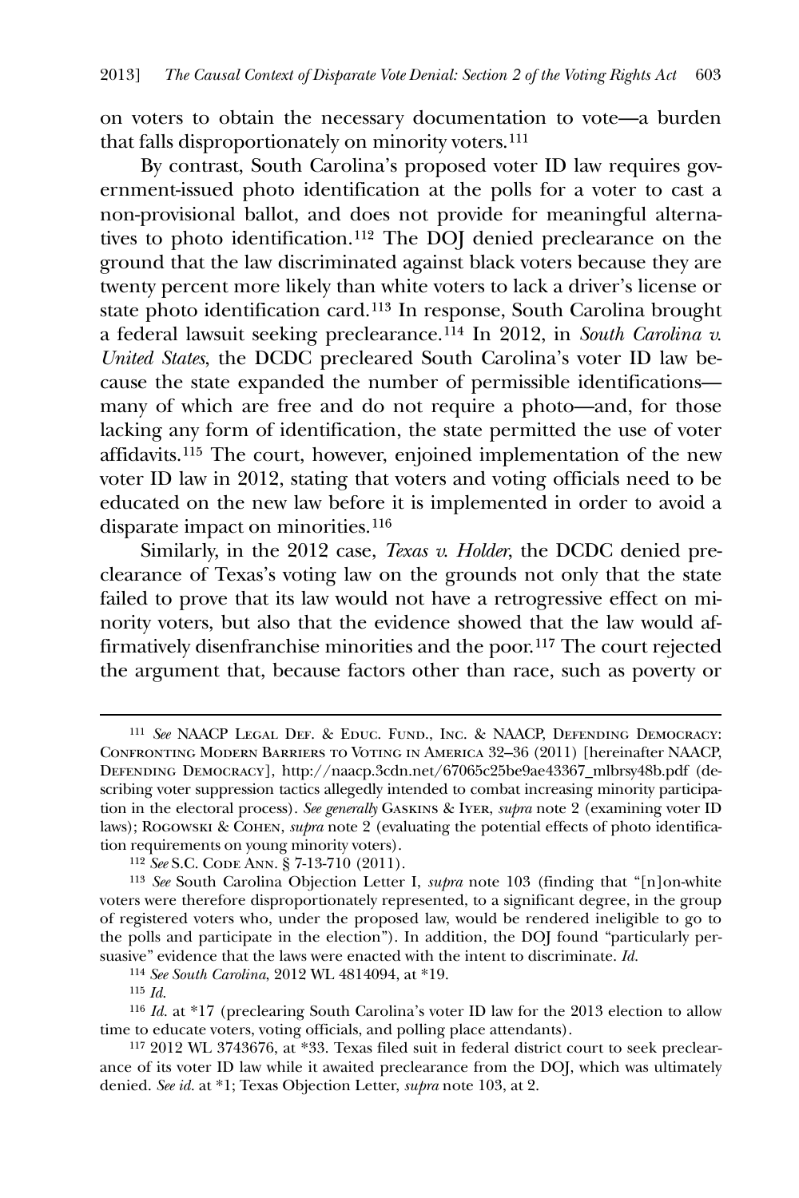on voters to obtain the necessary documentation to vote—a burden that falls disproportionately on minority voters.[111]

By contrast, South Carolina's proposed voter ID law requires government-issued photo identification at the polls for a voter to cast a non-provisional ballot, and does not provide for meaningful alternatives to photo identification.[112] The DOJ denied preclearance on the ground that the law discriminated against black voters because they are twenty percent more likely than white voters to lack a driver's license or state photo identification card.[113] In response, South Carolina brought a federal lawsuit seeking preclearance.[114] In 2012, in *South Carolina v. United States*, the DCDC precleared South Carolina's voter ID law because the state expanded the number of permissible identifications—many of which are free and do not require a photo—and, for those lacking any form of identification, the state permitted the use of voter affidavits.[115] The court, however, enjoined implementation of the new voter ID law in 2012, stating that voters and voting officials need to be educated on the new law before it is implemented in order to avoid a disparate impact on minorities.[116]

Similarly, in the 2012 case, *Texas v. Holder*, the DCDC denied preclearance of Texas's voting law on the grounds not only that the state failed to prove that its law would not have a retrogressive effect on minority voters, but also that the evidence showed that the law would affirmatively disenfranchise minorities and the poor.[117] The court rejected the argument that, because factors other than race, such as poverty or

---

[111] *See* NAACP Legal Def. & Educ. Fund., Inc. & NAACP, Defending Democracy: Confronting Modern Barriers to Voting in America 32–36 (2011) [hereinafter NAACP, Defending Democracy], http://naacp.3cdn.net/67065c25be9ae43367_mlbrsy48b.pdf (describing voter suppression tactics allegedly intended to combat increasing minority participation in the electoral process). *See generally* Gaskins & Iyer, *supra* note 2 (examining voter ID laws); Rogowski & Cohen, *supra* note 2 (evaluating the potential effects of photo identification requirements on young minority voters).

[112] *See* S.C. Code Ann. § 7-13-710 (2011).

[113] *See* South Carolina Objection Letter I, *supra* note 103 (finding that "[n]on-white voters were therefore disproportionately represented, to a significant degree, in the group of registered voters who, under the proposed law, would be rendered ineligible to go to the polls and participate in the election"). In addition, the DOJ found "particularly persuasive" evidence that the laws were enacted with the intent to discriminate. *Id.*

[114] *See South Carolina*, 2012 WL 4814094, at *19.

[115] *Id.*

[116] *Id.* at *17 (preclearing South Carolina's voter ID law for the 2013 election to allow time to educate voters, voting officials, and polling place attendants).

[117] 2012 WL 3743676, at *33. Texas filed suit in federal district court to seek preclearance of its voter ID law while it awaited preclearance from the DOJ, which was ultimately denied. *See id.* at *1; Texas Objection Letter, *supra* note 103, at 2.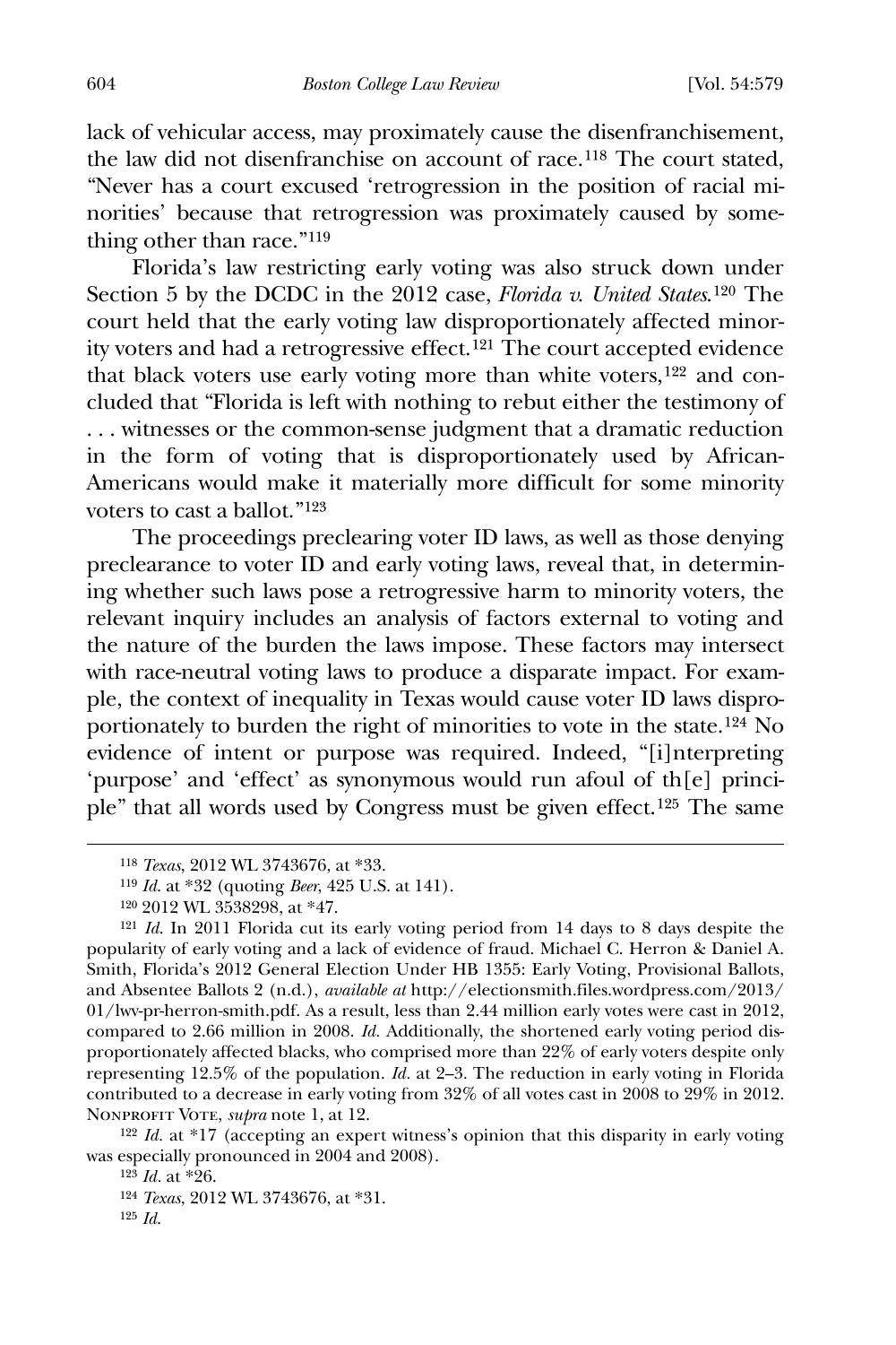lack of vehicular access, may proximately cause the disenfranchisement, the law did not disenfranchise on account of race.[118] The court stated, "Never has a court excused 'retrogression in the position of racial minorities' because that retrogression was proximately caused by something other than race."[119]

Florida's law restricting early voting was also struck down under Section 5 by the DCDC in the 2012 case, *Florida v. United States*.[120] The court held that the early voting law disproportionately affected minority voters and had a retrogressive effect.[121] The court accepted evidence that black voters use early voting more than white voters,[122] and concluded that "Florida is left with nothing to rebut either the testimony of . . . witnesses or the common-sense judgment that a dramatic reduction in the form of voting that is disproportionately used by African-Americans would make it materially more difficult for some minority voters to cast a ballot."[123]

The proceedings preclearing voter ID laws, as well as those denying preclearance to voter ID and early voting laws, reveal that, in determining whether such laws pose a retrogressive harm to minority voters, the relevant inquiry includes an analysis of factors external to voting and the nature of the burden the laws impose. These factors may intersect with race-neutral voting laws to produce a disparate impact. For example, the context of inequality in Texas would cause voter ID laws disproportionately to burden the right of minorities to vote in the state.[124] No evidence of intent or purpose was required. Indeed, "[i]nterpreting 'purpose' and 'effect' as synonymous would run afoul of th[e] principle" that all words used by Congress must be given effect.[125] The same

---

[118] *Texas*, 2012 WL 3743676, at *33.

[119] *Id.* at *32 (quoting *Beer*, 425 U.S. at 141).

[120] 2012 WL 3538298, at *47.

[121] *Id.* In 2011 Florida cut its early voting period from 14 days to 8 days despite the popularity of early voting and a lack of evidence of fraud. Michael C. Herron & Daniel A. Smith, Florida's 2012 General Election Under HB 1355: Early Voting, Provisional Ballots, and Absentee Ballots 2 (n.d.), *available at* http://electionsmith.files.wordpress.com/2013/01/lwv-pr-herron-smith.pdf. As a result, less than 2.44 million early votes were cast in 2012, compared to 2.66 million in 2008. *Id.* Additionally, the shortened early voting period disproportionately affected blacks, who comprised more than 22% of early voters despite only representing 12.5% of the population. *Id.* at 2–3. The reduction in early voting in Florida contributed to a decrease in early voting from 32% of all votes cast in 2008 to 29% in 2012. Nonprofit Vote, *supra* note 1, at 12.

[122] *Id.* at *17 (accepting an expert witness's opinion that this disparity in early voting was especially pronounced in 2004 and 2008).

[123] *Id.* at *26.

[124] *Texas*, 2012 WL 3743676, at *31.

[125] *Id.*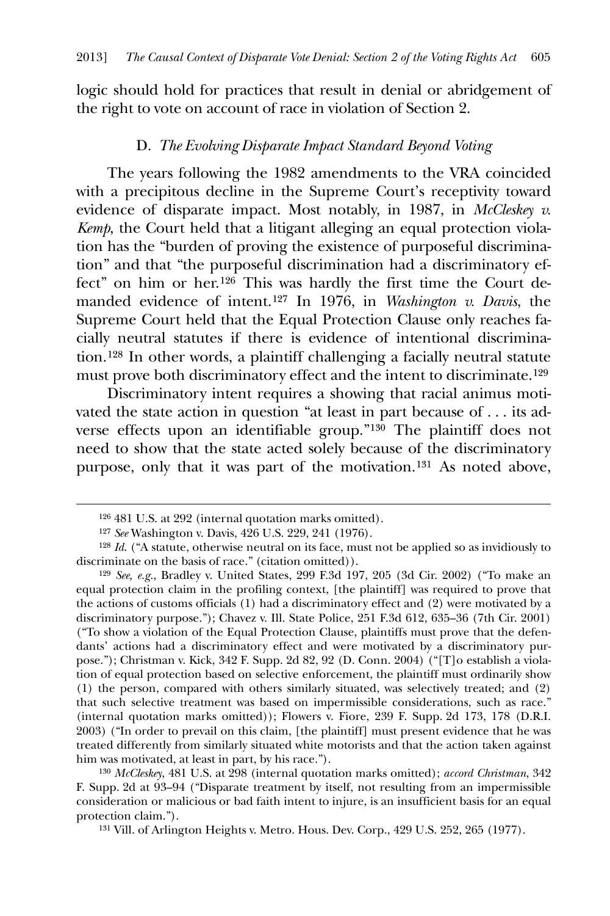logic should hold for practices that result in denial or abridgement of the right to vote on account of race in violation of Section 2.

### D. *The Evolving Disparate Impact Standard Beyond Voting*

The years following the 1982 amendments to the VRA coincided with a precipitous decline in the Supreme Court's receptivity toward evidence of disparate impact. Most notably, in 1987, in *McCleskey v. Kemp*, the Court held that a litigant alleging an equal protection violation has the "burden of proving the existence of purposeful discrimination" and that "the purposeful discrimination had a discriminatory effect" on him or her.[126] This was hardly the first time the Court demanded evidence of intent.[127] In 1976, in *Washington v. Davis*, the Supreme Court held that the Equal Protection Clause only reaches facially neutral statutes if there is evidence of intentional discrimination.[128] In other words, a plaintiff challenging a facially neutral statute must prove both discriminatory effect and the intent to discriminate.[129]

Discriminatory intent requires a showing that racial animus motivated the state action in question "at least in part because of . . . its adverse effects upon an identifiable group."[130] The plaintiff does not need to show that the state acted solely because of the discriminatory purpose, only that it was part of the motivation.[131] As noted above,

---

[126] 481 U.S. at 292 (internal quotation marks omitted).

[127] *See* Washington v. Davis, 426 U.S. 229, 241 (1976).

[128] *Id.* ("A statute, otherwise neutral on its face, must not be applied so as invidiously to discriminate on the basis of race." (citation omitted)).

[129] *See, e.g.*, Bradley v. United States, 299 F.3d 197, 205 (3d Cir. 2002) ("To make an equal protection claim in the profiling context, [the plaintiff] was required to prove that the actions of customs officials (1) had a discriminatory effect and (2) were motivated by a discriminatory purpose."); Chavez v. Ill. State Police, 251 F.3d 612, 635–36 (7th Cir. 2001) ("To show a violation of the Equal Protection Clause, plaintiffs must prove that the defendants' actions had a discriminatory effect and were motivated by a discriminatory purpose."); Christman v. Kick, 342 F. Supp. 2d 82, 92 (D. Conn. 2004) ("[T]o establish a violation of equal protection based on selective enforcement, the plaintiff must ordinarily show (1) the person, compared with others similarly situated, was selectively treated; and (2) that such selective treatment was based on impermissible considerations, such as race." (internal quotation marks omitted)); Flowers v. Fiore, 239 F. Supp. 2d 173, 178 (D.R.I. 2003) ("In order to prevail on this claim, [the plaintiff] must present evidence that he was treated differently from similarly situated white motorists and that the action taken against him was motivated, at least in part, by his race.").

[130] *McCleskey*, 481 U.S. at 298 (internal quotation marks omitted); *accord Christman*, 342 F. Supp. 2d at 93–94 ("Disparate treatment by itself, not resulting from an impermissible consideration or malicious or bad faith intent to injure, is an insufficient basis for an equal protection claim.").

[131] Vill. of Arlington Heights v. Metro. Hous. Dev. Corp., 429 U.S. 252, 265 (1977).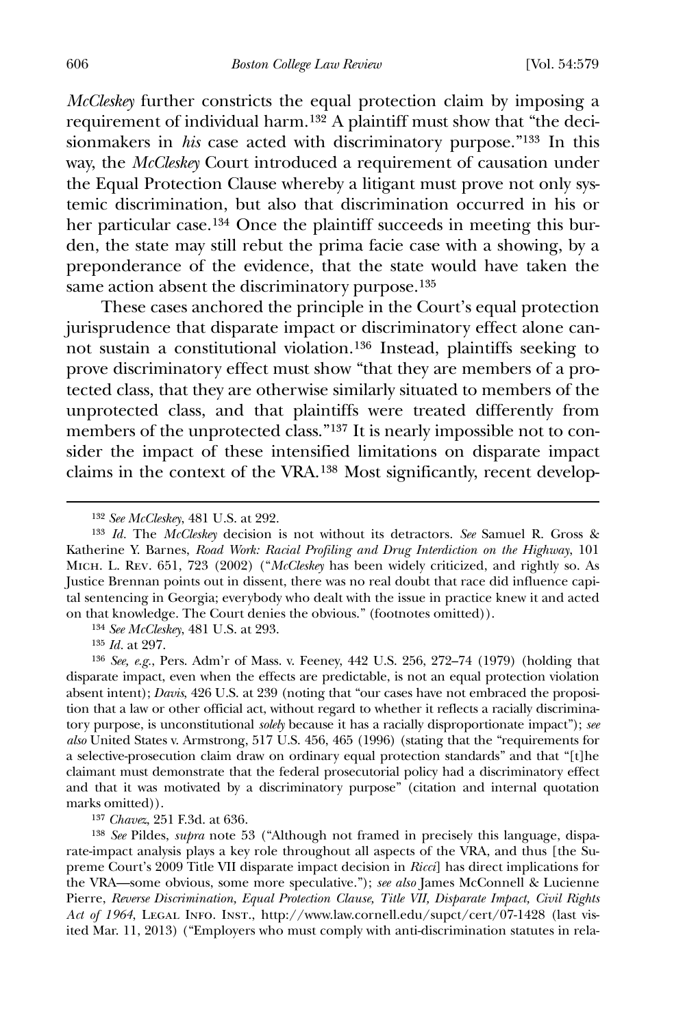*McCleskey* further constricts the equal protection claim by imposing a requirement of individual harm.[132] A plaintiff must show that "the decisionmakers in *his* case acted with discriminatory purpose."[133] In this way, the *McCleskey* Court introduced a requirement of causation under the Equal Protection Clause whereby a litigant must prove not only systemic discrimination, but also that discrimination occurred in his or her particular case.[134] Once the plaintiff succeeds in meeting this burden, the state may still rebut the prima facie case with a showing, by a preponderance of the evidence, that the state would have taken the same action absent the discriminatory purpose.[135]

These cases anchored the principle in the Court's equal protection jurisprudence that disparate impact or discriminatory effect alone cannot sustain a constitutional violation.[136] Instead, plaintiffs seeking to prove discriminatory effect must show "that they are members of a protected class, that they are otherwise similarly situated to members of the unprotected class, and that plaintiffs were treated differently from members of the unprotected class."[137] It is nearly impossible not to consider the impact of these intensified limitations on disparate impact claims in the context of the VRA.[138] Most significantly, recent develop-

---

[132] *See McCleskey*, 481 U.S. at 292.

[133] *Id*. The *McCleskey* decision is not without its detractors. *See* Samuel R. Gross & Katherine Y. Barnes, *Road Work: Racial Profiling and Drug Interdiction on the Highway*, 101 Mich. L. Rev. 651, 723 (2002) ("*McCleskey* has been widely criticized, and rightly so. As Justice Brennan points out in dissent, there was no real doubt that race did influence capital sentencing in Georgia; everybody who dealt with the issue in practice knew it and acted on that knowledge. The Court denies the obvious." (footnotes omitted)).

[134] *See McCleskey*, 481 U.S. at 293.

[135] *Id.* at 297.

[136] *See, e.g.*, Pers. Adm'r of Mass. v. Feeney, 442 U.S. 256, 272–74 (1979) (holding that disparate impact, even when the effects are predictable, is not an equal protection violation absent intent); *Davis*, 426 U.S. at 239 (noting that "our cases have not embraced the proposition that a law or other official act, without regard to whether it reflects a racially discriminatory purpose, is unconstitutional *solely* because it has a racially disproportionate impact"); *see also* United States v. Armstrong, 517 U.S. 456, 465 (1996) (stating that the "requirements for a selective-prosecution claim draw on ordinary equal protection standards" and that "[t]he claimant must demonstrate that the federal prosecutorial policy had a discriminatory effect and that it was motivated by a discriminatory purpose" (citation and internal quotation marks omitted)).

[137] *Chavez*, 251 F.3d. at 636.

[138] *See* Pildes, *supra* note 53 ("Although not framed in precisely this language, disparate-impact analysis plays a key role throughout all aspects of the VRA, and thus [the Supreme Court's 2009 Title VII disparate impact decision in *Ricci*] has direct implications for the VRA—some obvious, some more speculative."); *see also* James McConnell & Lucienne Pierre, *Reverse Discrimination, Equal Protection Clause, Title VII, Disparate Impact, Civil Rights Act of 1964*, Legal Info. Inst., http://www.law.cornell.edu/supct/cert/07-1428 (last visited Mar. 11, 2013) ("Employers who must comply with anti-discrimination statutes in rela-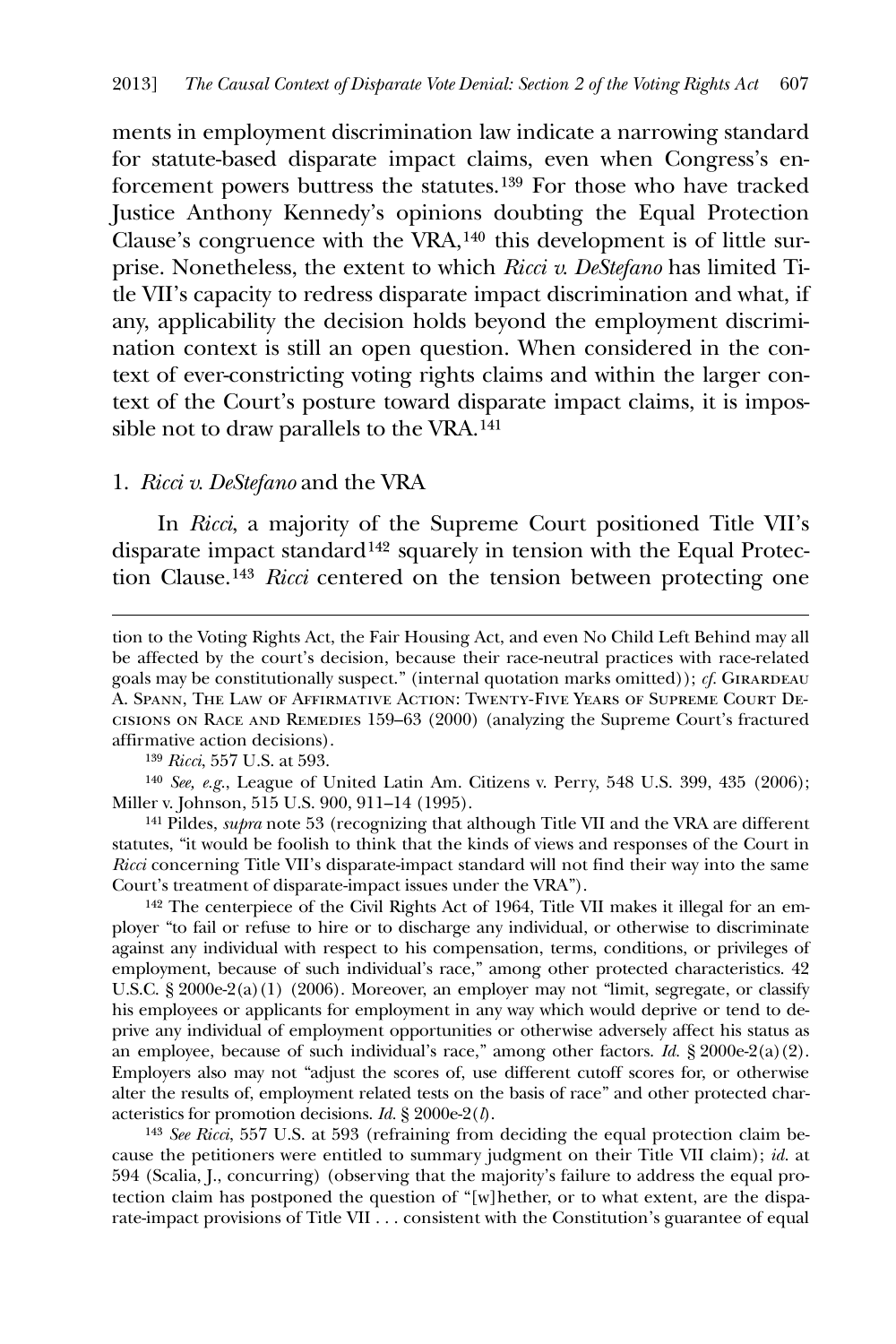ments in employment discrimination law indicate a narrowing standard for statute-based disparate impact claims, even when Congress's enforcement powers buttress the statutes.[139] For those who have tracked Justice Anthony Kennedy's opinions doubting the Equal Protection Clause's congruence with the VRA,[140] this development is of little surprise. Nonetheless, the extent to which *Ricci v. DeStefano* has limited Title VII's capacity to redress disparate impact discrimination and what, if any, applicability the decision holds beyond the employment discrimination context is still an open question. When considered in the context of ever-constricting voting rights claims and within the larger context of the Court's posture toward disparate impact claims, it is impossible not to draw parallels to the VRA.[141]

### 1. *Ricci v. DeStefano* and the VRA

In *Ricci*, a majority of the Supreme Court positioned Title VII's disparate impact standard[142] squarely in tension with the Equal Protection Clause.[143] *Ricci* centered on the tension between protecting one

---

tion to the Voting Rights Act, the Fair Housing Act, and even No Child Left Behind may all be affected by the court's decision, because their race-neutral practices with race-related goals may be constitutionally suspect." (internal quotation marks omitted)); *cf.* Girardeau A. Spann, The Law of Affirmative Action: Twenty-Five Years of Supreme Court Decisions on Race and Remedies 159–63 (2000) (analyzing the Supreme Court's fractured affirmative action decisions).

[139] *Ricci*, 557 U.S. at 593.

[140] *See, e.g.*, League of United Latin Am. Citizens v. Perry, 548 U.S. 399, 435 (2006); Miller v. Johnson, 515 U.S. 900, 911–14 (1995).

[141] Pildes, *supra* note 53 (recognizing that although Title VII and the VRA are different statutes, "it would be foolish to think that the kinds of views and responses of the Court in *Ricci* concerning Title VII's disparate-impact standard will not find their way into the same Court's treatment of disparate-impact issues under the VRA").

[142] The centerpiece of the Civil Rights Act of 1964, Title VII makes it illegal for an employer "to fail or refuse to hire or to discharge any individual, or otherwise to discriminate against any individual with respect to his compensation, terms, conditions, or privileges of employment, because of such individual's race," among other protected characteristics. 42 U.S.C. § 2000e-2(a)(1) (2006). Moreover, an employer may not "limit, segregate, or classify his employees or applicants for employment in any way which would deprive or tend to deprive any individual of employment opportunities or otherwise adversely affect his status as an employee, because of such individual's race," among other factors. *Id.* § 2000e-2(a)(2). Employers also may not "adjust the scores of, use different cutoff scores for, or otherwise alter the results of, employment related tests on the basis of race" and other protected characteristics for promotion decisions. *Id.* § 2000e-2(*l*).

[143] *See Ricci*, 557 U.S. at 593 (refraining from deciding the equal protection claim because the petitioners were entitled to summary judgment on their Title VII claim); *id.* at 594 (Scalia, J., concurring) (observing that the majority's failure to address the equal protection claim has postponed the question of "[w]hether, or to what extent, are the disparate-impact provisions of Title VII . . . consistent with the Constitution's guarantee of equal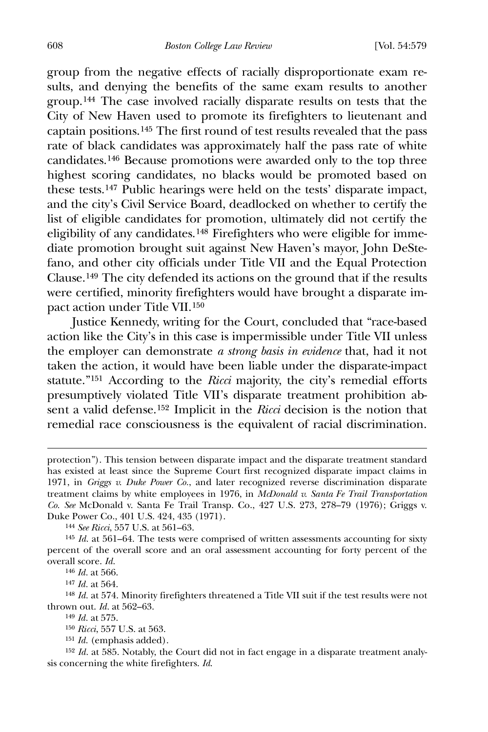group from the negative effects of racially disproportionate exam results, and denying the benefits of the same exam results to another group.[144] The case involved racially disparate results on tests that the City of New Haven used to promote its firefighters to lieutenant and captain positions.[145] The first round of test results revealed that the pass rate of black candidates was approximately half the pass rate of white candidates.[146] Because promotions were awarded only to the top three highest scoring candidates, no blacks would be promoted based on these tests.[147] Public hearings were held on the tests' disparate impact, and the city's Civil Service Board, deadlocked on whether to certify the list of eligible candidates for promotion, ultimately did not certify the eligibility of any candidates.[148] Firefighters who were eligible for immediate promotion brought suit against New Haven's mayor, John DeStefano, and other city officials under Title VII and the Equal Protection Clause.[149] The city defended its actions on the ground that if the results were certified, minority firefighters would have brought a disparate impact action under Title VII.[150]

Justice Kennedy, writing for the Court, concluded that "race-based action like the City's in this case is impermissible under Title VII unless the employer can demonstrate *a strong basis in evidence* that, had it not taken the action, it would have been liable under the disparate-impact statute."[151] According to the *Ricci* majority, the city's remedial efforts presumptively violated Title VII's disparate treatment prohibition absent a valid defense.[152] Implicit in the *Ricci* decision is the notion that remedial race consciousness is the equivalent of racial discrimination.

---

protection"). This tension between disparate impact and the disparate treatment standard has existed at least since the Supreme Court first recognized disparate impact claims in 1971, in *Griggs v. Duke Power Co.*, and later recognized reverse discrimination disparate treatment claims by white employees in 1976, in *McDonald v. Santa Fe Trail Transportation Co. See* McDonald v. Santa Fe Trail Transp. Co., 427 U.S. 273, 278–79 (1976); Griggs v. Duke Power Co., 401 U.S. 424, 435 (1971).

[144] *See Ricci*, 557 U.S. at 561–63.

[145] *Id.* at 561–64. The tests were comprised of written assessments accounting for sixty percent of the overall score and an oral assessment accounting for forty percent of the overall score. *Id.*

[146] *Id.* at 566.

[147] *Id.* at 564.

[148] *Id.* at 574. Minority firefighters threatened a Title VII suit if the test results were not thrown out. *Id.* at 562–63.

[149] *Id.* at 575.

[150] *Ricci*, 557 U.S. at 563.

[151] *Id.* (emphasis added).

[152] *Id.* at 585. Notably, the Court did not in fact engage in a disparate treatment analysis concerning the white firefighters. *Id.*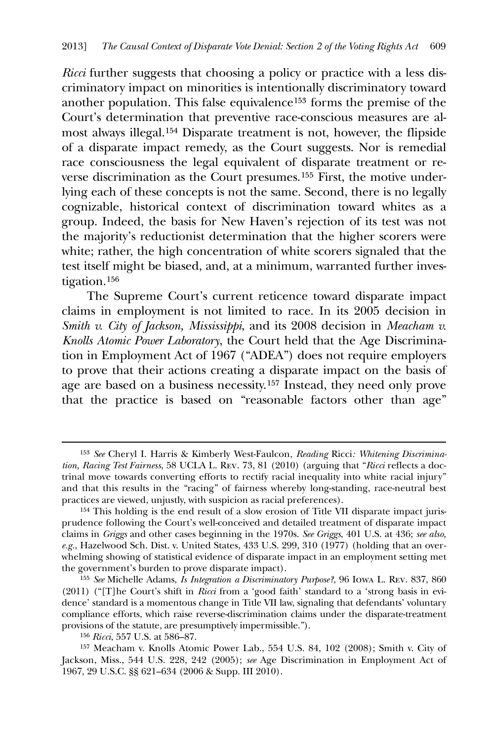*Ricci* further suggests that choosing a policy or practice with a less discriminatory impact on minorities is intentionally discriminatory toward another population. This false equivalence[153] forms the premise of the Court's determination that preventive race-conscious measures are almost always illegal.[154] Disparate treatment is not, however, the flipside of a disparate impact remedy, as the Court suggests. Nor is remedial race consciousness the legal equivalent of disparate treatment or reverse discrimination as the Court presumes.[155] First, the motive underlying each of these concepts is not the same. Second, there is no legally cognizable, historical context of discrimination toward whites as a group. Indeed, the basis for New Haven's rejection of its test was not the majority's reductionist determination that the higher scorers were white; rather, the high concentration of white scorers signaled that the test itself might be biased, and, at a minimum, warranted further investigation.[156]

The Supreme Court's current reticence toward disparate impact claims in employment is not limited to race. In its 2005 decision in *Smith v. City of Jackson, Mississippi*, and its 2008 decision in *Meacham v. Knolls Atomic Power Laboratory*, the Court held that the Age Discrimination in Employment Act of 1967 ("ADEA") does not require employers to prove that their actions creating a disparate impact on the basis of age are based on a business necessity.[157] Instead, they need only prove that the practice is based on "reasonable factors other than age"

---

[153] *See* Cheryl I. Harris & Kimberly West-Faulcon, *Reading* Ricci*: Whitening Discrimination, Racing Test Fairness*, 58 UCLA L. Rev. 73, 81 (2010) (arguing that "*Ricci* reflects a doctrinal move towards converting efforts to rectify racial inequality into white racial injury" and that this results in the "racing" of fairness whereby long-standing, race-neutral best practices are viewed, unjustly, with suspicion as racial preferences).

[154] This holding is the end result of a slow erosion of Title VII disparate impact jurisprudence following the Court's well-conceived and detailed treatment of disparate impact claims in *Griggs* and other cases beginning in the 1970s. *See Griggs*, 401 U.S. at 436; *see also, e.g.*, Hazelwood Sch. Dist. v. United States, 433 U.S. 299, 310 (1977) (holding that an overwhelming showing of statistical evidence of disparate impact in an employment setting met the government's burden to prove disparate impact).

[155] *See* Michelle Adams, *Is Integration a Discriminatory Purpose?*, 96 Iowa L. Rev. 837, 860 (2011) ("[T]he Court's shift in *Ricci* from a 'good faith' standard to a 'strong basis in evidence' standard is a momentous change in Title VII law, signaling that defendants' voluntary compliance efforts, which raise reverse-discrimination claims under the disparate-treatment provisions of the statute, are presumptively impermissible.").

[156] *Ricci*, 557 U.S. at 586–87.

[157] Meacham v. Knolls Atomic Power Lab., 554 U.S. 84, 102 (2008); Smith v. City of Jackson, Miss., 544 U.S. 228, 242 (2005); *see* Age Discrimination in Employment Act of 1967, 29 U.S.C. §§ 621–634 (2006 & Supp. III 2010).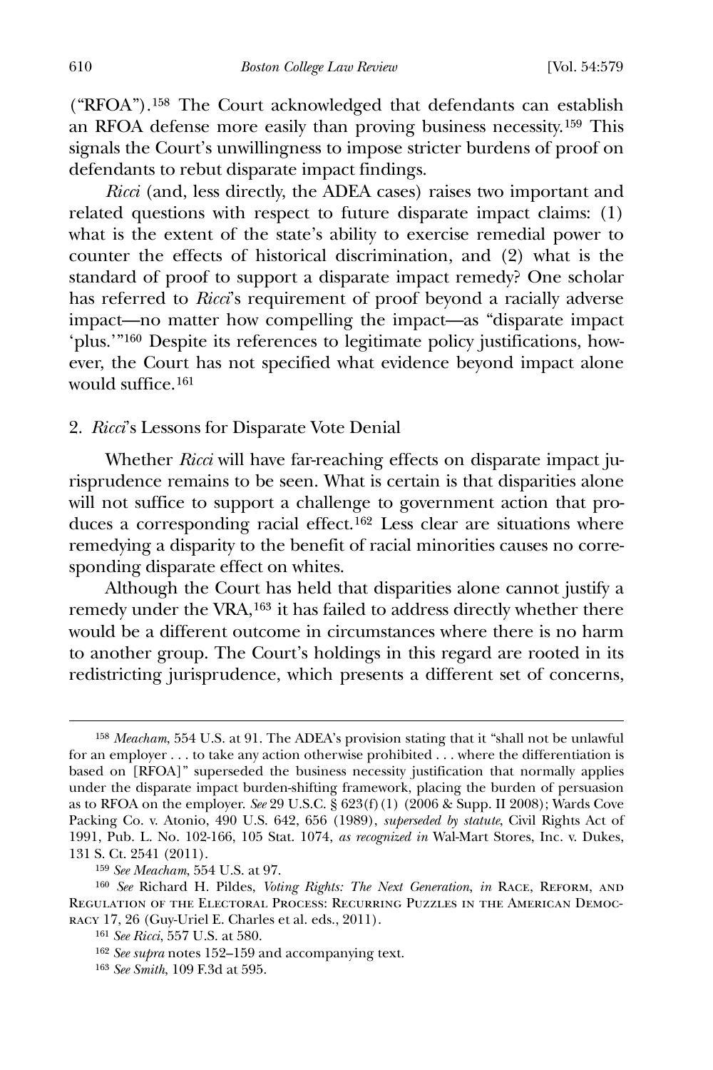("RFOA").[158] The Court acknowledged that defendants can establish an RFOA defense more easily than proving business necessity.[159] This signals the Court's unwillingness to impose stricter burdens of proof on defendants to rebut disparate impact findings.

*Ricci* (and, less directly, the ADEA cases) raises two important and related questions with respect to future disparate impact claims: (1) what is the extent of the state's ability to exercise remedial power to counter the effects of historical discrimination, and (2) what is the standard of proof to support a disparate impact remedy? One scholar has referred to *Ricci*'s requirement of proof beyond a racially adverse impact—no matter how compelling the impact—as "disparate impact 'plus.'"[160] Despite its references to legitimate policy justifications, however, the Court has not specified what evidence beyond impact alone would suffice.[161]

### 2. *Ricci*'s Lessons for Disparate Vote Denial

Whether *Ricci* will have far-reaching effects on disparate impact jurisprudence remains to be seen. What is certain is that disparities alone will not suffice to support a challenge to government action that produces a corresponding racial effect.[162] Less clear are situations where remedying a disparity to the benefit of racial minorities causes no corresponding disparate effect on whites.

Although the Court has held that disparities alone cannot justify a remedy under the VRA,[163] it has failed to address directly whether there would be a different outcome in circumstances where there is no harm to another group. The Court's holdings in this regard are rooted in its redistricting jurisprudence, which presents a different set of concerns,

---

[158] *Meacham*, 554 U.S. at 91. The ADEA's provision stating that it "shall not be unlawful for an employer . . . to take any action otherwise prohibited . . . where the differentiation is based on [RFOA]" superseded the business necessity justification that normally applies under the disparate impact burden-shifting framework, placing the burden of persuasion as to RFOA on the employer. *See* 29 U.S.C. § 623(f)(1) (2006 & Supp. II 2008); Wards Cove Packing Co. v. Atonio, 490 U.S. 642, 656 (1989), *superseded by statute*, Civil Rights Act of 1991, Pub. L. No. 102-166, 105 Stat. 1074, *as recognized in* Wal-Mart Stores, Inc. v. Dukes, 131 S. Ct. 2541 (2011).

[159] *See Meacham*, 554 U.S. at 97.

[160] *See* Richard H. Pildes, *Voting Rights: The Next Generation*, *in* Race, Reform, and Regulation of the Electoral Process: Recurring Puzzles in the American Democracy 17, 26 (Guy-Uriel E. Charles et al. eds., 2011).

[161] *See Ricci*, 557 U.S. at 580.

[162] *See supra* notes 152–159 and accompanying text.

[163] *See Smith*, 109 F.3d at 595.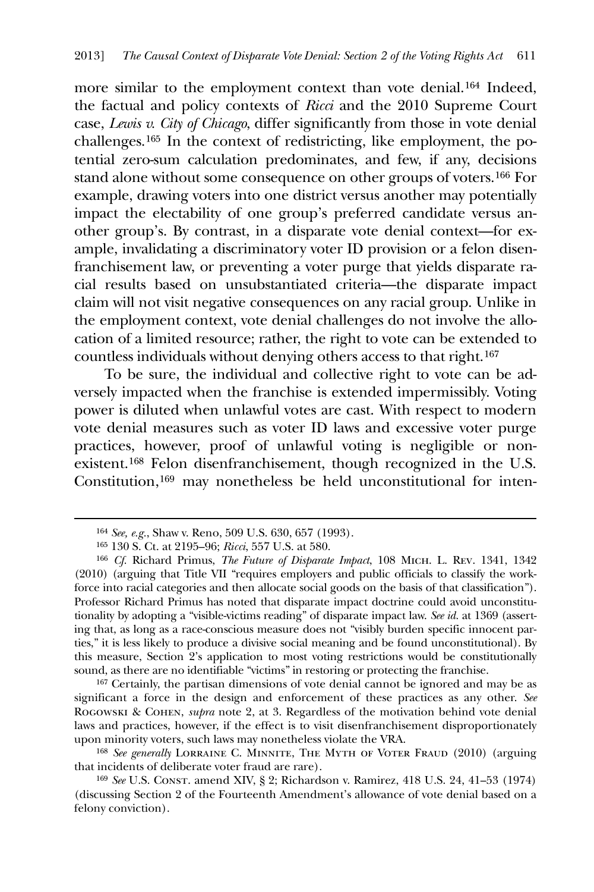more similar to the employment context than vote denial.[164] Indeed, the factual and policy contexts of *Ricci* and the 2010 Supreme Court case, *Lewis v. City of Chicago*, differ significantly from those in vote denial challenges.[165] In the context of redistricting, like employment, the potential zero-sum calculation predominates, and few, if any, decisions stand alone without some consequence on other groups of voters.[166] For example, drawing voters into one district versus another may potentially impact the electability of one group's preferred candidate versus another group's. By contrast, in a disparate vote denial context—for example, invalidating a discriminatory voter ID provision or a felon disenfranchisement law, or preventing a voter purge that yields disparate racial results based on unsubstantiated criteria—the disparate impact claim will not visit negative consequences on any racial group. Unlike in the employment context, vote denial challenges do not involve the allocation of a limited resource; rather, the right to vote can be extended to countless individuals without denying others access to that right.[167]

To be sure, the individual and collective right to vote can be adversely impacted when the franchise is extended impermissibly. Voting power is diluted when unlawful votes are cast. With respect to modern vote denial measures such as voter ID laws and excessive voter purge practices, however, proof of unlawful voting is negligible or nonexistent.[168] Felon disenfranchisement, though recognized in the U.S. Constitution,[169] may nonetheless be held unconstitutional for inten-

---

[164] *See, e.g.*, Shaw v. Reno, 509 U.S. 630, 657 (1993).

[165] 130 S. Ct. at 2195–96; *Ricci*, 557 U.S. at 580.

[166] *Cf.* Richard Primus, *The Future of Disparate Impact*, 108 Mich. L. Rev. 1341, 1342 (2010) (arguing that Title VII "requires employers and public officials to classify the workforce into racial categories and then allocate social goods on the basis of that classification"). Professor Richard Primus has noted that disparate impact doctrine could avoid unconstitutionality by adopting a "visible-victims reading" of disparate impact law. *See id.* at 1369 (asserting that, as long as a race-conscious measure does not "visibly burden specific innocent parties," it is less likely to produce a divisive social meaning and be found unconstitutional). By this measure, Section 2's application to most voting restrictions would be constitutionally sound, as there are no identifiable "victims" in restoring or protecting the franchise.

[167] Certainly, the partisan dimensions of vote denial cannot be ignored and may be as significant a force in the design and enforcement of these practices as any other. *See* Rogowski & Cohen, *supra* note 2, at 3. Regardless of the motivation behind vote denial laws and practices, however, if the effect is to visit disenfranchisement disproportionately upon minority voters, such laws may nonetheless violate the VRA.

[168] *See generally* Lorraine C. Minnite, The Myth of Voter Fraud (2010) (arguing that incidents of deliberate voter fraud are rare).

[169] *See* U.S. Const. amend XIV, § 2; Richardson v. Ramirez, 418 U.S. 24, 41–53 (1974) (discussing Section 2 of the Fourteenth Amendment's allowance of vote denial based on a felony conviction).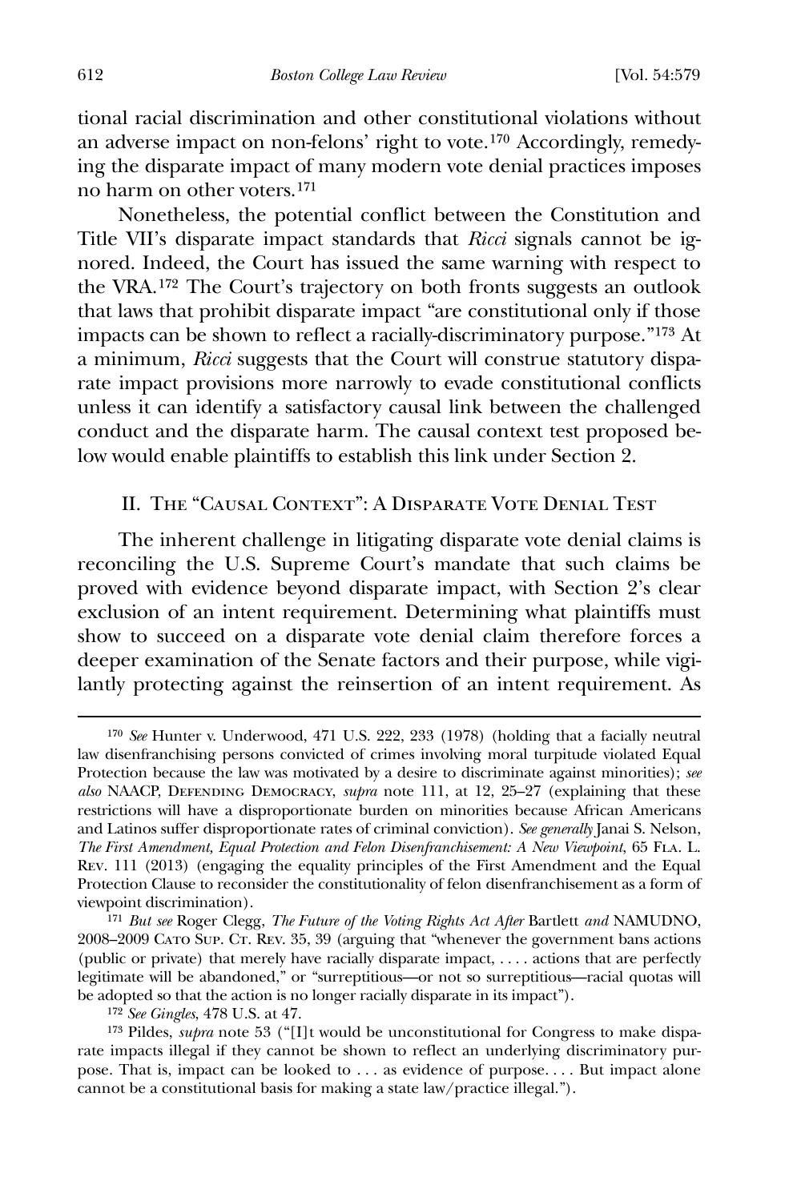tional racial discrimination and other constitutional violations without an adverse impact on non-felons' right to vote.[170] Accordingly, remedying the disparate impact of many modern vote denial practices imposes no harm on other voters.[171]

Nonetheless, the potential conflict between the Constitution and Title VII's disparate impact standards that *Ricci* signals cannot be ignored. Indeed, the Court has issued the same warning with respect to the VRA.[172] The Court's trajectory on both fronts suggests an outlook that laws that prohibit disparate impact "are constitutional only if those impacts can be shown to reflect a racially-discriminatory purpose."[173] At a minimum, *Ricci* suggests that the Court will construe statutory disparate impact provisions more narrowly to evade constitutional conflicts unless it can identify a satisfactory causal link between the challenged conduct and the disparate harm. The causal context test proposed below would enable plaintiffs to establish this link under Section 2.

## II. The "Causal Context": A Disparate Vote Denial Test

The inherent challenge in litigating disparate vote denial claims is reconciling the U.S. Supreme Court's mandate that such claims be proved with evidence beyond disparate impact, with Section 2's clear exclusion of an intent requirement. Determining what plaintiffs must show to succeed on a disparate vote denial claim therefore forces a deeper examination of the Senate factors and their purpose, while vigilantly protecting against the reinsertion of an intent requirement. As

---

[170] *See* Hunter v. Underwood, 471 U.S. 222, 233 (1978) (holding that a facially neutral law disenfranchising persons convicted of crimes involving moral turpitude violated Equal Protection because the law was motivated by a desire to discriminate against minorities); *see also* NAACP, Defending Democracy, *supra* note 111, at 12, 25–27 (explaining that these restrictions will have a disproportionate burden on minorities because African Americans and Latinos suffer disproportionate rates of criminal conviction). *See generally* Janai S. Nelson, *The First Amendment, Equal Protection and Felon Disenfranchisement: A New Viewpoint*, 65 Fla. L. Rev. 111 (2013) (engaging the equality principles of the First Amendment and the Equal Protection Clause to reconsider the constitutionality of felon disenfranchisement as a form of viewpoint discrimination).

[171] *But see* Roger Clegg, *The Future of the Voting Rights Act After* Bartlett *and* NAMUDNO, 2008–2009 Cato Sup. Ct. Rev. 35, 39 (arguing that "whenever the government bans actions (public or private) that merely have racially disparate impact, . . . . actions that are perfectly legitimate will be abandoned," or "surreptitious—or not so surreptitious—racial quotas will be adopted so that the action is no longer racially disparate in its impact").

[172] *See Gingles*, 478 U.S. at 47.

[173] Pildes, *supra* note 53 ("[I]t would be unconstitutional for Congress to make disparate impacts illegal if they cannot be shown to reflect an underlying discriminatory purpose. That is, impact can be looked to . . . as evidence of purpose. . . . But impact alone cannot be a constitutional basis for making a state law/practice illegal.").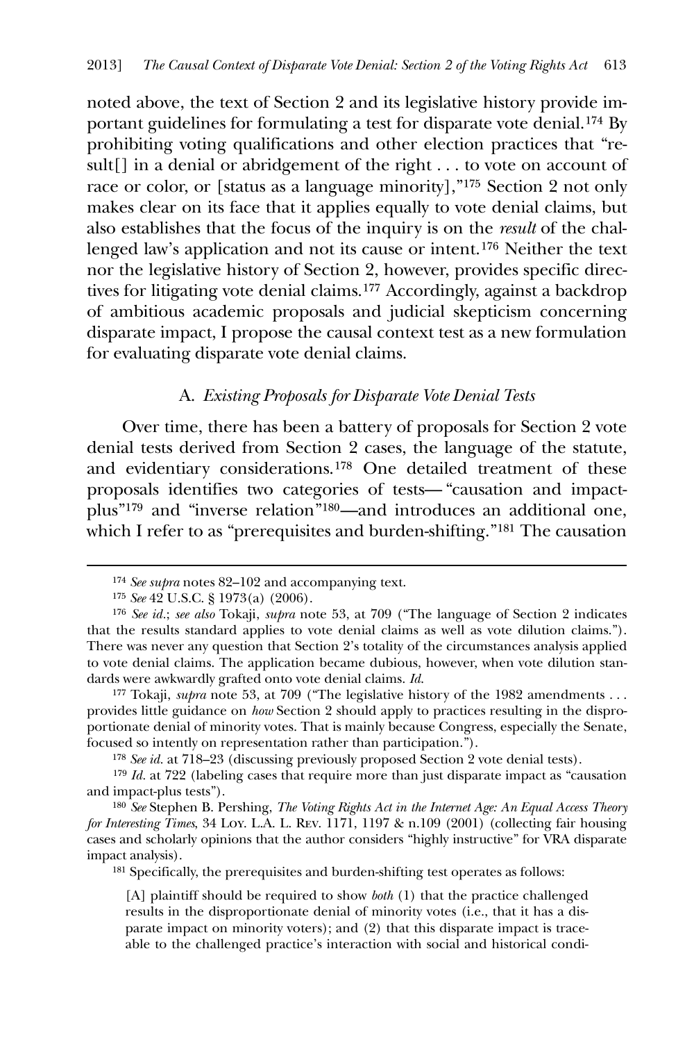noted above, the text of Section 2 and its legislative history provide important guidelines for formulating a test for disparate vote denial.[174] By prohibiting voting qualifications and other election practices that "result[] in a denial or abridgement of the right . . . to vote on account of race or color, or [status as a language minority],"[175] Section 2 not only makes clear on its face that it applies equally to vote denial claims, but also establishes that the focus of the inquiry is on the *result* of the challenged law's application and not its cause or intent.[176] Neither the text nor the legislative history of Section 2, however, provides specific directives for litigating vote denial claims.[177] Accordingly, against a backdrop of ambitious academic proposals and judicial skepticism concerning disparate impact, I propose the causal context test as a new formulation for evaluating disparate vote denial claims.

### A. *Existing Proposals for Disparate Vote Denial Tests*

Over time, there has been a battery of proposals for Section 2 vote denial tests derived from Section 2 cases, the language of the statute, and evidentiary considerations.[178] One detailed treatment of these proposals identifies two categories of tests— "causation and impact-plus"[179] and "inverse relation"[180]—and introduces an additional one, which I refer to as "prerequisites and burden-shifting."[181] The causation

---

[174] *See supra* notes 82–102 and accompanying text.

[175] *See* 42 U.S.C. § 1973(a) (2006).

[176] *See id.*; *see also* Tokaji, *supra* note 53, at 709 ("The language of Section 2 indicates that the results standard applies to vote denial claims as well as vote dilution claims."). There was never any question that Section 2's totality of the circumstances analysis applied to vote denial claims. The application became dubious, however, when vote dilution standards were awkwardly grafted onto vote denial claims. *Id.*

[177] Tokaji, *supra* note 53, at 709 ("The legislative history of the 1982 amendments . . . provides little guidance on *how* Section 2 should apply to practices resulting in the disproportionate denial of minority votes. That is mainly because Congress, especially the Senate, focused so intently on representation rather than participation.").

[178] *See id.* at 718–23 (discussing previously proposed Section 2 vote denial tests).

[179] *Id.* at 722 (labeling cases that require more than just disparate impact as "causation and impact-plus tests").

[180] *See* Stephen B. Pershing, *The Voting Rights Act in the Internet Age: An Equal Access Theory for Interesting Times*, 34 Loy. L.A. L. Rev. 1171, 1197 & n.109 (2001) (collecting fair housing cases and scholarly opinions that the author considers "highly instructive" for VRA disparate impact analysis).

[181] Specifically, the prerequisites and burden-shifting test operates as follows:

> [A] plaintiff should be required to show *both* (1) that the practice challenged results in the disproportionate denial of minority votes (i.e., that it has a disparate impact on minority voters); and (2) that this disparate impact is traceable to the challenged practice's interaction with social and historical condi-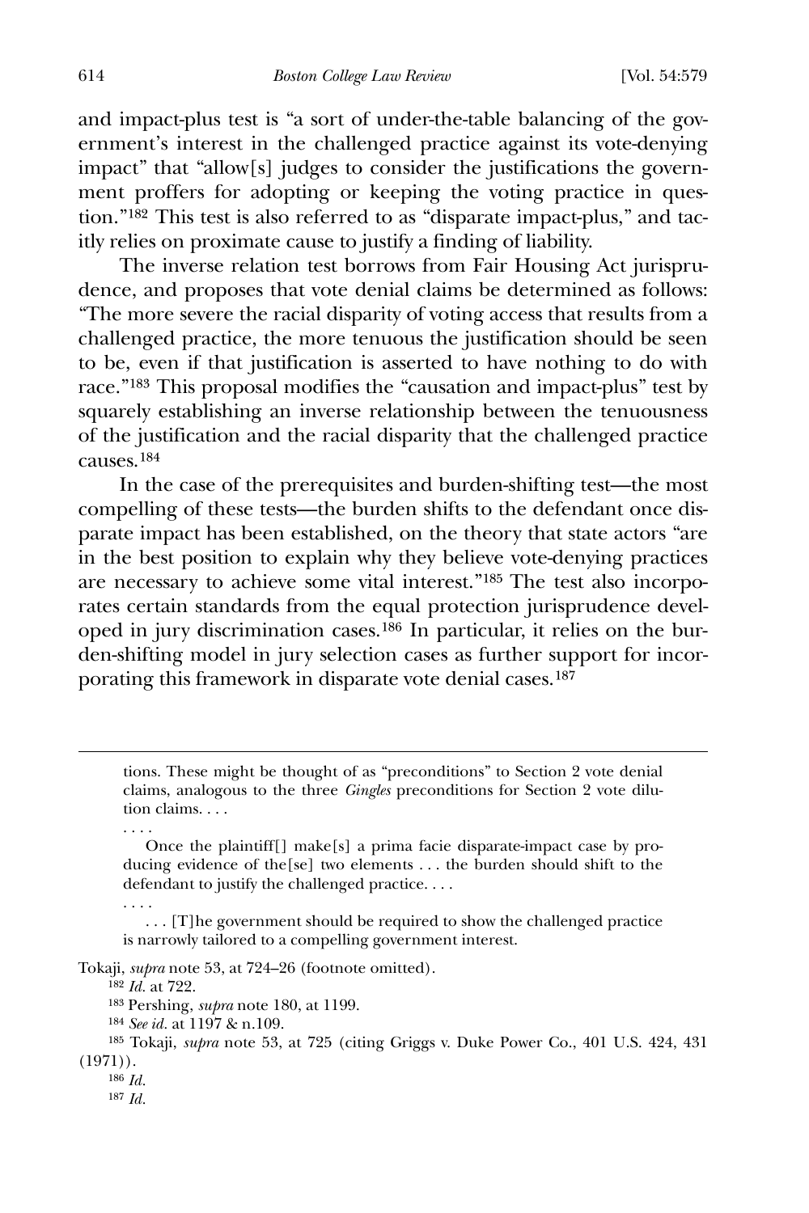and impact-plus test is "a sort of under-the-table balancing of the government's interest in the challenged practice against its vote-denying impact" that "allow[s] judges to consider the justifications the government proffers for adopting or keeping the voting practice in question."[182] This test is also referred to as "disparate impact-plus," and tacitly relies on proximate cause to justify a finding of liability.

The inverse relation test borrows from Fair Housing Act jurisprudence, and proposes that vote denial claims be determined as follows: "The more severe the racial disparity of voting access that results from a challenged practice, the more tenuous the justification should be seen to be, even if that justification is asserted to have nothing to do with race."[183] This proposal modifies the "causation and impact-plus" test by squarely establishing an inverse relationship between the tenuousness of the justification and the racial disparity that the challenged practice causes.[184]

In the case of the prerequisites and burden-shifting test—the most compelling of these tests—the burden shifts to the defendant once disparate impact has been established, on the theory that state actors "are in the best position to explain why they believe vote-denying practices are necessary to achieve some vital interest."[185] The test also incorporates certain standards from the equal protection jurisprudence developed in jury discrimination cases.[186] In particular, it relies on the burden-shifting model in jury selection cases as further support for incorporating this framework in disparate vote denial cases.[187]

---

> tions. These might be thought of as "preconditions" to Section 2 vote denial claims, analogous to the three *Gingles* preconditions for Section 2 vote dilution claims. . . .
>
> . . . .
>
> Once the plaintiff[] make[s] a prima facie disparate-impact case by producing evidence of the[se] two elements . . . the burden should shift to the defendant to justify the challenged practice. . . .
>
> . . . .
>
> . . . [T]he government should be required to show the challenged practice is narrowly tailored to a compelling government interest.

Tokaji, *supra* note 53, at 724–26 (footnote omitted).

[182] *Id.* at 722.

[183] Pershing, *supra* note 180, at 1199.

[184] *See id.* at 1197 & n.109.

[185] Tokaji, *supra* note 53, at 725 (citing Griggs v. Duke Power Co., 401 U.S. 424, 431 (1971)).

[186] *Id.*

[187] *Id.*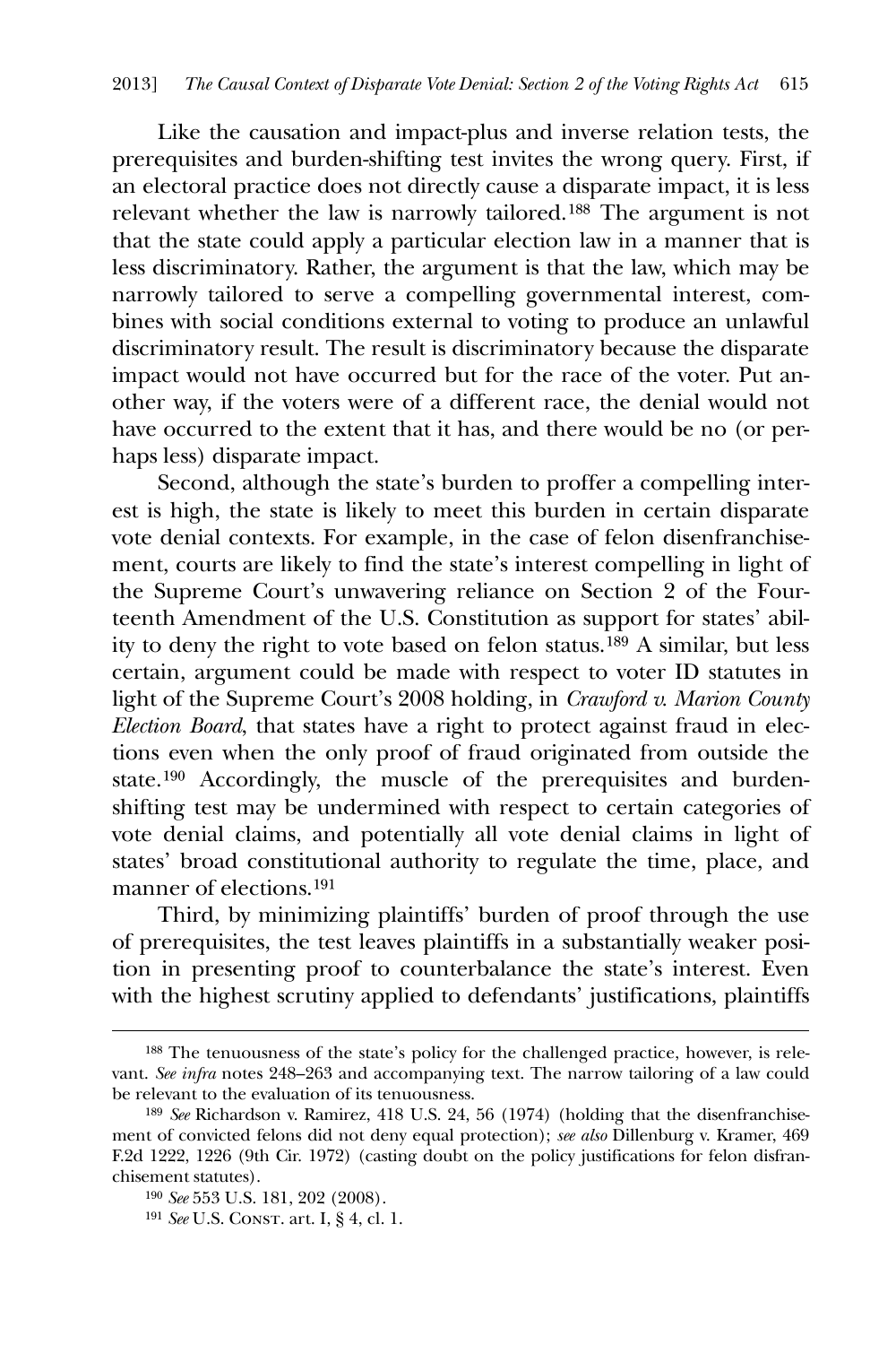Like the causation and impact-plus and inverse relation tests, the prerequisites and burden-shifting test invites the wrong query. First, if an electoral practice does not directly cause a disparate impact, it is less relevant whether the law is narrowly tailored.[188] The argument is not that the state could apply a particular election law in a manner that is less discriminatory. Rather, the argument is that the law, which may be narrowly tailored to serve a compelling governmental interest, combines with social conditions external to voting to produce an unlawful discriminatory result. The result is discriminatory because the disparate impact would not have occurred but for the race of the voter. Put another way, if the voters were of a different race, the denial would not have occurred to the extent that it has, and there would be no (or perhaps less) disparate impact.

Second, although the state's burden to proffer a compelling interest is high, the state is likely to meet this burden in certain disparate vote denial contexts. For example, in the case of felon disenfranchisement, courts are likely to find the state's interest compelling in light of the Supreme Court's unwavering reliance on Section 2 of the Fourteenth Amendment of the U.S. Constitution as support for states' ability to deny the right to vote based on felon status.[189] A similar, but less certain, argument could be made with respect to voter ID statutes in light of the Supreme Court's 2008 holding, in *Crawford v. Marion County Election Board*, that states have a right to protect against fraud in elections even when the only proof of fraud originated from outside the state.[190] Accordingly, the muscle of the prerequisites and burden-shifting test may be undermined with respect to certain categories of vote denial claims, and potentially all vote denial claims in light of states' broad constitutional authority to regulate the time, place, and manner of elections.[191]

Third, by minimizing plaintiffs' burden of proof through the use of prerequisites, the test leaves plaintiffs in a substantially weaker position in presenting proof to counterbalance the state's interest. Even with the highest scrutiny applied to defendants' justifications, plaintiffs

---

[188] The tenuousness of the state's policy for the challenged practice, however, is relevant. *See infra* notes 248–263 and accompanying text. The narrow tailoring of a law could be relevant to the evaluation of its tenuousness.

[189] *See* Richardson v. Ramirez, 418 U.S. 24, 56 (1974) (holding that the disenfranchisement of convicted felons did not deny equal protection); *see also* Dillenburg v. Kramer, 469 F.2d 1222, 1226 (9th Cir. 1972) (casting doubt on the policy justifications for felon disfranchisement statutes).

[190] *See* 553 U.S. 181, 202 (2008).

[191] *See* U.S. Const. art. I, § 4, cl. 1.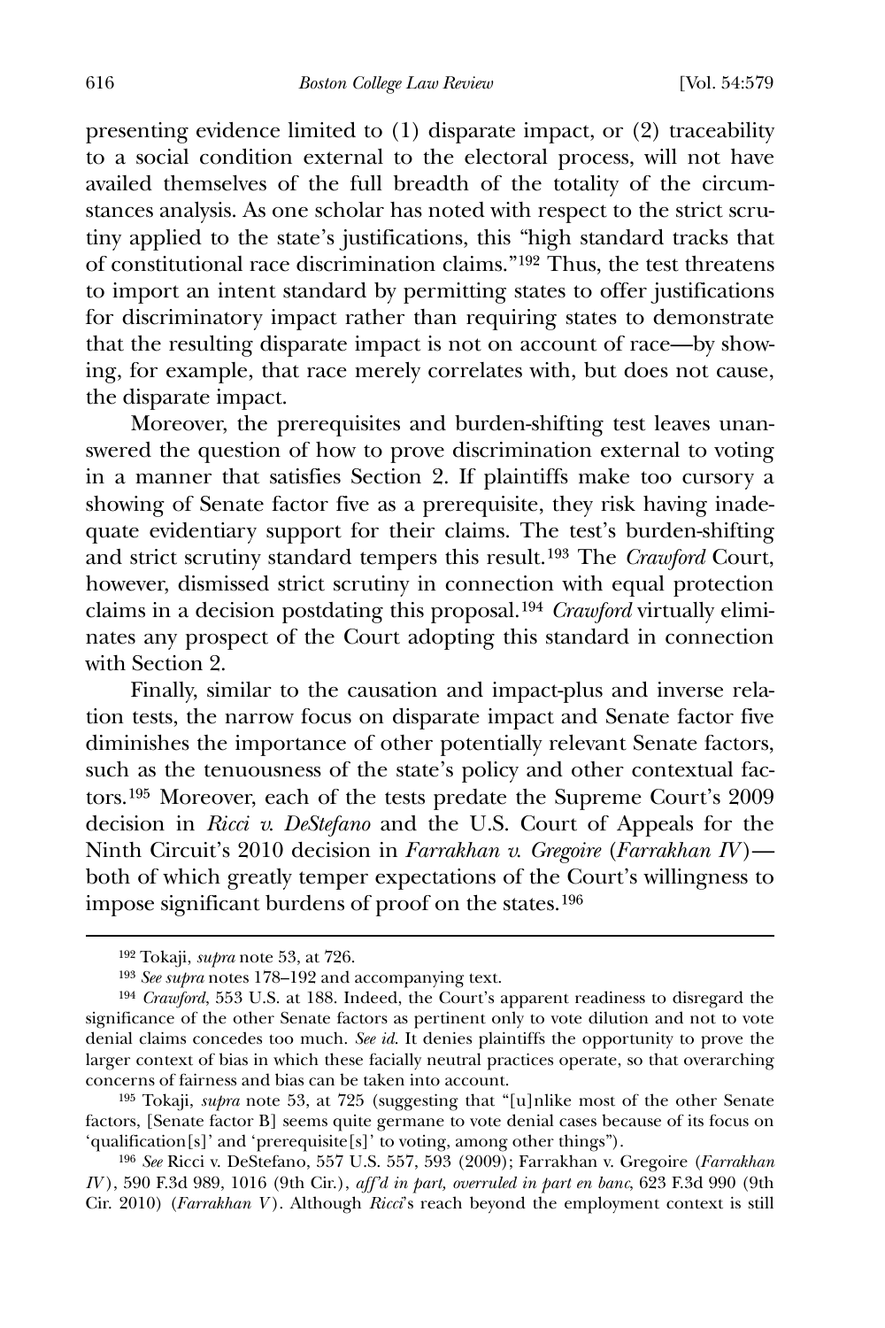presenting evidence limited to (1) disparate impact, or (2) traceability to a social condition external to the electoral process, will not have availed themselves of the full breadth of the totality of the circumstances analysis. As one scholar has noted with respect to the strict scrutiny applied to the state's justifications, this "high standard tracks that of constitutional race discrimination claims."[192] Thus, the test threatens to import an intent standard by permitting states to offer justifications for discriminatory impact rather than requiring states to demonstrate that the resulting disparate impact is not on account of race—by showing, for example, that race merely correlates with, but does not cause, the disparate impact.

Moreover, the prerequisites and burden-shifting test leaves unanswered the question of how to prove discrimination external to voting in a manner that satisfies Section 2. If plaintiffs make too cursory a showing of Senate factor five as a prerequisite, they risk having inadequate evidentiary support for their claims. The test's burden-shifting and strict scrutiny standard tempers this result.[193] The *Crawford* Court, however, dismissed strict scrutiny in connection with equal protection claims in a decision postdating this proposal.[194] *Crawford* virtually eliminates any prospect of the Court adopting this standard in connection with Section 2.

Finally, similar to the causation and impact-plus and inverse relation tests, the narrow focus on disparate impact and Senate factor five diminishes the importance of other potentially relevant Senate factors, such as the tenuousness of the state's policy and other contextual factors.[195] Moreover, each of the tests predate the Supreme Court's 2009 decision in *Ricci v. DeStefano* and the U.S. Court of Appeals for the Ninth Circuit's 2010 decision in *Farrakhan v. Gregoire* (*Farrakhan IV*)—both of which greatly temper expectations of the Court's willingness to impose significant burdens of proof on the states.[196]

---

[192] Tokaji, *supra* note 53, at 726.

[193] *See supra* notes 178–192 and accompanying text.

[194] *Crawford*, 553 U.S. at 188. Indeed, the Court's apparent readiness to disregard the significance of the other Senate factors as pertinent only to vote dilution and not to vote denial claims concedes too much. *See id.* It denies plaintiffs the opportunity to prove the larger context of bias in which these facially neutral practices operate, so that overarching concerns of fairness and bias can be taken into account.

[195] Tokaji, *supra* note 53, at 725 (suggesting that "[u]nlike most of the other Senate factors, [Senate factor B] seems quite germane to vote denial cases because of its focus on 'qualification[s]' and 'prerequisite[s]' to voting, among other things").

[196] *See* Ricci v. DeStefano, 557 U.S. 557, 593 (2009); Farrakhan v. Gregoire (*Farrakhan IV*), 590 F.3d 989, 1016 (9th Cir.), *aff'd in part, overruled in part en banc*, 623 F.3d 990 (9th Cir. 2010) (*Farrakhan V*). Although *Ricci*'s reach beyond the employment context is still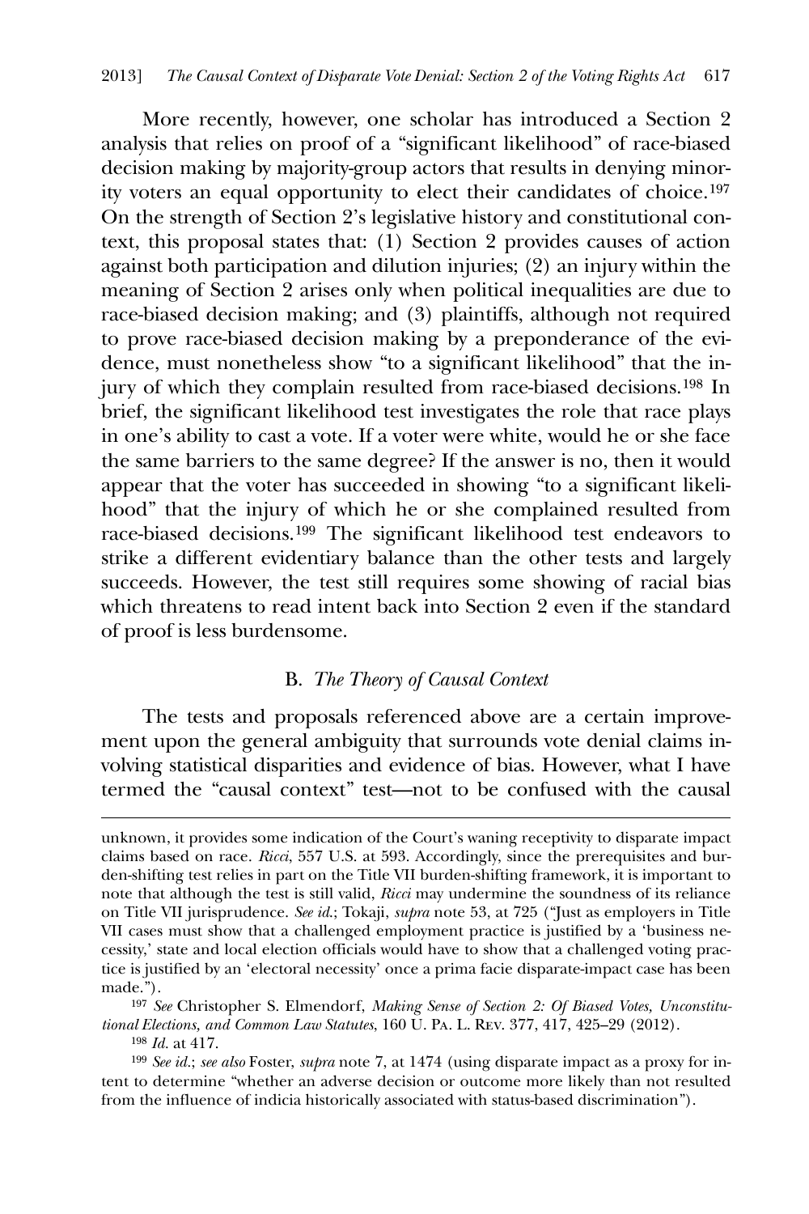More recently, however, one scholar has introduced a Section 2 analysis that relies on proof of a "significant likelihood" of race-biased decision making by majority-group actors that results in denying minority voters an equal opportunity to elect their candidates of choice.[197] On the strength of Section 2's legislative history and constitutional context, this proposal states that: (1) Section 2 provides causes of action against both participation and dilution injuries; (2) an injury within the meaning of Section 2 arises only when political inequalities are due to race-biased decision making; and (3) plaintiffs, although not required to prove race-biased decision making by a preponderance of the evidence, must nonetheless show "to a significant likelihood" that the injury of which they complain resulted from race-biased decisions.[198] In brief, the significant likelihood test investigates the role that race plays in one's ability to cast a vote. If a voter were white, would he or she face the same barriers to the same degree? If the answer is no, then it would appear that the voter has succeeded in showing "to a significant likelihood" that the injury of which he or she complained resulted from race-biased decisions.[199] The significant likelihood test endeavors to strike a different evidentiary balance than the other tests and largely succeeds. However, the test still requires some showing of racial bias which threatens to read intent back into Section 2 even if the standard of proof is less burdensome.

### B. *The Theory of Causal Context*

The tests and proposals referenced above are a certain improvement upon the general ambiguity that surrounds vote denial claims involving statistical disparities and evidence of bias. However, what I have termed the "causal context" test—not to be confused with the causal

---

unknown, it provides some indication of the Court's waning receptivity to disparate impact claims based on race. *Ricci*, 557 U.S. at 593. Accordingly, since the prerequisites and burden-shifting test relies in part on the Title VII burden-shifting framework, it is important to note that although the test is still valid, *Ricci* may undermine the soundness of its reliance on Title VII jurisprudence. *See id.*; Tokaji, *supra* note 53, at 725 ("Just as employers in Title VII cases must show that a challenged employment practice is justified by a 'business necessity,' state and local election officials would have to show that a challenged voting practice is justified by an 'electoral necessity' once a prima facie disparate-impact case has been made.").

[197] *See* Christopher S. Elmendorf, *Making Sense of Section 2: Of Biased Votes, Unconstitutional Elections, and Common Law Statutes*, 160 U. Pa. L. Rev. 377, 417, 425–29 (2012).

[198] *Id.* at 417.

[199] *See id.*; *see also* Foster, *supra* note 7, at 1474 (using disparate impact as a proxy for intent to determine "whether an adverse decision or outcome more likely than not resulted from the influence of indicia historically associated with status-based discrimination").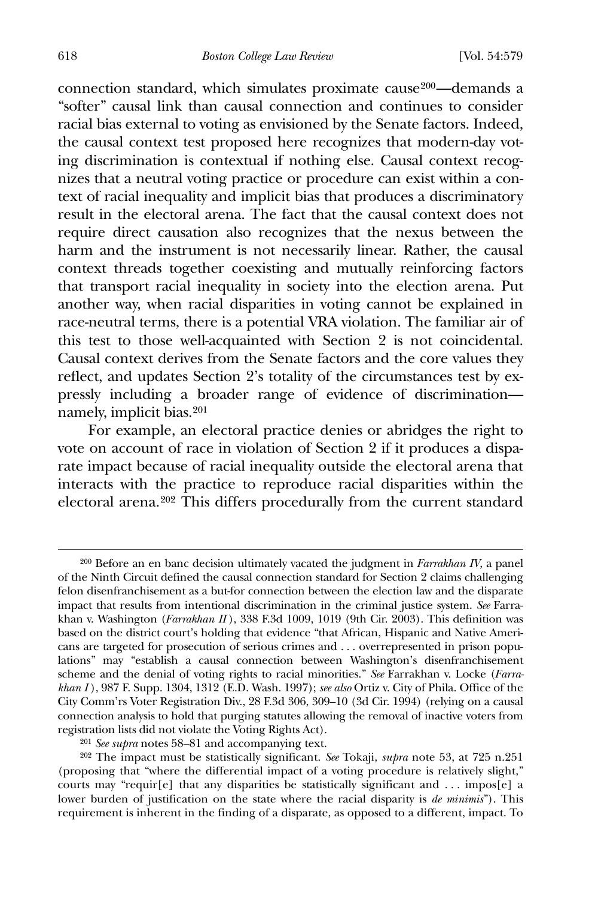connection standard, which simulates proximate cause[200]—demands a "softer" causal link than causal connection and continues to consider racial bias external to voting as envisioned by the Senate factors. Indeed, the causal context test proposed here recognizes that modern-day voting discrimination is contextual if nothing else. Causal context recognizes that a neutral voting practice or procedure can exist within a context of racial inequality and implicit bias that produces a discriminatory result in the electoral arena. The fact that the causal context does not require direct causation also recognizes that the nexus between the harm and the instrument is not necessarily linear. Rather, the causal context threads together coexisting and mutually reinforcing factors that transport racial inequality in society into the election arena. Put another way, when racial disparities in voting cannot be explained in race-neutral terms, there is a potential VRA violation. The familiar air of this test to those well-acquainted with Section 2 is not coincidental. Causal context derives from the Senate factors and the core values they reflect, and updates Section 2's totality of the circumstances test by expressly including a broader range of evidence of discrimination—namely, implicit bias.[201]

For example, an electoral practice denies or abridges the right to vote on account of race in violation of Section 2 if it produces a disparate impact because of racial inequality outside the electoral arena that interacts with the practice to reproduce racial disparities within the electoral arena.[202] This differs procedurally from the current standard

---

[200] Before an en banc decision ultimately vacated the judgment in *Farrakhan IV*, a panel of the Ninth Circuit defined the causal connection standard for Section 2 claims challenging felon disenfranchisement as a but-for connection between the election law and the disparate impact that results from intentional discrimination in the criminal justice system. *See* Farrakhan v. Washington (*Farrakhan II*), 338 F.3d 1009, 1019 (9th Cir. 2003). This definition was based on the district court's holding that evidence "that African, Hispanic and Native Americans are targeted for prosecution of serious crimes and . . . overrepresented in prison populations" may "establish a causal connection between Washington's disenfranchisement scheme and the denial of voting rights to racial minorities." *See* Farrakhan v. Locke (*Farrakhan I*), 987 F. Supp. 1304, 1312 (E.D. Wash. 1997); *see also* Ortiz v. City of Phila. Office of the City Comm'rs Voter Registration Div., 28 F.3d 306, 309–10 (3d Cir. 1994) (relying on a causal connection analysis to hold that purging statutes allowing the removal of inactive voters from registration lists did not violate the Voting Rights Act).

[201] *See supra* notes 58–81 and accompanying text.

[202] The impact must be statistically significant. *See* Tokaji, *supra* note 53, at 725 n.251 (proposing that "where the differential impact of a voting procedure is relatively slight," courts may "requir[e] that any disparities be statistically significant and . . . impos[e] a lower burden of justification on the state where the racial disparity is *de minimis*"). This requirement is inherent in the finding of a disparate, as opposed to a different, impact. To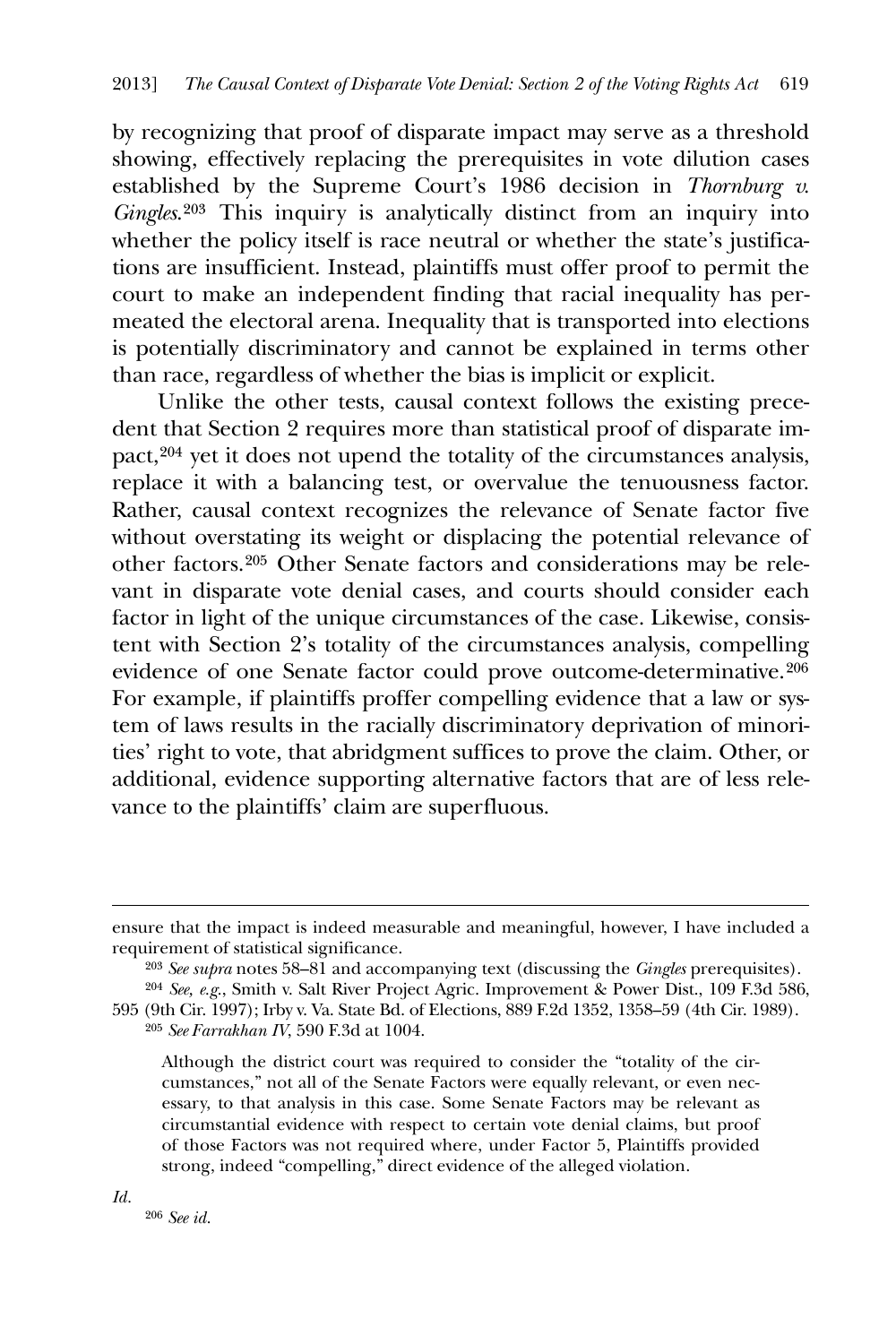by recognizing that proof of disparate impact may serve as a threshold showing, effectively replacing the prerequisites in vote dilution cases established by the Supreme Court's 1986 decision in *Thornburg v. Gingles*.[203] This inquiry is analytically distinct from an inquiry into whether the policy itself is race neutral or whether the state's justifications are insufficient. Instead, plaintiffs must offer proof to permit the court to make an independent finding that racial inequality has permeated the electoral arena. Inequality that is transported into elections is potentially discriminatory and cannot be explained in terms other than race, regardless of whether the bias is implicit or explicit.

Unlike the other tests, causal context follows the existing precedent that Section 2 requires more than statistical proof of disparate impact,[204] yet it does not upend the totality of the circumstances analysis, replace it with a balancing test, or overvalue the tenuousness factor. Rather, causal context recognizes the relevance of Senate factor five without overstating its weight or displacing the potential relevance of other factors.[205] Other Senate factors and considerations may be relevant in disparate vote denial cases, and courts should consider each factor in light of the unique circumstances of the case. Likewise, consistent with Section 2's totality of the circumstances analysis, compelling evidence of one Senate factor could prove outcome-determinative.[206] For example, if plaintiffs proffer compelling evidence that a law or system of laws results in the racially discriminatory deprivation of minorities' right to vote, that abridgment suffices to prove the claim. Other, or additional, evidence supporting alternative factors that are of less relevance to the plaintiffs' claim are superfluous.

---

ensure that the impact is indeed measurable and meaningful, however, I have included a requirement of statistical significance.

[203] *See supra* notes 58–81 and accompanying text (discussing the *Gingles* prerequisites).

[204] *See, e.g.*, Smith v. Salt River Project Agric. Improvement & Power Dist., 109 F.3d 586, 595 (9th Cir. 1997); Irby v. Va. State Bd. of Elections, 889 F.2d 1352, 1358–59 (4th Cir. 1989).

[205] *See Farrakhan IV*, 590 F.3d at 1004.

> Although the district court was required to consider the "totality of the circumstances," not all of the Senate Factors were equally relevant, or even necessary, to that analysis in this case. Some Senate Factors may be relevant as circumstantial evidence with respect to certain vote denial claims, but proof of those Factors was not required where, under Factor 5, Plaintiffs provided strong, indeed "compelling," direct evidence of the alleged violation.

*Id.*

[206] *See id.*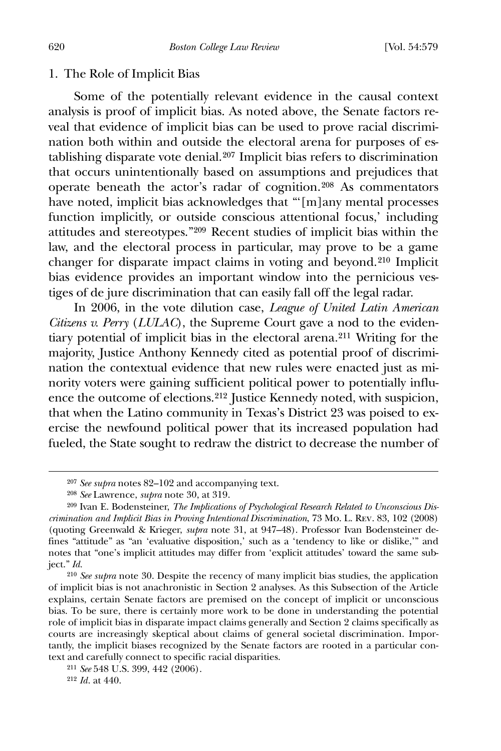### 1. The Role of Implicit Bias

Some of the potentially relevant evidence in the causal context analysis is proof of implicit bias. As noted above, the Senate factors reveal that evidence of implicit bias can be used to prove racial discrimination both within and outside the electoral arena for purposes of establishing disparate vote denial.[207] Implicit bias refers to discrimination that occurs unintentionally based on assumptions and prejudices that operate beneath the actor's radar of cognition.[208] As commentators have noted, implicit bias acknowledges that "'[m]any mental processes function implicitly, or outside conscious attentional focus,' including attitudes and stereotypes."[209] Recent studies of implicit bias within the law, and the electoral process in particular, may prove to be a game changer for disparate impact claims in voting and beyond.[210] Implicit bias evidence provides an important window into the pernicious vestiges of de jure discrimination that can easily fall off the legal radar.

In 2006, in the vote dilution case, *League of United Latin American Citizens v. Perry* (*LULAC*), the Supreme Court gave a nod to the evidentiary potential of implicit bias in the electoral arena.[211] Writing for the majority, Justice Anthony Kennedy cited as potential proof of discrimination the contextual evidence that new rules were enacted just as minority voters were gaining sufficient political power to potentially influence the outcome of elections.[212] Justice Kennedy noted, with suspicion, that when the Latino community in Texas's District 23 was poised to exercise the newfound political power that its increased population had fueled, the State sought to redraw the district to decrease the number of

---

[207] *See supra* notes 82–102 and accompanying text.

[208] *See* Lawrence, *supra* note 30, at 319.

[209] Ivan E. Bodensteiner, *The Implications of Psychological Research Related to Unconscious Discrimination and Implicit Bias in Proving Intentional Discrimination*, 73 Mo. L. Rev. 83, 102 (2008) (quoting Greenwald & Krieger, *supra* note 31, at 947–48). Professor Ivan Bodensteiner defines "attitude" as "an 'evaluative disposition,' such as a 'tendency to like or dislike,'" and notes that "one's implicit attitudes may differ from 'explicit attitudes' toward the same subject." *Id.*

[210] *See supra* note 30. Despite the recency of many implicit bias studies, the application of implicit bias is not anachronistic in Section 2 analyses. As this Subsection of the Article explains, certain Senate factors are premised on the concept of implicit or unconscious bias. To be sure, there is certainly more work to be done in understanding the potential role of implicit bias in disparate impact claims generally and Section 2 claims specifically as courts are increasingly skeptical about claims of general societal discrimination. Importantly, the implicit biases recognized by the Senate factors are rooted in a particular context and carefully connect to specific racial disparities.

[211] *See* 548 U.S. 399, 442 (2006).

[212] *Id.* at 440.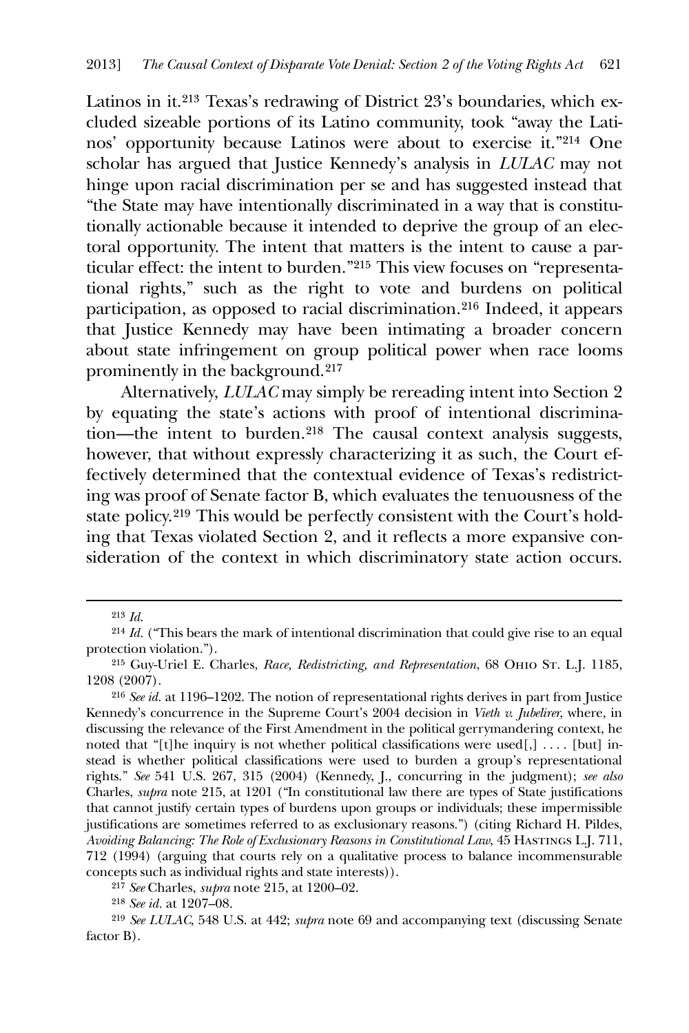Latinos in it.[213] Texas's redrawing of District 23's boundaries, which excluded sizeable portions of its Latino community, took "away the Latinos' opportunity because Latinos were about to exercise it."[214] One scholar has argued that Justice Kennedy's analysis in *LULAC* may not hinge upon racial discrimination per se and has suggested instead that "the State may have intentionally discriminated in a way that is constitutionally actionable because it intended to deprive the group of an electoral opportunity. The intent that matters is the intent to cause a particular effect: the intent to burden."[215] This view focuses on "representational rights," such as the right to vote and burdens on political participation, as opposed to racial discrimination.[216] Indeed, it appears that Justice Kennedy may have been intimating a broader concern about state infringement on group political power when race looms prominently in the background.[217]

Alternatively, *LULAC* may simply be rereading intent into Section 2 by equating the state's actions with proof of intentional discrimination—the intent to burden.[218] The causal context analysis suggests, however, that without expressly characterizing it as such, the Court effectively determined that the contextual evidence of Texas's redistricting was proof of Senate factor B, which evaluates the tenuousness of the state policy.[219] This would be perfectly consistent with the Court's holding that Texas violated Section 2, and it reflects a more expansive consideration of the context in which discriminatory state action occurs.

---

[213] *Id.*

[214] *Id.* ("This bears the mark of intentional discrimination that could give rise to an equal protection violation.").

[215] Guy-Uriel E. Charles, *Race, Redistricting, and Representation*, 68 Ohio St. L.J. 1185, 1208 (2007).

[216] *See id.* at 1196–1202. The notion of representational rights derives in part from Justice Kennedy's concurrence in the Supreme Court's 2004 decision in *Vieth v. Jubelirer*, where, in discussing the relevance of the First Amendment in the political gerrymandering context, he noted that "[t]he inquiry is not whether political classifications were used[,] . . . . [but] instead is whether political classifications were used to burden a group's representational rights." *See* 541 U.S. 267, 315 (2004) (Kennedy, J., concurring in the judgment); *see also* Charles, *supra* note 215, at 1201 ("In constitutional law there are types of State justifications that cannot justify certain types of burdens upon groups or individuals; these impermissible justifications are sometimes referred to as exclusionary reasons.") (citing Richard H. Pildes, *Avoiding Balancing: The Role of Exclusionary Reasons in Constitutional Law*, 45 Hastings L.J. 711, 712 (1994) (arguing that courts rely on a qualitative process to balance incommensurable concepts such as individual rights and state interests)).

[217] *See* Charles, *supra* note 215, at 1200–02.

[218] *See id.* at 1207–08.

[219] *See LULAC*, 548 U.S. at 442; *supra* note 69 and accompanying text (discussing Senate factor B).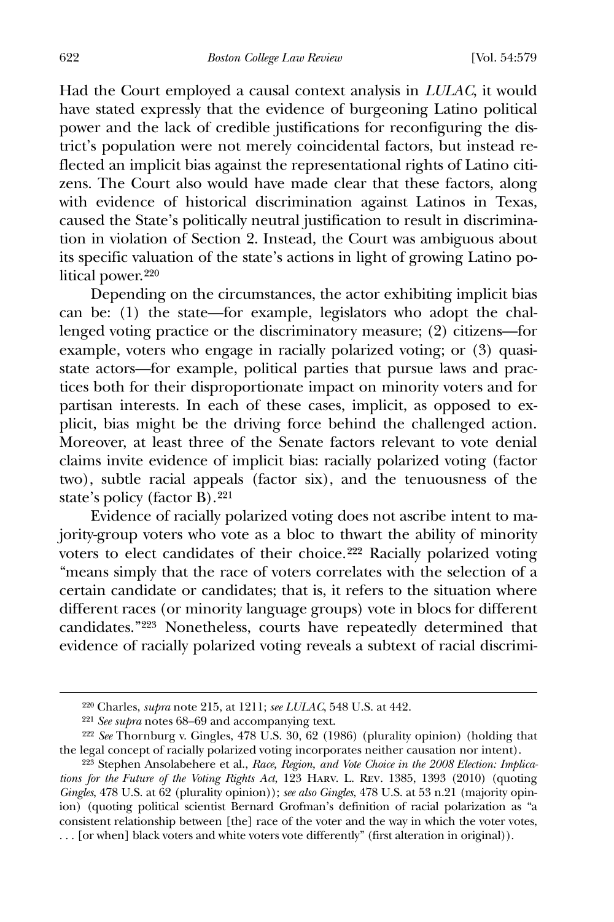Had the Court employed a causal context analysis in *LULAC*, it would have stated expressly that the evidence of burgeoning Latino political power and the lack of credible justifications for reconfiguring the district's population were not merely coincidental factors, but instead reflected an implicit bias against the representational rights of Latino citizens. The Court also would have made clear that these factors, along with evidence of historical discrimination against Latinos in Texas, caused the State's politically neutral justification to result in discrimination in violation of Section 2. Instead, the Court was ambiguous about its specific valuation of the state's actions in light of growing Latino political power.[220]

Depending on the circumstances, the actor exhibiting implicit bias can be: (1) the state—for example, legislators who adopt the challenged voting practice or the discriminatory measure; (2) citizens—for example, voters who engage in racially polarized voting; or (3) quasi-state actors—for example, political parties that pursue laws and practices both for their disproportionate impact on minority voters and for partisan interests. In each of these cases, implicit, as opposed to explicit, bias might be the driving force behind the challenged action. Moreover, at least three of the Senate factors relevant to vote denial claims invite evidence of implicit bias: racially polarized voting (factor two), subtle racial appeals (factor six), and the tenuousness of the state's policy (factor B).[221]

Evidence of racially polarized voting does not ascribe intent to majority-group voters who vote as a bloc to thwart the ability of minority voters to elect candidates of their choice.[222] Racially polarized voting "means simply that the race of voters correlates with the selection of a certain candidate or candidates; that is, it refers to the situation where different races (or minority language groups) vote in blocs for different candidates."[223] Nonetheless, courts have repeatedly determined that evidence of racially polarized voting reveals a subtext of racial discrimi-

---

[220] Charles, *supra* note 215, at 1211; *see LULAC*, 548 U.S. at 442.

[221] *See supra* notes 68–69 and accompanying text.

[222] *See* Thornburg v. Gingles, 478 U.S. 30, 62 (1986) (plurality opinion) (holding that the legal concept of racially polarized voting incorporates neither causation nor intent).

[223] Stephen Ansolabehere et al., *Race, Region, and Vote Choice in the 2008 Election: Implications for the Future of the Voting Rights Act*, 123 Harv. L. Rev. 1385, 1393 (2010) (quoting *Gingles*, 478 U.S. at 62 (plurality opinion)); *see also Gingles*, 478 U.S. at 53 n.21 (majority opinion) (quoting political scientist Bernard Grofman's definition of racial polarization as "a consistent relationship between [the] race of the voter and the way in which the voter votes, . . . [or when] black voters and white voters vote differently" (first alteration in original)).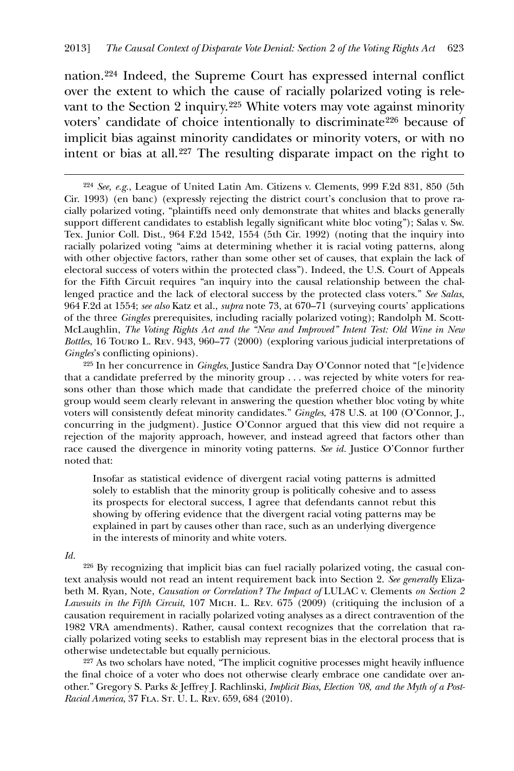nation.[224] Indeed, the Supreme Court has expressed internal conflict over the extent to which the cause of racially polarized voting is relevant to the Section 2 inquiry.[225] White voters may vote against minority voters' candidate of choice intentionally to discriminate[226] because of implicit bias against minority candidates or minority voters, or with no intent or bias at all.[227] The resulting disparate impact on the right to

---

[224] *See, e.g.*, League of United Latin Am. Citizens v. Clements, 999 F.2d 831, 850 (5th Cir. 1993) (en banc) (expressly rejecting the district court's conclusion that to prove racially polarized voting, "plaintiffs need only demonstrate that whites and blacks generally support different candidates to establish legally significant white bloc voting"); Salas v. Sw. Tex. Junior Coll. Dist., 964 F.2d 1542, 1554 (5th Cir. 1992) (noting that the inquiry into racially polarized voting "aims at determining whether it is racial voting patterns, along with other objective factors, rather than some other set of causes, that explain the lack of electoral success of voters within the protected class"). Indeed, the U.S. Court of Appeals for the Fifth Circuit requires "an inquiry into the causal relationship between the challenged practice and the lack of electoral success by the protected class voters." *See Salas*, 964 F.2d at 1554; *see also* Katz et al., *supra* note 73, at 670–71 (surveying courts' applications of the three *Gingles* prerequisites, including racially polarized voting); Randolph M. Scott-McLaughlin, *The Voting Rights Act and the "New and Improved" Intent Test: Old Wine in New Bottles*, 16 Touro L. Rev. 943, 960–77 (2000) (exploring various judicial interpretations of *Gingles*'s conflicting opinions).

[225] In her concurrence in *Gingles*, Justice Sandra Day O'Connor noted that "[e]vidence that a candidate preferred by the minority group . . . was rejected by white voters for reasons other than those which made that candidate the preferred choice of the minority group would seem clearly relevant in answering the question whether bloc voting by white voters will consistently defeat minority candidates." *Gingles*, 478 U.S. at 100 (O'Connor, J., concurring in the judgment). Justice O'Connor argued that this view did not require a rejection of the majority approach, however, and instead agreed that factors other than race caused the divergence in minority voting patterns. *See id.* Justice O'Connor further noted that:

> Insofar as statistical evidence of divergent racial voting patterns is admitted solely to establish that the minority group is politically cohesive and to assess its prospects for electoral success, I agree that defendants cannot rebut this showing by offering evidence that the divergent racial voting patterns may be explained in part by causes other than race, such as an underlying divergence in the interests of minority and white voters.

*Id.*

[226] By recognizing that implicit bias can fuel racially polarized voting, the casual context analysis would not read an intent requirement back into Section 2. *See generally* Elizabeth M. Ryan, Note, *Causation or Correlation? The Impact of* LULAC v. Clements *on Section 2 Lawsuits in the Fifth Circuit*, 107 Mich. L. Rev. 675 (2009) (critiquing the inclusion of a causation requirement in racially polarized voting analyses as a direct contravention of the 1982 VRA amendments). Rather, causal context recognizes that the correlation that racially polarized voting seeks to establish may represent bias in the electoral process that is otherwise undetectable but equally pernicious.

[227] As two scholars have noted, "The implicit cognitive processes might heavily influence the final choice of a voter who does not otherwise clearly embrace one candidate over another." Gregory S. Parks & Jeffrey J. Rachlinski, *Implicit Bias, Election '08, and the Myth of a Post-Racial America*, 37 Fla. St. U. L. Rev. 659, 684 (2010).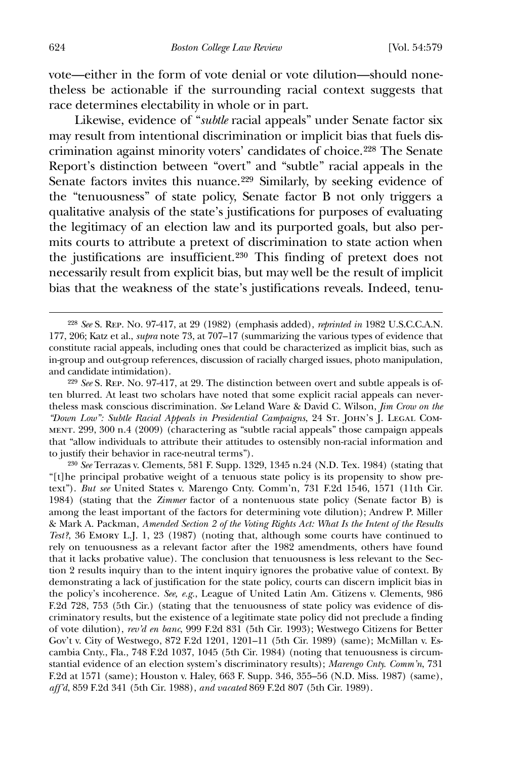vote—either in the form of vote denial or vote dilution—should nonetheless be actionable if the surrounding racial context suggests that race determines electability in whole or in part.

Likewise, evidence of "*subtle* racial appeals" under Senate factor six may result from intentional discrimination or implicit bias that fuels discrimination against minority voters' candidates of choice.[228] The Senate Report's distinction between "overt" and "subtle" racial appeals in the Senate factors invites this nuance.[229] Similarly, by seeking evidence of the "tenuousness" of state policy, Senate factor B not only triggers a qualitative analysis of the state's justifications for purposes of evaluating the legitimacy of an election law and its purported goals, but also permits courts to attribute a pretext of discrimination to state action when the justifications are insufficient.[230] This finding of pretext does not necessarily result from explicit bias, but may well be the result of implicit bias that the weakness of the state's justifications reveals. Indeed, tenu-

---

[228] *See* S. Rep. No. 97-417, at 29 (1982) (emphasis added), *reprinted in* 1982 U.S.C.C.A.N. 177, 206; Katz et al., *supra* note 73, at 707–17 (summarizing the various types of evidence that constitute racial appeals, including ones that could be characterized as implicit bias, such as in-group and out-group references, discussion of racially charged issues, photo manipulation, and candidate intimidation).

[229] *See* S. Rep. No. 97-417, at 29. The distinction between overt and subtle appeals is often blurred. At least two scholars have noted that some explicit racial appeals can nevertheless mask conscious discrimination. *See* Leland Ware & David C. Wilson, *Jim Crow on the "Down Low": Subtle Racial Appeals in Presidential Campaigns*, 24 St. John's J. Legal Comment. 299, 300 n.4 (2009) (charactering as "subtle racial appeals" those campaign appeals that "allow individuals to attribute their attitudes to ostensibly non-racial information and to justify their behavior in race-neutral terms").

[230] *See* Terrazas v. Clements, 581 F. Supp. 1329, 1345 n.24 (N.D. Tex. 1984) (stating that "[t]he principal probative weight of a tenuous state policy is its propensity to show pretext"). *But see* United States v. Marengo Cnty. Comm'n, 731 F.2d 1546, 1571 (11th Cir. 1984) (stating that the *Zimmer* factor of a nontenuous state policy (Senate factor B) is among the least important of the factors for determining vote dilution); Andrew P. Miller & Mark A. Packman, *Amended Section 2 of the Voting Rights Act: What Is the Intent of the Results Test?*, 36 Emory L.J. 1, 23 (1987) (noting that, although some courts have continued to rely on tenuousness as a relevant factor after the 1982 amendments, others have found that it lacks probative value). The conclusion that tenuousness is less relevant to the Section 2 results inquiry than to the intent inquiry ignores the probative value of context. By demonstrating a lack of justification for the state policy, courts can discern implicit bias in the policy's incoherence. *See, e.g.*, League of United Latin Am. Citizens v. Clements, 986 F.2d 728, 753 (5th Cir.) (stating that the tenuousness of state policy was evidence of discriminatory results, but the existence of a legitimate state policy did not preclude a finding of vote dilution), *rev'd en banc*, 999 F.2d 831 (5th Cir. 1993); Westwego Citizens for Better Gov't v. City of Westwego, 872 F.2d 1201, 1201–11 (5th Cir. 1989) (same); McMillan v. Escambia Cnty., Fla., 748 F.2d 1037, 1045 (5th Cir. 1984) (noting that tenuousness is circumstantial evidence of an election system's discriminatory results); *Marengo Cnty. Comm'n*, 731 F.2d at 1571 (same); Houston v. Haley, 663 F. Supp. 346, 355–56 (N.D. Miss. 1987) (same), *aff'd*, 859 F.2d 341 (5th Cir. 1988), *and vacated* 869 F.2d 807 (5th Cir. 1989).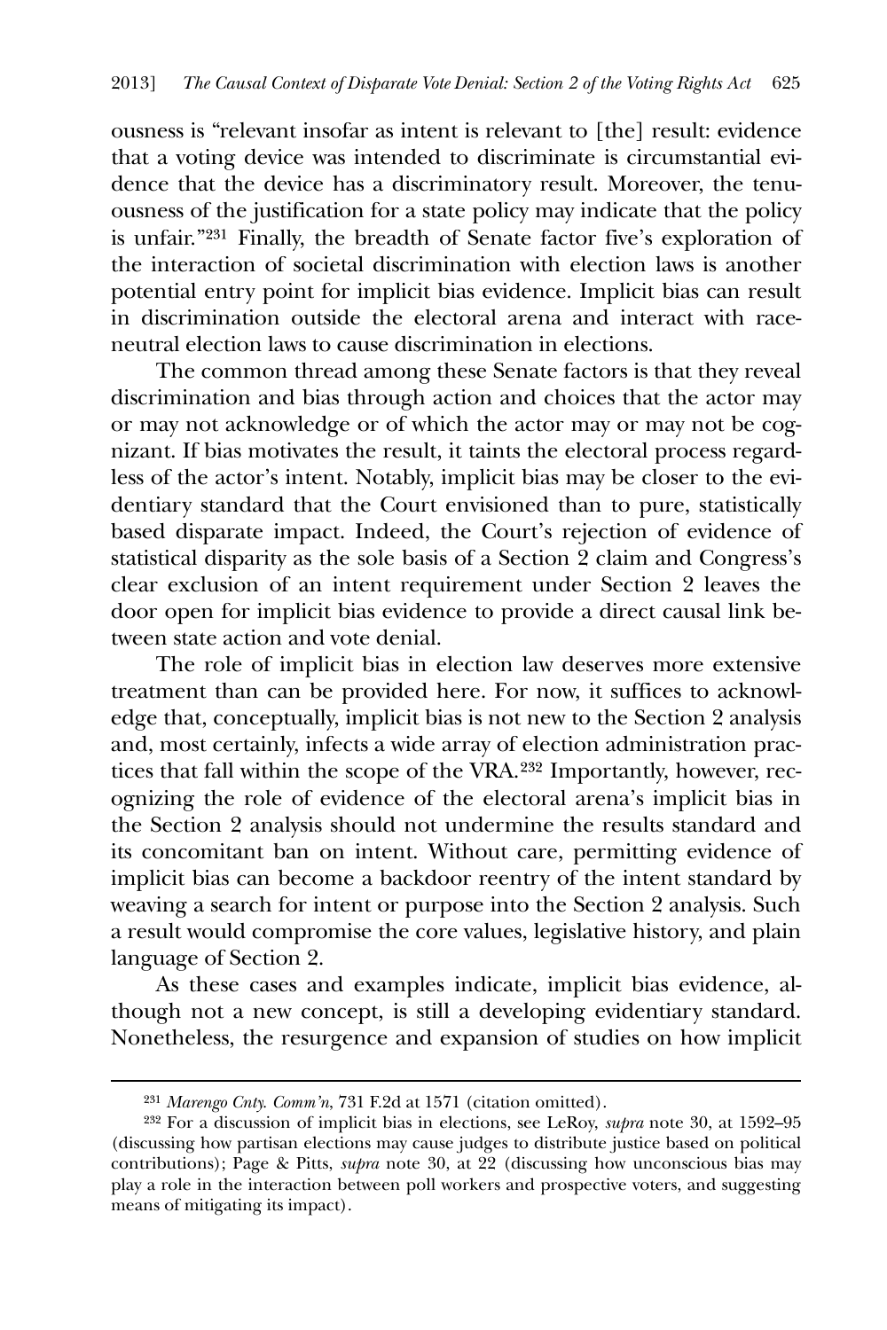ousness is "relevant insofar as intent is relevant to [the] result: evidence that a voting device was intended to discriminate is circumstantial evidence that the device has a discriminatory result. Moreover, the tenuousness of the justification for a state policy may indicate that the policy is unfair."[231] Finally, the breadth of Senate factor five's exploration of the interaction of societal discrimination with election laws is another potential entry point for implicit bias evidence. Implicit bias can result in discrimination outside the electoral arena and interact with race-neutral election laws to cause discrimination in elections.

The common thread among these Senate factors is that they reveal discrimination and bias through action and choices that the actor may or may not acknowledge or of which the actor may or may not be cognizant. If bias motivates the result, it taints the electoral process regardless of the actor's intent. Notably, implicit bias may be closer to the evidentiary standard that the Court envisioned than to pure, statistically based disparate impact. Indeed, the Court's rejection of evidence of statistical disparity as the sole basis of a Section 2 claim and Congress's clear exclusion of an intent requirement under Section 2 leaves the door open for implicit bias evidence to provide a direct causal link between state action and vote denial.

The role of implicit bias in election law deserves more extensive treatment than can be provided here. For now, it suffices to acknowledge that, conceptually, implicit bias is not new to the Section 2 analysis and, most certainly, infects a wide array of election administration practices that fall within the scope of the VRA.[232] Importantly, however, recognizing the role of evidence of the electoral arena's implicit bias in the Section 2 analysis should not undermine the results standard and its concomitant ban on intent. Without care, permitting evidence of implicit bias can become a backdoor reentry of the intent standard by weaving a search for intent or purpose into the Section 2 analysis. Such a result would compromise the core values, legislative history, and plain language of Section 2.

As these cases and examples indicate, implicit bias evidence, although not a new concept, is still a developing evidentiary standard. Nonetheless, the resurgence and expansion of studies on how implicit

---

[231] *Marengo Cnty. Comm'n*, 731 F.2d at 1571 (citation omitted).

[232] For a discussion of implicit bias in elections, see LeRoy, *supra* note 30, at 1592–95 (discussing how partisan elections may cause judges to distribute justice based on political contributions); Page & Pitts, *supra* note 30, at 22 (discussing how unconscious bias may play a role in the interaction between poll workers and prospective voters, and suggesting means of mitigating its impact).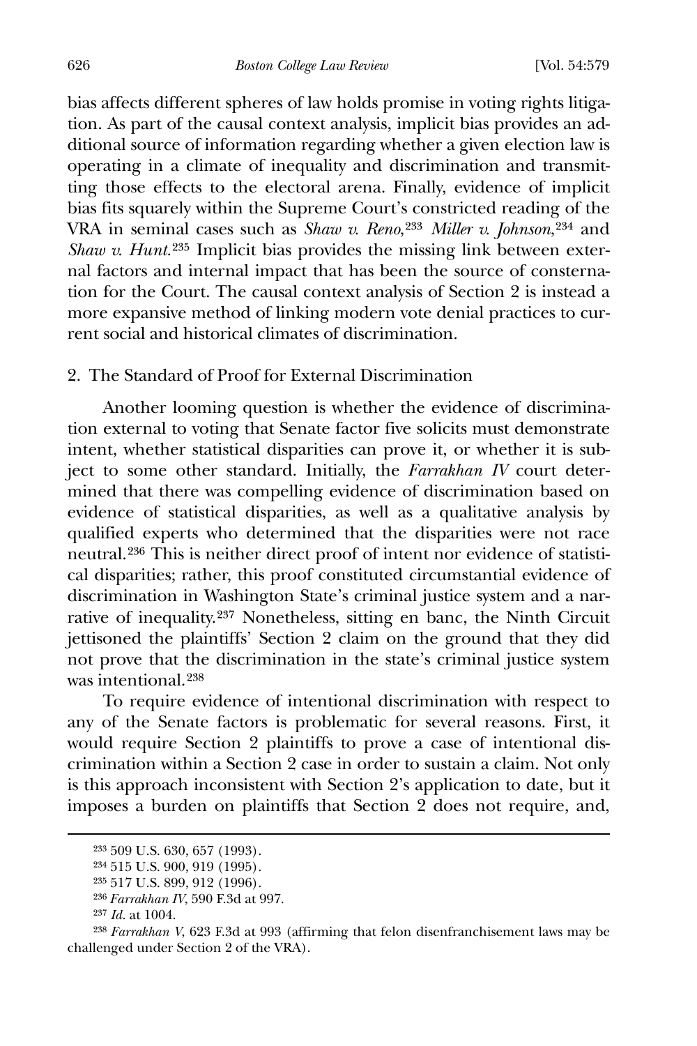bias affects different spheres of law holds promise in voting rights litigation. As part of the causal context analysis, implicit bias provides an additional source of information regarding whether a given election law is operating in a climate of inequality and discrimination and transmitting those effects to the electoral arena. Finally, evidence of implicit bias fits squarely within the Supreme Court's constricted reading of the VRA in seminal cases such as *Shaw v. Reno*,[233] *Miller v. Johnson*,[234] and *Shaw v. Hunt*.[235] Implicit bias provides the missing link between external factors and internal impact that has been the source of consternation for the Court. The causal context analysis of Section 2 is instead a more expansive method of linking modern vote denial practices to current social and historical climates of discrimination.

### 2. The Standard of Proof for External Discrimination

Another looming question is whether the evidence of discrimination external to voting that Senate factor five solicits must demonstrate intent, whether statistical disparities can prove it, or whether it is subject to some other standard. Initially, the *Farrakhan IV* court determined that there was compelling evidence of discrimination based on evidence of statistical disparities, as well as a qualitative analysis by qualified experts who determined that the disparities were not race neutral.[236] This is neither direct proof of intent nor evidence of statistical disparities; rather, this proof constituted circumstantial evidence of discrimination in Washington State's criminal justice system and a narrative of inequality.[237] Nonetheless, sitting en banc, the Ninth Circuit jettisoned the plaintiffs' Section 2 claim on the ground that they did not prove that the discrimination in the state's criminal justice system was intentional.[238]

To require evidence of intentional discrimination with respect to any of the Senate factors is problematic for several reasons. First, it would require Section 2 plaintiffs to prove a case of intentional discrimination within a Section 2 case in order to sustain a claim. Not only is this approach inconsistent with Section 2's application to date, but it imposes a burden on plaintiffs that Section 2 does not require, and,

---

[233] 509 U.S. 630, 657 (1993).

[234] 515 U.S. 900, 919 (1995).

[235] 517 U.S. 899, 912 (1996).

[236] *Farrakhan IV*, 590 F.3d at 997.

[237] *Id.* at 1004.

[238] *Farrakhan V*, 623 F.3d at 993 (affirming that felon disenfranchisement laws may be challenged under Section 2 of the VRA).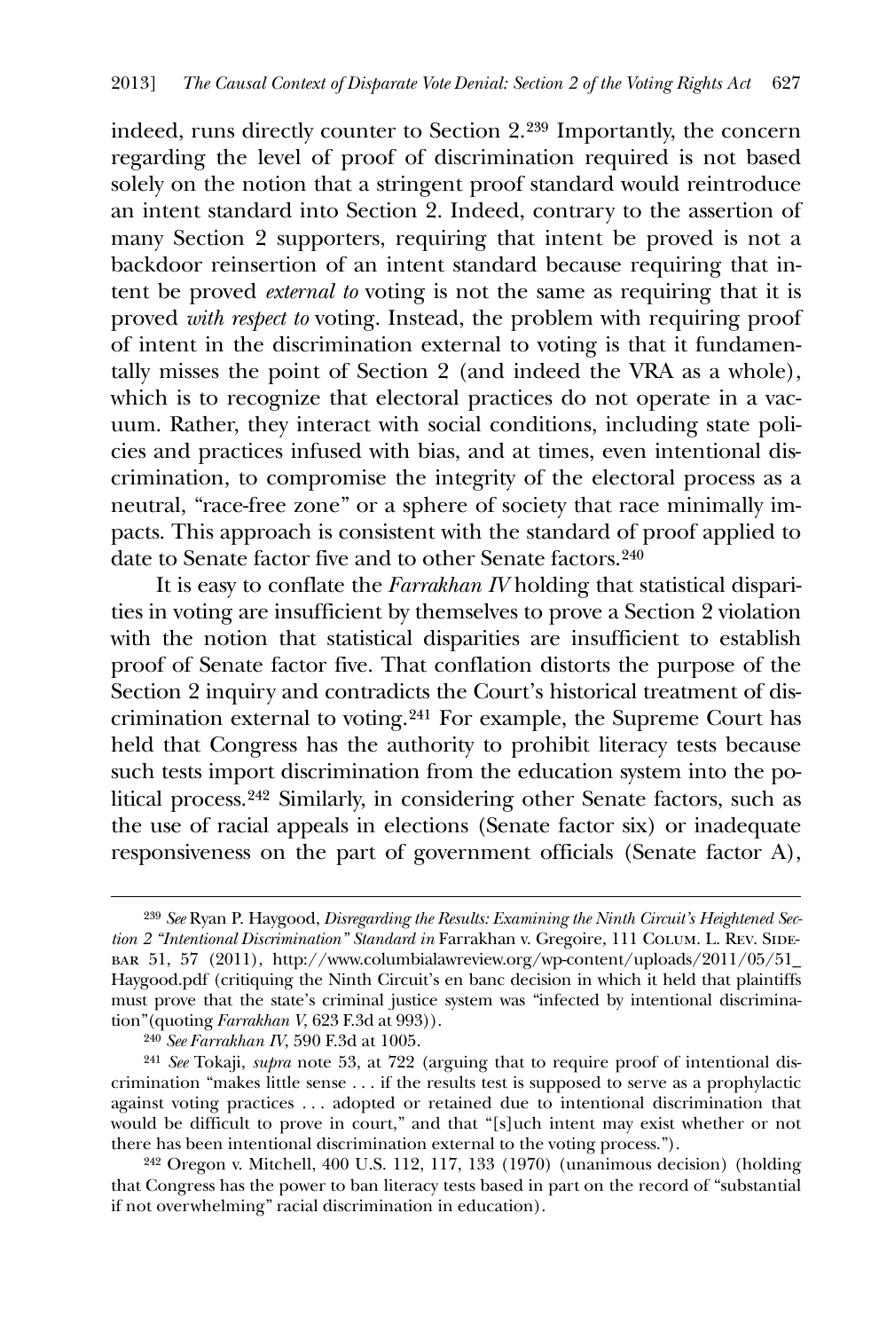indeed, runs directly counter to Section 2.[239] Importantly, the concern regarding the level of proof of discrimination required is not based solely on the notion that a stringent proof standard would reintroduce an intent standard into Section 2. Indeed, contrary to the assertion of many Section 2 supporters, requiring that intent be proved is not a backdoor reinsertion of an intent standard because requiring that intent be proved *external to* voting is not the same as requiring that it is proved *with respect to* voting. Instead, the problem with requiring proof of intent in the discrimination external to voting is that it fundamentally misses the point of Section 2 (and indeed the VRA as a whole), which is to recognize that electoral practices do not operate in a vacuum. Rather, they interact with social conditions, including state policies and practices infused with bias, and at times, even intentional discrimination, to compromise the integrity of the electoral process as a neutral, "race-free zone" or a sphere of society that race minimally impacts. This approach is consistent with the standard of proof applied to date to Senate factor five and to other Senate factors.[240]

It is easy to conflate the *Farrakhan IV* holding that statistical disparities in voting are insufficient by themselves to prove a Section 2 violation with the notion that statistical disparities are insufficient to establish proof of Senate factor five. That conflation distorts the purpose of the Section 2 inquiry and contradicts the Court's historical treatment of discrimination external to voting.[241] For example, the Supreme Court has held that Congress has the authority to prohibit literacy tests because such tests import discrimination from the education system into the political process.[242] Similarly, in considering other Senate factors, such as the use of racial appeals in elections (Senate factor six) or inadequate responsiveness on the part of government officials (Senate factor A),

---

[239] *See* Ryan P. Haygood, *Disregarding the Results: Examining the Ninth Circuit's Heightened Section 2 "Intentional Discrimination" Standard in* Farrakhan v. Gregoire, 111 Colum. L. Rev. Sidebar 51, 57 (2011), http://www.columbialawreview.org/wp-content/uploads/2011/05/51_Haygood.pdf (critiquing the Ninth Circuit's en banc decision in which it held that plaintiffs must prove that the state's criminal justice system was "infected by intentional discrimination"(quoting *Farrakhan V*, 623 F.3d at 993)).

[240] *See Farrakhan IV*, 590 F.3d at 1005.

[241] *See* Tokaji, *supra* note 53, at 722 (arguing that to require proof of intentional discrimination "makes little sense . . . if the results test is supposed to serve as a prophylactic against voting practices . . . adopted or retained due to intentional discrimination that would be difficult to prove in court," and that "[s]uch intent may exist whether or not there has been intentional discrimination external to the voting process.").

[242] Oregon v. Mitchell, 400 U.S. 112, 117, 133 (1970) (unanimous decision) (holding that Congress has the power to ban literacy tests based in part on the record of "substantial if not overwhelming" racial discrimination in education).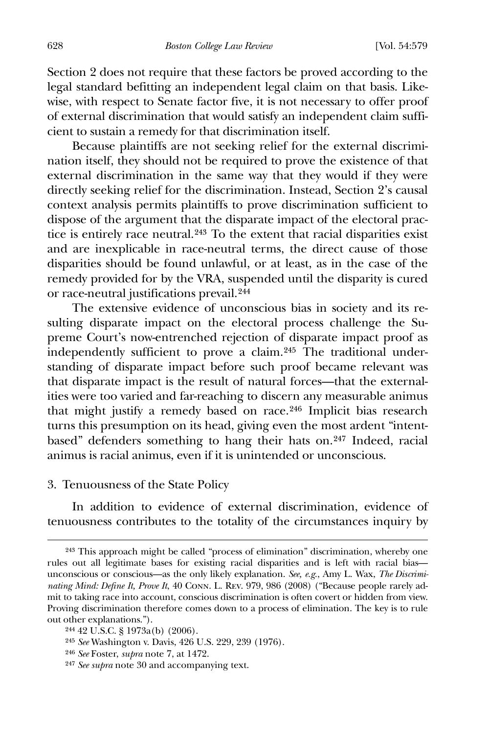Section 2 does not require that these factors be proved according to the legal standard befitting an independent legal claim on that basis. Likewise, with respect to Senate factor five, it is not necessary to offer proof of external discrimination that would satisfy an independent claim sufficient to sustain a remedy for that discrimination itself.

Because plaintiffs are not seeking relief for the external discrimination itself, they should not be required to prove the existence of that external discrimination in the same way that they would if they were directly seeking relief for the discrimination. Instead, Section 2's causal context analysis permits plaintiffs to prove discrimination sufficient to dispose of the argument that the disparate impact of the electoral practice is entirely race neutral.[243] To the extent that racial disparities exist and are inexplicable in race-neutral terms, the direct cause of those disparities should be found unlawful, or at least, as in the case of the remedy provided for by the VRA, suspended until the disparity is cured or race-neutral justifications prevail.[244]

The extensive evidence of unconscious bias in society and its resulting disparate impact on the electoral process challenge the Supreme Court's now-entrenched rejection of disparate impact proof as independently sufficient to prove a claim.[245] The traditional understanding of disparate impact before such proof became relevant was that disparate impact is the result of natural forces—that the externalities were too varied and far-reaching to discern any measurable animus that might justify a remedy based on race.[246] Implicit bias research turns this presumption on its head, giving even the most ardent "intent-based" defenders something to hang their hats on.[247] Indeed, racial animus is racial animus, even if it is unintended or unconscious.

### 3. Tenuousness of the State Policy

In addition to evidence of external discrimination, evidence of tenuousness contributes to the totality of the circumstances inquiry by

---

[243] This approach might be called "process of elimination" discrimination, whereby one rules out all legitimate bases for existing racial disparities and is left with racial bias—unconscious or conscious—as the only likely explanation. *See, e.g.*, Amy L. Wax, *The Discriminating Mind: Define It, Prove It*, 40 Conn. L. Rev. 979, 986 (2008) ("Because people rarely admit to taking race into account, conscious discrimination is often covert or hidden from view. Proving discrimination therefore comes down to a process of elimination. The key is to rule out other explanations.").

[244] 42 U.S.C. § 1973a(b) (2006).

[245] *See* Washington v. Davis, 426 U.S. 229, 239 (1976).

[246] *See* Foster, *supra* note 7, at 1472.

[247] *See supra* note 30 and accompanying text.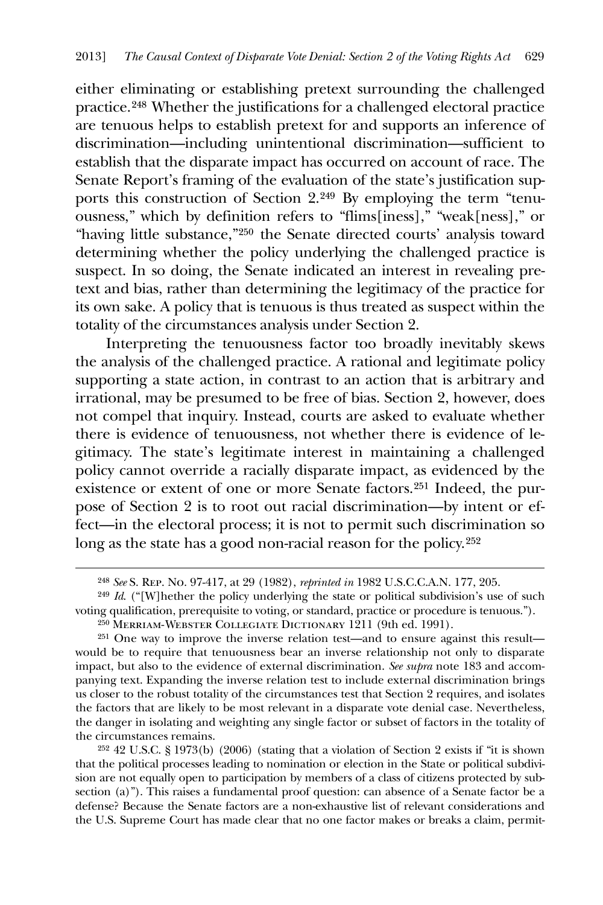either eliminating or establishing pretext surrounding the challenged practice.[248] Whether the justifications for a challenged electoral practice are tenuous helps to establish pretext for and supports an inference of discrimination—including unintentional discrimination—sufficient to establish that the disparate impact has occurred on account of race. The Senate Report's framing of the evaluation of the state's justification supports this construction of Section 2.[249] By employing the term "tenuousness," which by definition refers to "flims[iness]," "weak[ness]," or "having little substance,"[250] the Senate directed courts' analysis toward determining whether the policy underlying the challenged practice is suspect. In so doing, the Senate indicated an interest in revealing pretext and bias, rather than determining the legitimacy of the practice for its own sake. A policy that is tenuous is thus treated as suspect within the totality of the circumstances analysis under Section 2.

Interpreting the tenuousness factor too broadly inevitably skews the analysis of the challenged practice. A rational and legitimate policy supporting a state action, in contrast to an action that is arbitrary and irrational, may be presumed to be free of bias. Section 2, however, does not compel that inquiry. Instead, courts are asked to evaluate whether there is evidence of tenuousness, not whether there is evidence of legitimacy. The state's legitimate interest in maintaining a challenged policy cannot override a racially disparate impact, as evidenced by the existence or extent of one or more Senate factors.[251] Indeed, the purpose of Section 2 is to root out racial discrimination—by intent or effect—in the electoral process; it is not to permit such discrimination so long as the state has a good non-racial reason for the policy.[252]

---

[248] *See* S. Rep. No. 97-417, at 29 (1982), *reprinted in* 1982 U.S.C.C.A.N. 177, 205.

[249] *Id.* ("[W]hether the policy underlying the state or political subdivision's use of such voting qualification, prerequisite to voting, or standard, practice or procedure is tenuous.").

[250] Merriam-Webster Collegiate Dictionary 1211 (9th ed. 1991).

[251] One way to improve the inverse relation test—and to ensure against this result—would be to require that tenuousness bear an inverse relationship not only to disparate impact, but also to the evidence of external discrimination. *See supra* note 183 and accompanying text. Expanding the inverse relation test to include external discrimination brings us closer to the robust totality of the circumstances test that Section 2 requires, and isolates the factors that are likely to be most relevant in a disparate vote denial case. Nevertheless, the danger in isolating and weighting any single factor or subset of factors in the totality of the circumstances remains.

[252] 42 U.S.C. § 1973(b) (2006) (stating that a violation of Section 2 exists if "it is shown that the political processes leading to nomination or election in the State or political subdivision are not equally open to participation by members of a class of citizens protected by subsection (a)"). This raises a fundamental proof question: can absence of a Senate factor be a defense? Because the Senate factors are a non-exhaustive list of relevant considerations and the U.S. Supreme Court has made clear that no one factor makes or breaks a claim, permit-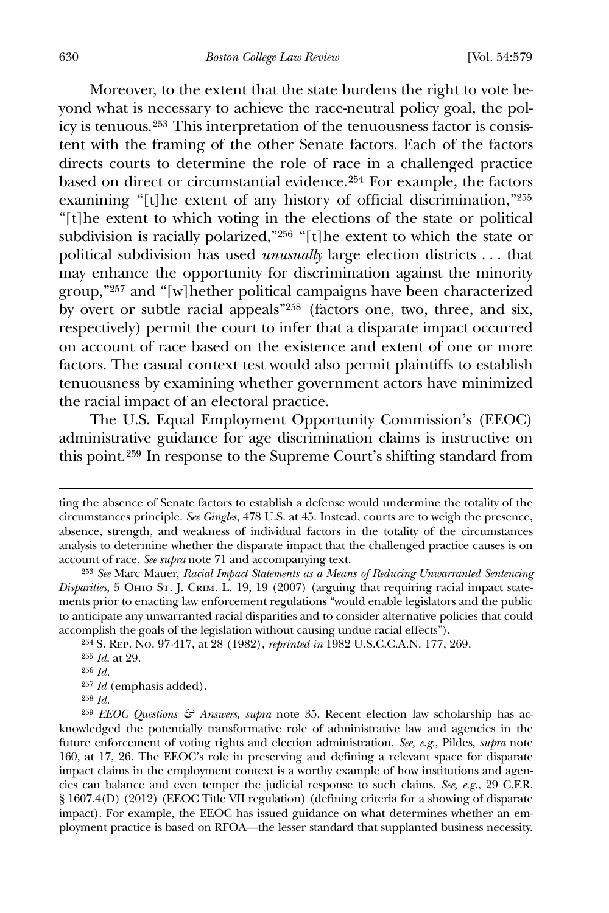Moreover, to the extent that the state burdens the right to vote beyond what is necessary to achieve the race-neutral policy goal, the policy is tenuous.[253] This interpretation of the tenuousness factor is consistent with the framing of the other Senate factors. Each of the factors directs courts to determine the role of race in a challenged practice based on direct or circumstantial evidence.[254] For example, the factors examining "[t]he extent of any history of official discrimination,"[255] "[t]he extent to which voting in the elections of the state or political subdivision is racially polarized,"[256] "[t]he extent to which the state or political subdivision has used *unusually* large election districts . . . that may enhance the opportunity for discrimination against the minority group,"[257] and "[w]hether political campaigns have been characterized by overt or subtle racial appeals"[258] (factors one, two, three, and six, respectively) permit the court to infer that a disparate impact occurred on account of race based on the existence and extent of one or more factors. The casual context test would also permit plaintiffs to establish tenuousness by examining whether government actors have minimized the racial impact of an electoral practice.

The U.S. Equal Employment Opportunity Commission's (EEOC) administrative guidance for age discrimination claims is instructive on this point.[259] In response to the Supreme Court's shifting standard from

---

ting the absence of Senate factors to establish a defense would undermine the totality of the circumstances principle. *See Gingles*, 478 U.S. at 45. Instead, courts are to weigh the presence, absence, strength, and weakness of individual factors in the totality of the circumstances analysis to determine whether the disparate impact that the challenged practice causes is on account of race. *See supra* note 71 and accompanying text.

[253] *See* Marc Mauer, *Racial Impact Statements as a Means of Reducing Unwarranted Sentencing Disparities*, 5 Ohio St. J. Crim. L. 19, 19 (2007) (arguing that requiring racial impact statements prior to enacting law enforcement regulations "would enable legislators and the public to anticipate any unwarranted racial disparities and to consider alternative policies that could accomplish the goals of the legislation without causing undue racial effects").

[254] S. Rep. No. 97-417, at 28 (1982), *reprinted in* 1982 U.S.C.C.A.N. 177, 269.

[255] *Id.* at 29.

[256] *Id.*

[257] *Id* (emphasis added).

[258] *Id.*

[259] *EEOC Questions & Answers*, *supra* note 35. Recent election law scholarship has acknowledged the potentially transformative role of administrative law and agencies in the future enforcement of voting rights and election administration. *See, e.g.*, Pildes, *supra* note 160, at 17, 26. The EEOC's role in preserving and defining a relevant space for disparate impact claims in the employment context is a worthy example of how institutions and agencies can balance and even temper the judicial response to such claims. *See, e.g.*, 29 C.F.R. § 1607.4(D) (2012) (EEOC Title VII regulation) (defining criteria for a showing of disparate impact). For example, the EEOC has issued guidance on what determines whether an employment practice is based on RFOA—the lesser standard that supplanted business necessity.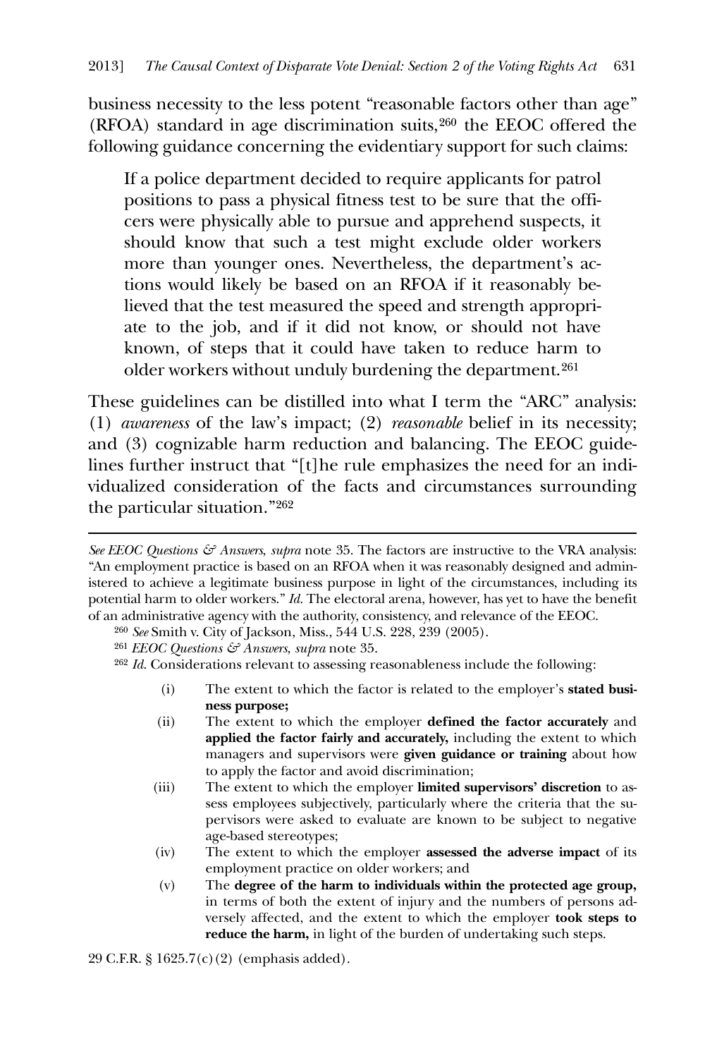business necessity to the less potent "reasonable factors other than age" (RFOA) standard in age discrimination suits,[260] the EEOC offered the following guidance concerning the evidentiary support for such claims:

> If a police department decided to require applicants for patrol positions to pass a physical fitness test to be sure that the officers were physically able to pursue and apprehend suspects, it should know that such a test might exclude older workers more than younger ones. Nevertheless, the department's actions would likely be based on an RFOA if it reasonably believed that the test measured the speed and strength appropriate to the job, and if it did not know, or should not have known, of steps that it could have taken to reduce harm to older workers without unduly burdening the department.[261]

These guidelines can be distilled into what I term the "ARC" analysis: (1) *awareness* of the law's impact; (2) *reasonable* belief in its necessity; and (3) cognizable harm reduction and balancing. The EEOC guidelines further instruct that "[t]he rule emphasizes the need for an individualized consideration of the facts and circumstances surrounding the particular situation."[262]

---

*See EEOC Questions & Answers*, *supra* note 35. The factors are instructive to the VRA analysis: "An employment practice is based on an RFOA when it was reasonably designed and administered to achieve a legitimate business purpose in light of the circumstances, including its potential harm to older workers." *Id.* The electoral arena, however, has yet to have the benefit of an administrative agency with the authority, consistency, and relevance of the EEOC.

[260] *See* Smith v. City of Jackson, Miss., 544 U.S. 228, 239 (2005).

[261] *EEOC Questions & Answers*, *supra* note 35.

[262] *Id.* Considerations relevant to assessing reasonableness include the following:

(i) The extent to which the factor is related to the employer's **stated business purpose;**

(ii) The extent to which the employer **defined the factor accurately** and **applied the factor fairly and accurately,** including the extent to which managers and supervisors were **given guidance or training** about how to apply the factor and avoid discrimination;

(iii) The extent to which the employer **limited supervisors' discretion** to assess employees subjectively, particularly where the criteria that the supervisors were asked to evaluate are known to be subject to negative age-based stereotypes;

(iv) The extent to which the employer **assessed the adverse impact** of its employment practice on older workers; and

(v) The **degree of the harm to individuals within the protected age group,** in terms of both the extent of injury and the numbers of persons adversely affected, and the extent to which the employer **took steps to reduce the harm,** in light of the burden of undertaking such steps.

29 C.F.R. § 1625.7(c)(2) (emphasis added).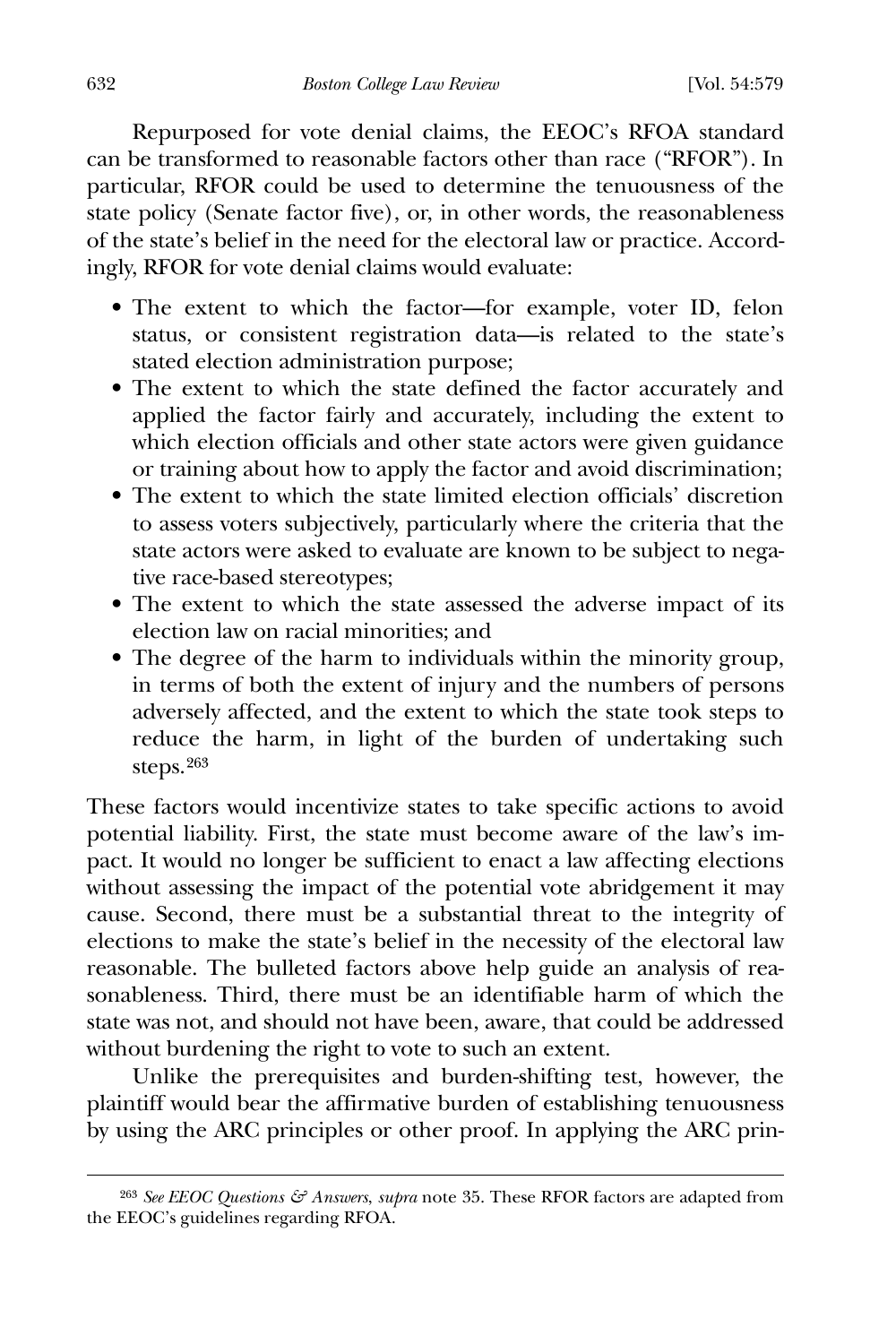Repurposed for vote denial claims, the EEOC's RFOA standard can be transformed to reasonable factors other than race ("RFOR"). In particular, RFOR could be used to determine the tenuousness of the state policy (Senate factor five), or, in other words, the reasonableness of the state's belief in the need for the electoral law or practice. Accordingly, RFOR for vote denial claims would evaluate:

- The extent to which the factor—for example, voter ID, felon status, or consistent registration data—is related to the state's stated election administration purpose;
- The extent to which the state defined the factor accurately and applied the factor fairly and accurately, including the extent to which election officials and other state actors were given guidance or training about how to apply the factor and avoid discrimination;
- The extent to which the state limited election officials' discretion to assess voters subjectively, particularly where the criteria that the state actors were asked to evaluate are known to be subject to negative race-based stereotypes;
- The extent to which the state assessed the adverse impact of its election law on racial minorities; and
- The degree of the harm to individuals within the minority group, in terms of both the extent of injury and the numbers of persons adversely affected, and the extent to which the state took steps to reduce the harm, in light of the burden of undertaking such steps.[263]

These factors would incentivize states to take specific actions to avoid potential liability. First, the state must become aware of the law's impact. It would no longer be sufficient to enact a law affecting elections without assessing the impact of the potential vote abridgement it may cause. Second, there must be a substantial threat to the integrity of elections to make the state's belief in the necessity of the electoral law reasonable. The bulleted factors above help guide an analysis of reasonableness. Third, there must be an identifiable harm of which the state was not, and should not have been, aware, that could be addressed without burdening the right to vote to such an extent.

Unlike the prerequisites and burden-shifting test, however, the plaintiff would bear the affirmative burden of establishing tenuousness by using the ARC principles or other proof. In applying the ARC prin-

[263] *See EEOC Questions & Answers*, *supra* note 35. These RFOR factors are adapted from the EEOC's guidelines regarding RFOA.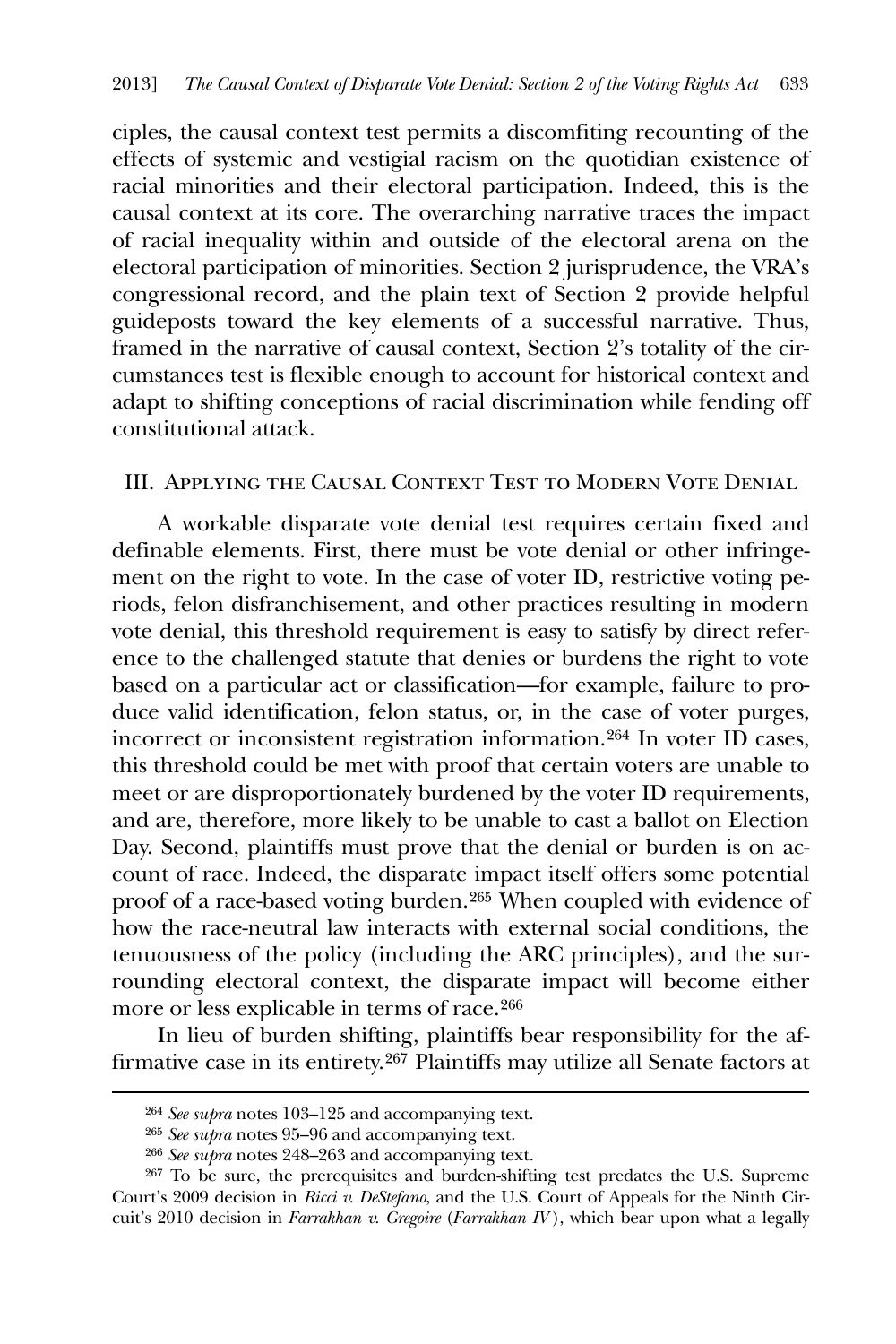ciples, the causal context test permits a discomfiting recounting of the effects of systemic and vestigial racism on the quotidian existence of racial minorities and their electoral participation. Indeed, this is the causal context at its core. The overarching narrative traces the impact of racial inequality within and outside of the electoral arena on the electoral participation of minorities. Section 2 jurisprudence, the VRA's congressional record, and the plain text of Section 2 provide helpful guideposts toward the key elements of a successful narrative. Thus, framed in the narrative of causal context, Section 2's totality of the circumstances test is flexible enough to account for historical context and adapt to shifting conceptions of racial discrimination while fending off constitutional attack.

## III. Applying the Causal Context Test to Modern Vote Denial

A workable disparate vote denial test requires certain fixed and definable elements. First, there must be vote denial or other infringement on the right to vote. In the case of voter ID, restrictive voting periods, felon disfranchisement, and other practices resulting in modern vote denial, this threshold requirement is easy to satisfy by direct reference to the challenged statute that denies or burdens the right to vote based on a particular act or classification—for example, failure to produce valid identification, felon status, or, in the case of voter purges, incorrect or inconsistent registration information.[264] In voter ID cases, this threshold could be met with proof that certain voters are unable to meet or are disproportionately burdened by the voter ID requirements, and are, therefore, more likely to be unable to cast a ballot on Election Day. Second, plaintiffs must prove that the denial or burden is on account of race. Indeed, the disparate impact itself offers some potential proof of a race-based voting burden.[265] When coupled with evidence of how the race-neutral law interacts with external social conditions, the tenuousness of the policy (including the ARC principles), and the surrounding electoral context, the disparate impact will become either more or less explicable in terms of race.[266]

In lieu of burden shifting, plaintiffs bear responsibility for the affirmative case in its entirety.[267] Plaintiffs may utilize all Senate factors at

---

[264] *See supra* notes 103–125 and accompanying text.

[265] *See supra* notes 95–96 and accompanying text.

[266] *See supra* notes 248–263 and accompanying text.

[267] To be sure, the prerequisites and burden-shifting test predates the U.S. Supreme Court's 2009 decision in *Ricci v. DeStefano*, and the U.S. Court of Appeals for the Ninth Circuit's 2010 decision in *Farrakhan v. Gregoire* (*Farrakhan IV*), which bear upon what a legally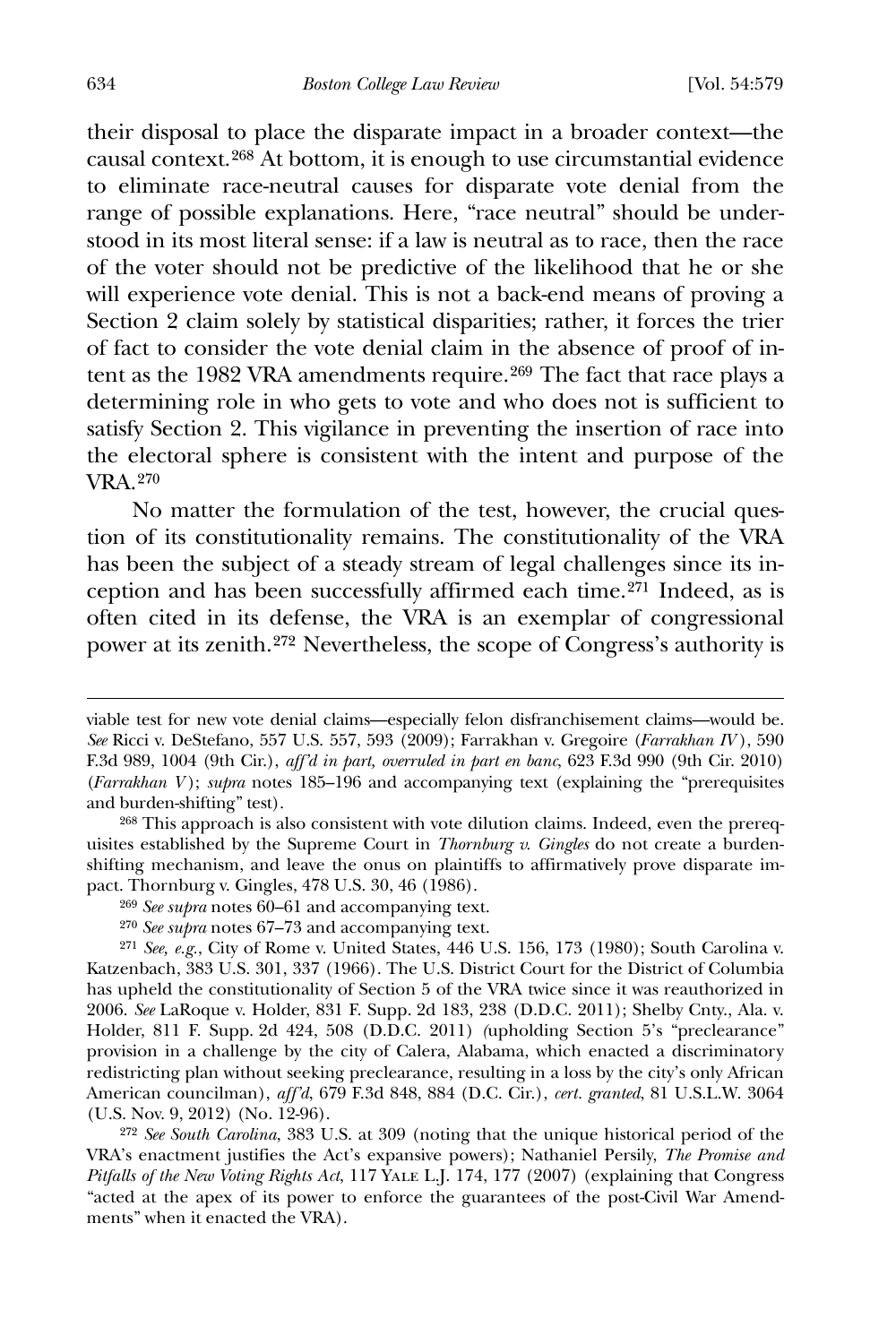their disposal to place the disparate impact in a broader context—the causal context.[268] At bottom, it is enough to use circumstantial evidence to eliminate race-neutral causes for disparate vote denial from the range of possible explanations. Here, "race neutral" should be understood in its most literal sense: if a law is neutral as to race, then the race of the voter should not be predictive of the likelihood that he or she will experience vote denial. This is not a back-end means of proving a Section 2 claim solely by statistical disparities; rather, it forces the trier of fact to consider the vote denial claim in the absence of proof of intent as the 1982 VRA amendments require.[269] The fact that race plays a determining role in who gets to vote and who does not is sufficient to satisfy Section 2. This vigilance in preventing the insertion of race into the electoral sphere is consistent with the intent and purpose of the VRA.[270]

No matter the formulation of the test, however, the crucial question of its constitutionality remains. The constitutionality of the VRA has been the subject of a steady stream of legal challenges since its inception and has been successfully affirmed each time.[271] Indeed, as is often cited in its defense, the VRA is an exemplar of congressional power at its zenith.[272] Nevertheless, the scope of Congress's authority is

---

viable test for new vote denial claims—especially felon disfranchisement claims—would be. *See* Ricci v. DeStefano, 557 U.S. 557, 593 (2009); Farrakhan v. Gregoire (*Farrakhan IV*), 590 F.3d 989, 1004 (9th Cir.), *aff'd in part, overruled in part en banc*, 623 F.3d 990 (9th Cir. 2010) (*Farrakhan V*); *supra* notes 185–196 and accompanying text (explaining the "prerequisites and burden-shifting" test).

[268] This approach is also consistent with vote dilution claims. Indeed, even the prerequisites established by the Supreme Court in *Thornburg v. Gingles* do not create a burden-shifting mechanism, and leave the onus on plaintiffs to affirmatively prove disparate impact. Thornburg v. Gingles, 478 U.S. 30, 46 (1986).

[269] *See supra* notes 60–61 and accompanying text.

[270] *See supra* notes 67–73 and accompanying text.

[271] *See, e.g.*, City of Rome v. United States, 446 U.S. 156, 173 (1980); South Carolina v. Katzenbach, 383 U.S. 301, 337 (1966). The U.S. District Court for the District of Columbia has upheld the constitutionality of Section 5 of the VRA twice since it was reauthorized in 2006. *See* LaRoque v. Holder, 831 F. Supp. 2d 183, 238 (D.D.C. 2011); Shelby Cnty., Ala. v. Holder, 811 F. Supp. 2d 424, 508 (D.D.C. 2011) (upholding Section 5's "preclearance" provision in a challenge by the city of Calera, Alabama, which enacted a discriminatory redistricting plan without seeking preclearance, resulting in a loss by the city's only African American councilman), *aff'd*, 679 F.3d 848, 884 (D.C. Cir.), *cert. granted*, 81 U.S.L.W. 3064 (U.S. Nov. 9, 2012) (No. 12-96).

[272] *See South Carolina*, 383 U.S. at 309 (noting that the unique historical period of the VRA's enactment justifies the Act's expansive powers); Nathaniel Persily, *The Promise and Pitfalls of the New Voting Rights Act*, 117 YALE L.J. 174, 177 (2007) (explaining that Congress "acted at the apex of its power to enforce the guarantees of the post-Civil War Amendments" when it enacted the VRA).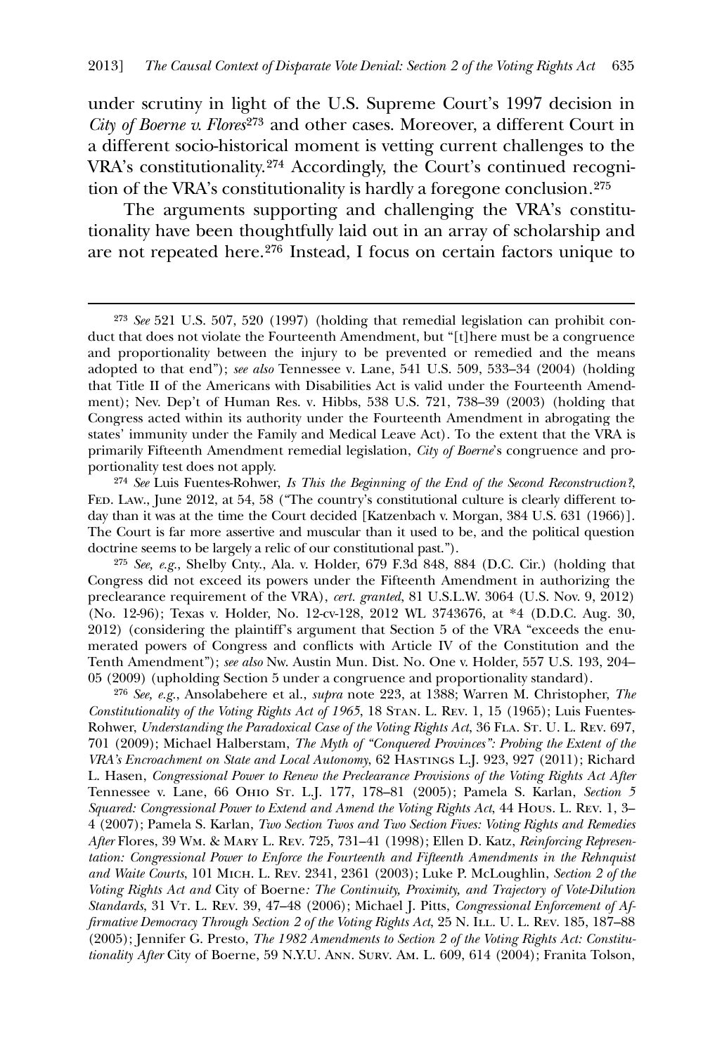under scrutiny in light of the U.S. Supreme Court's 1997 decision in *City of Boerne v. Flores*[273] and other cases. Moreover, a different Court in a different socio-historical moment is vetting current challenges to the VRA's constitutionality.[274] Accordingly, the Court's continued recognition of the VRA's constitutionality is hardly a foregone conclusion.[275]

The arguments supporting and challenging the VRA's constitutionality have been thoughtfully laid out in an array of scholarship and are not repeated here.[276] Instead, I focus on certain factors unique to

---

[273] *See* 521 U.S. 507, 520 (1997) (holding that remedial legislation can prohibit conduct that does not violate the Fourteenth Amendment, but "[t]here must be a congruence and proportionality between the injury to be prevented or remedied and the means adopted to that end"); *see also* Tennessee v. Lane, 541 U.S. 509, 533–34 (2004) (holding that Title II of the Americans with Disabilities Act is valid under the Fourteenth Amendment); Nev. Dep't of Human Res. v. Hibbs, 538 U.S. 721, 738–39 (2003) (holding that Congress acted within its authority under the Fourteenth Amendment in abrogating the states' immunity under the Family and Medical Leave Act). To the extent that the VRA is primarily Fifteenth Amendment remedial legislation, *City of Boerne*'s congruence and proportionality test does not apply.

[274] *See* Luis Fuentes-Rohwer, *Is This the Beginning of the End of the Second Reconstruction?*, Fed. Law., June 2012, at 54, 58 ("The country's constitutional culture is clearly different today than it was at the time the Court decided [Katzenbach v. Morgan, 384 U.S. 631 (1966)]. The Court is far more assertive and muscular than it used to be, and the political question doctrine seems to be largely a relic of our constitutional past.").

[275] *See, e.g.*, Shelby Cnty., Ala. v. Holder, 679 F.3d 848, 884 (D.C. Cir.) (holding that Congress did not exceed its powers under the Fifteenth Amendment in authorizing the preclearance requirement of the VRA), *cert. granted*, 81 U.S.L.W. 3064 (U.S. Nov. 9, 2012) (No. 12-96); Texas v. Holder, No. 12-cv-128, 2012 WL 3743676, at *4 (D.D.C. Aug. 30, 2012) (considering the plaintiff's argument that Section 5 of the VRA "exceeds the enumerated powers of Congress and conflicts with Article IV of the Constitution and the Tenth Amendment"); *see also* Nw. Austin Mun. Dist. No. One v. Holder, 557 U.S. 193, 204–05 (2009) (upholding Section 5 under a congruence and proportionality standard).

[276] *See, e.g.*, Ansolabehere et al., *supra* note 223, at 1388; Warren M. Christopher, *The Constitutionality of the Voting Rights Act of 1965*, 18 Stan. L. Rev. 1, 15 (1965); Luis Fuentes-Rohwer, *Understanding the Paradoxical Case of the Voting Rights Act*, 36 Fla. St. U. L. Rev. 697, 701 (2009); Michael Halberstam, *The Myth of "Conquered Provinces": Probing the Extent of the VRA's Encroachment on State and Local Autonomy*, 62 Hastings L.J. 923, 927 (2011); Richard L. Hasen, *Congressional Power to Renew the Preclearance Provisions of the Voting Rights Act After* Tennessee v. Lane, 66 Ohio St. L.J. 177, 178–81 (2005); Pamela S. Karlan, *Section 5 Squared: Congressional Power to Extend and Amend the Voting Rights Act*, 44 Hous. L. Rev. 1, 3–4 (2007); Pamela S. Karlan, *Two Section Twos and Two Section Fives: Voting Rights and Remedies After* Flores, 39 Wm. & Mary L. Rev. 725, 731–41 (1998); Ellen D. Katz, *Reinforcing Representation: Congressional Power to Enforce the Fourteenth and Fifteenth Amendments in the Rehnquist and Waite Courts*, 101 Mich. L. Rev. 2341, 2361 (2003); Luke P. McLoughlin, *Section 2 of the Voting Rights Act and* City of Boerne*: The Continuity, Proximity, and Trajectory of Vote-Dilution Standards*, 31 Vt. L. Rev. 39, 47–48 (2006); Michael J. Pitts, *Congressional Enforcement of Affirmative Democracy Through Section 2 of the Voting Rights Act*, 25 N. Ill. U. L. Rev. 185, 187–88 (2005); Jennifer G. Presto, *The 1982 Amendments to Section 2 of the Voting Rights Act: Constitutionality After* City of Boerne, 59 N.Y.U. Ann. Surv. Am. L. 609, 614 (2004); Franita Tolson,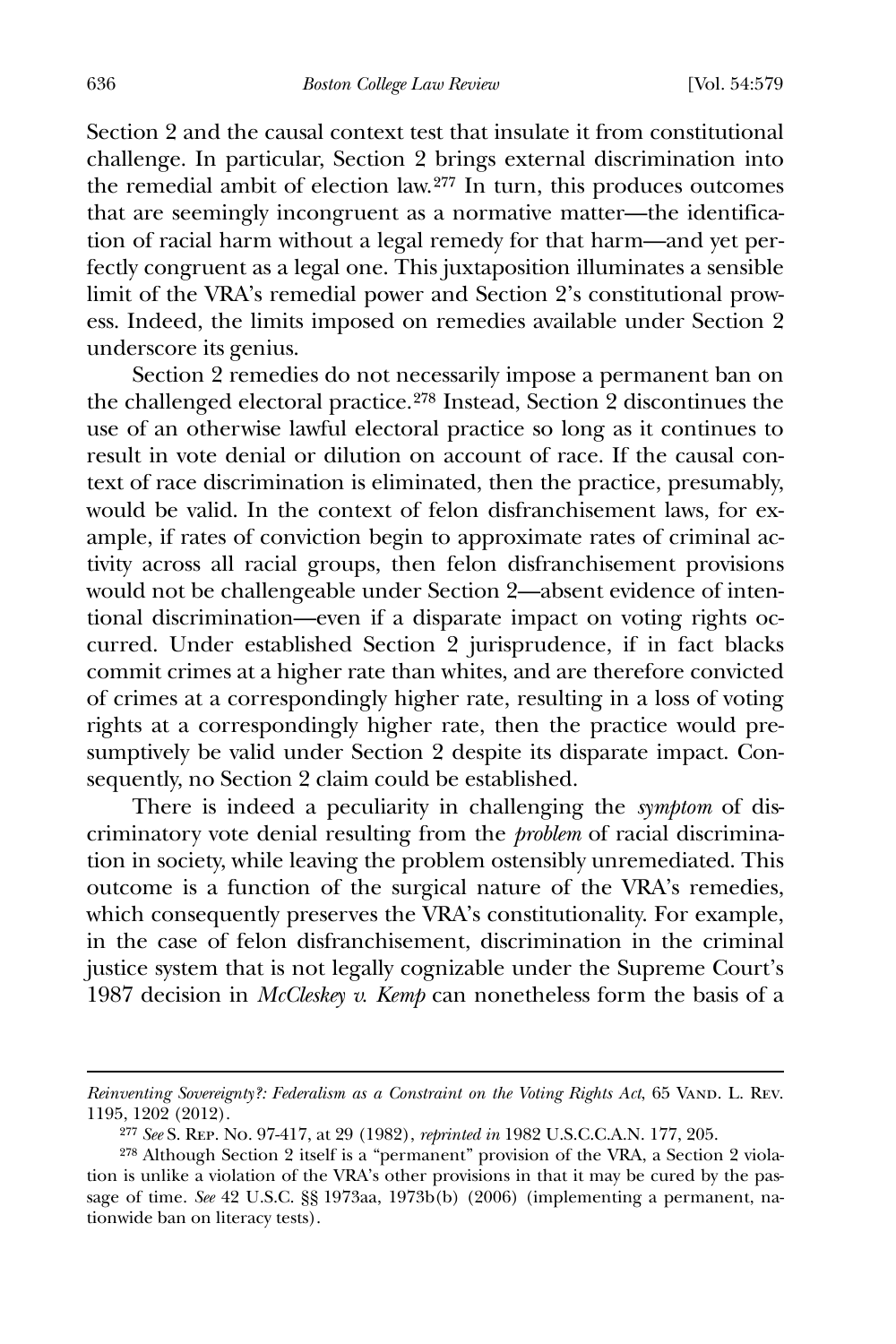Section 2 and the causal context test that insulate it from constitutional challenge. In particular, Section 2 brings external discrimination into the remedial ambit of election law.[277] In turn, this produces outcomes that are seemingly incongruent as a normative matter—the identification of racial harm without a legal remedy for that harm—and yet perfectly congruent as a legal one. This juxtaposition illuminates a sensible limit of the VRA's remedial power and Section 2's constitutional prowess. Indeed, the limits imposed on remedies available under Section 2 underscore its genius.

Section 2 remedies do not necessarily impose a permanent ban on the challenged electoral practice.[278] Instead, Section 2 discontinues the use of an otherwise lawful electoral practice so long as it continues to result in vote denial or dilution on account of race. If the causal context of race discrimination is eliminated, then the practice, presumably, would be valid. In the context of felon disfranchisement laws, for example, if rates of conviction begin to approximate rates of criminal activity across all racial groups, then felon disfranchisement provisions would not be challengeable under Section 2—absent evidence of intentional discrimination—even if a disparate impact on voting rights occurred. Under established Section 2 jurisprudence, if in fact blacks commit crimes at a higher rate than whites, and are therefore convicted of crimes at a correspondingly higher rate, resulting in a loss of voting rights at a correspondingly higher rate, then the practice would presumptively be valid under Section 2 despite its disparate impact. Consequently, no Section 2 claim could be established.

There is indeed a peculiarity in challenging the *symptom* of discriminatory vote denial resulting from the *problem* of racial discrimination in society, while leaving the problem ostensibly unremediated. This outcome is a function of the surgical nature of the VRA's remedies, which consequently preserves the VRA's constitutionality. For example, in the case of felon disfranchisement, discrimination in the criminal justice system that is not legally cognizable under the Supreme Court's 1987 decision in *McCleskey v. Kemp* can nonetheless form the basis of a

---

*Reinventing Sovereignty?: Federalism as a Constraint on the Voting Rights Act*, 65 Vand. L. Rev. 1195, 1202 (2012).

[277] *See* S. Rep. No. 97-417, at 29 (1982), *reprinted in* 1982 U.S.C.C.A.N. 177, 205.

[278] Although Section 2 itself is a "permanent" provision of the VRA, a Section 2 violation is unlike a violation of the VRA's other provisions in that it may be cured by the passage of time. *See* 42 U.S.C. §§ 1973aa, 1973b(b) (2006) (implementing a permanent, nationwide ban on literacy tests).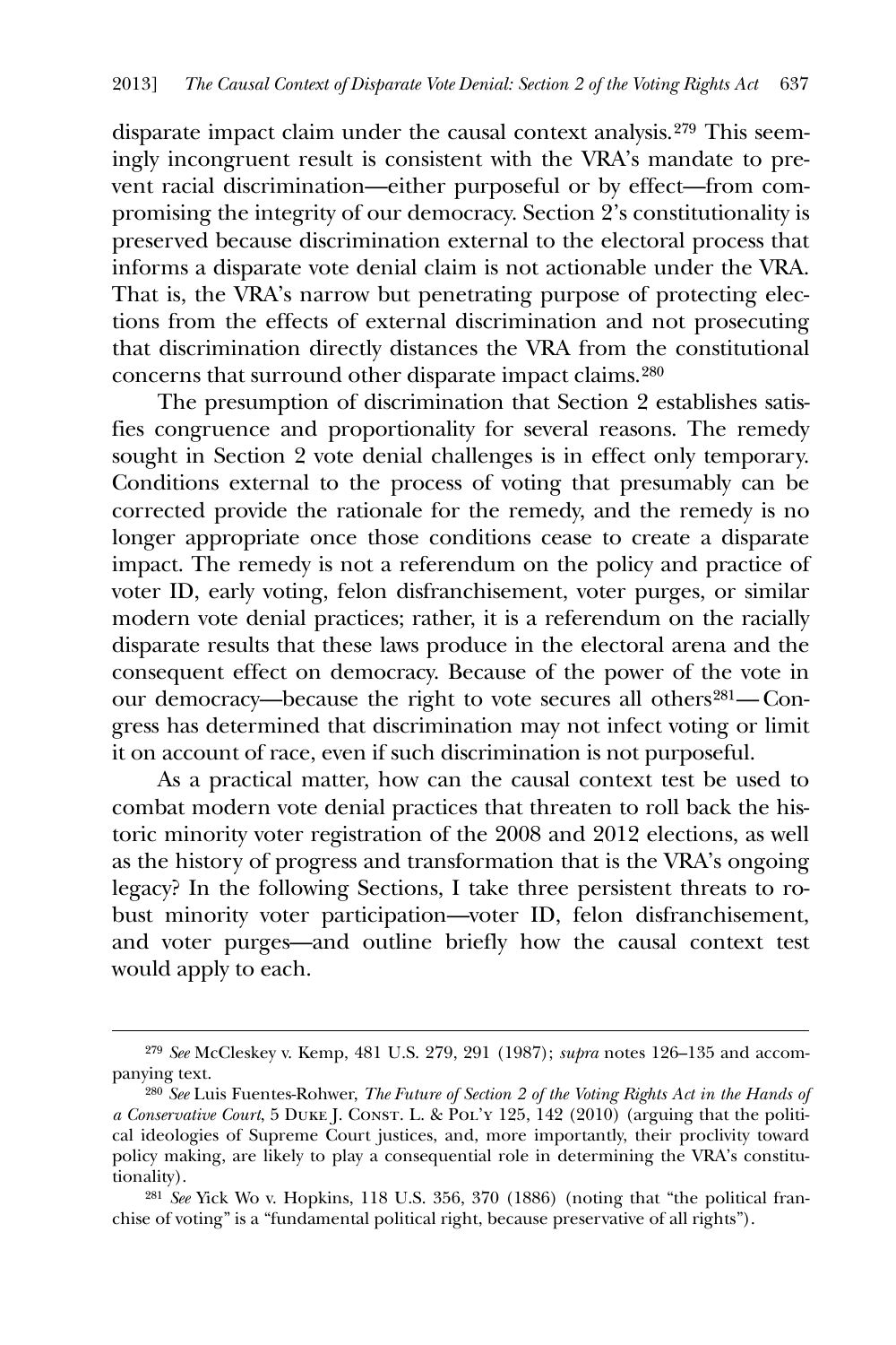disparate impact claim under the causal context analysis.[279] This seemingly incongruent result is consistent with the VRA's mandate to prevent racial discrimination—either purposeful or by effect—from compromising the integrity of our democracy. Section 2's constitutionality is preserved because discrimination external to the electoral process that informs a disparate vote denial claim is not actionable under the VRA. That is, the VRA's narrow but penetrating purpose of protecting elections from the effects of external discrimination and not prosecuting that discrimination directly distances the VRA from the constitutional concerns that surround other disparate impact claims.[280]

The presumption of discrimination that Section 2 establishes satisfies congruence and proportionality for several reasons. The remedy sought in Section 2 vote denial challenges is in effect only temporary. Conditions external to the process of voting that presumably can be corrected provide the rationale for the remedy, and the remedy is no longer appropriate once those conditions cease to create a disparate impact. The remedy is not a referendum on the policy and practice of voter ID, early voting, felon disfranchisement, voter purges, or similar modern vote denial practices; rather, it is a referendum on the racially disparate results that these laws produce in the electoral arena and the consequent effect on democracy. Because of the power of the vote in our democracy—because the right to vote secures all others[281]—Congress has determined that discrimination may not infect voting or limit it on account of race, even if such discrimination is not purposeful.

As a practical matter, how can the causal context test be used to combat modern vote denial practices that threaten to roll back the historic minority voter registration of the 2008 and 2012 elections, as well as the history of progress and transformation that is the VRA's ongoing legacy? In the following Sections, I take three persistent threats to robust minority voter participation—voter ID, felon disfranchisement, and voter purges—and outline briefly how the causal context test would apply to each.

---

[279] *See* McCleskey v. Kemp, 481 U.S. 279, 291 (1987); *supra* notes 126–135 and accompanying text.

[280] *See* Luis Fuentes-Rohwer, *The Future of Section 2 of the Voting Rights Act in the Hands of a Conservative Court*, 5 Duke J. Const. L. & Pol'y 125, 142 (2010) (arguing that the political ideologies of Supreme Court justices, and, more importantly, their proclivity toward policy making, are likely to play a consequential role in determining the VRA's constitutionality).

[281] *See* Yick Wo v. Hopkins, 118 U.S. 356, 370 (1886) (noting that "the political franchise of voting" is a "fundamental political right, because preservative of all rights").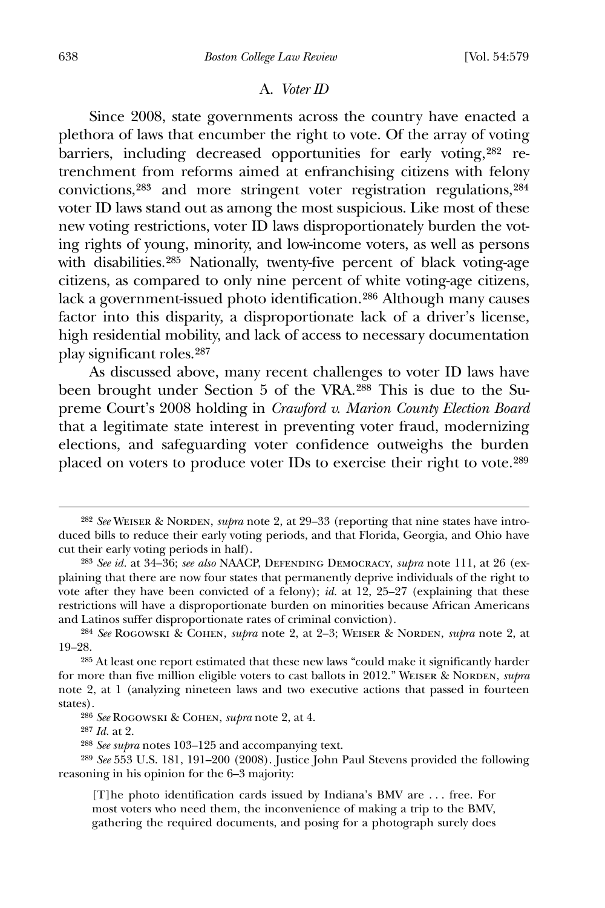### A. *Voter ID*

Since 2008, state governments across the country have enacted a plethora of laws that encumber the right to vote. Of the array of voting barriers, including decreased opportunities for early voting,[282] retrenchment from reforms aimed at enfranchising citizens with felony convictions,[283] and more stringent voter registration regulations,[284] voter ID laws stand out as among the most suspicious. Like most of these new voting restrictions, voter ID laws disproportionately burden the voting rights of young, minority, and low-income voters, as well as persons with disabilities.[285] Nationally, twenty-five percent of black voting-age citizens, as compared to only nine percent of white voting-age citizens, lack a government-issued photo identification.[286] Although many causes factor into this disparity, a disproportionate lack of a driver's license, high residential mobility, and lack of access to necessary documentation play significant roles.[287]

As discussed above, many recent challenges to voter ID laws have been brought under Section 5 of the VRA.[288] This is due to the Supreme Court's 2008 holding in *Crawford v. Marion County Election Board* that a legitimate state interest in preventing voter fraud, modernizing elections, and safeguarding voter confidence outweighs the burden placed on voters to produce voter IDs to exercise their right to vote.[289]

---

[282] *See* Weiser & Norden, *supra* note 2, at 29–33 (reporting that nine states have introduced bills to reduce their early voting periods, and that Florida, Georgia, and Ohio have cut their early voting periods in half).

[283] *See id.* at 34–36; *see also* NAACP, Defending Democracy, *supra* note 111, at 26 (explaining that there are now four states that permanently deprive individuals of the right to vote after they have been convicted of a felony); *id.* at 12, 25–27 (explaining that these restrictions will have a disproportionate burden on minorities because African Americans and Latinos suffer disproportionate rates of criminal conviction).

[284] *See* Rogowski & Cohen, *supra* note 2, at 2–3; Weiser & Norden, *supra* note 2, at 19–28.

[285] At least one report estimated that these new laws "could make it significantly harder for more than five million eligible voters to cast ballots in 2012." Weiser & Norden, *supra* note 2, at 1 (analyzing nineteen laws and two executive actions that passed in fourteen states).

[286] *See* Rogowski & Cohen, *supra* note 2, at 4.

[287] *Id.* at 2.

[288] *See supra* notes 103–125 and accompanying text.

[289] *See* 553 U.S. 181, 191–200 (2008). Justice John Paul Stevens provided the following reasoning in his opinion for the 6–3 majority:

> [T]he photo identification cards issued by Indiana's BMV are . . . free. For most voters who need them, the inconvenience of making a trip to the BMV, gathering the required documents, and posing for a photograph surely does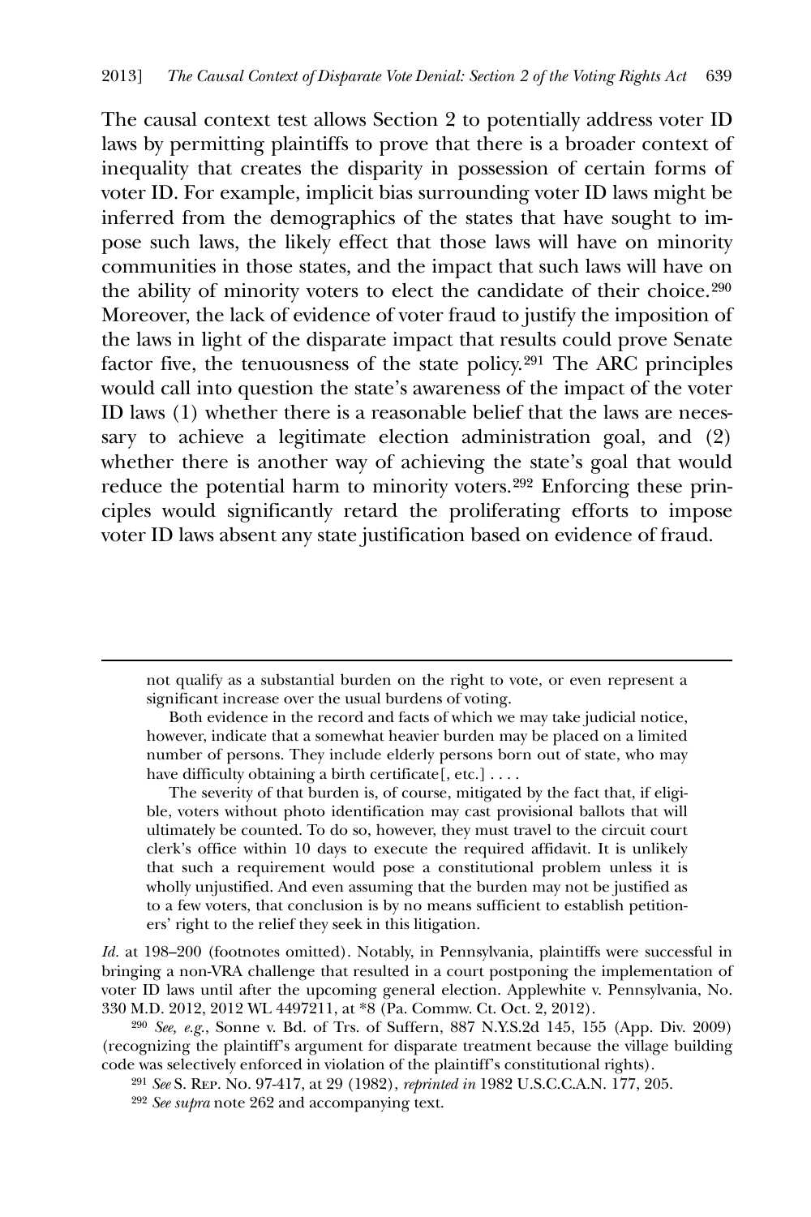The causal context test allows Section 2 to potentially address voter ID laws by permitting plaintiffs to prove that there is a broader context of inequality that creates the disparity in possession of certain forms of voter ID. For example, implicit bias surrounding voter ID laws might be inferred from the demographics of the states that have sought to impose such laws, the likely effect that those laws will have on minority communities in those states, and the impact that such laws will have on the ability of minority voters to elect the candidate of their choice.[290] Moreover, the lack of evidence of voter fraud to justify the imposition of the laws in light of the disparate impact that results could prove Senate factor five, the tenuousness of the state policy.[291] The ARC principles would call into question the state's awareness of the impact of the voter ID laws (1) whether there is a reasonable belief that the laws are necessary to achieve a legitimate election administration goal, and (2) whether there is another way of achieving the state's goal that would reduce the potential harm to minority voters.[292] Enforcing these principles would significantly retard the proliferating efforts to impose voter ID laws absent any state justification based on evidence of fraud.

---

> not qualify as a substantial burden on the right to vote, or even represent a significant increase over the usual burdens of voting.
>
> Both evidence in the record and facts of which we may take judicial notice, however, indicate that a somewhat heavier burden may be placed on a limited number of persons. They include elderly persons born out of state, who may have difficulty obtaining a birth certificate[, etc.] . . . .
>
> The severity of that burden is, of course, mitigated by the fact that, if eligible, voters without photo identification may cast provisional ballots that will ultimately be counted. To do so, however, they must travel to the circuit court clerk's office within 10 days to execute the required affidavit. It is unlikely that such a requirement would pose a constitutional problem unless it is wholly unjustified. And even assuming that the burden may not be justified as to a few voters, that conclusion is by no means sufficient to establish petitioners' right to the relief they seek in this litigation.

*Id.* at 198–200 (footnotes omitted). Notably, in Pennsylvania, plaintiffs were successful in bringing a non-VRA challenge that resulted in a court postponing the implementation of voter ID laws until after the upcoming general election. Applewhite v. Pennsylvania, No. 330 M.D. 2012, 2012 WL 4497211, at *8 (Pa. Commw. Ct. Oct. 2, 2012).

[290] *See, e.g.*, Sonne v. Bd. of Trs. of Suffern, 887 N.Y.S.2d 145, 155 (App. Div. 2009) (recognizing the plaintiff's argument for disparate treatment because the village building code was selectively enforced in violation of the plaintiff's constitutional rights).

[291] *See* S. Rep. No. 97-417, at 29 (1982), *reprinted in* 1982 U.S.C.C.A.N. 177, 205.

[292] *See supra* note 262 and accompanying text.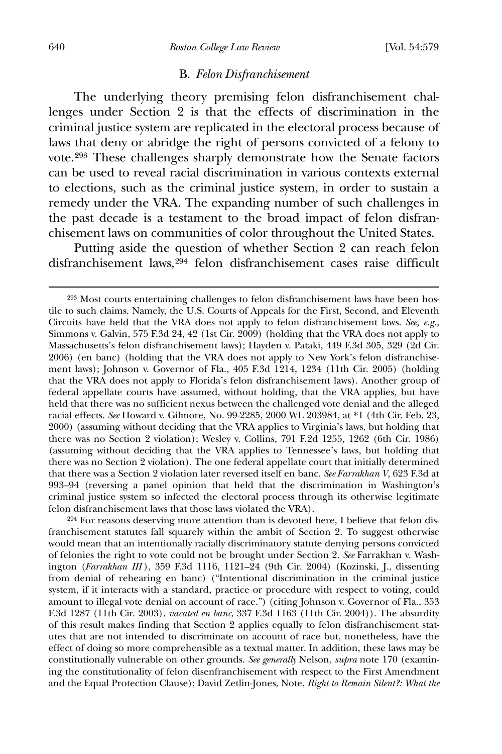## B. *Felon Disfranchisement*

The underlying theory premising felon disfranchisement challenges under Section 2 is that the effects of discrimination in the criminal justice system are replicated in the electoral process because of laws that deny or abridge the right of persons convicted of a felony to vote.[293] These challenges sharply demonstrate how the Senate factors can be used to reveal racial discrimination in various contexts external to elections, such as the criminal justice system, in order to sustain a remedy under the VRA. The expanding number of such challenges in the past decade is a testament to the broad impact of felon disfranchisement laws on communities of color throughout the United States.

Putting aside the question of whether Section 2 can reach felon disfranchisement laws,[294] felon disfranchisement cases raise difficult

---

[293] Most courts entertaining challenges to felon disfranchisement laws have been hostile to such claims. Namely, the U.S. Courts of Appeals for the First, Second, and Eleventh Circuits have held that the VRA does not apply to felon disfranchisement laws. *See, e.g.*, Simmons v. Galvin, 575 F.3d 24, 42 (1st Cir. 2009) (holding that the VRA does not apply to Massachusetts's felon disfranchisement laws); Hayden v. Pataki, 449 F.3d 305, 329 (2d Cir. 2006) (en banc) (holding that the VRA does not apply to New York's felon disfranchisement laws); Johnson v. Governor of Fla., 405 F.3d 1214, 1234 (11th Cir. 2005) (holding that the VRA does not apply to Florida's felon disfranchisement laws). Another group of federal appellate courts have assumed, without holding, that the VRA applies, but have held that there was no sufficient nexus between the challenged vote denial and the alleged racial effects. *See* Howard v. Gilmore, No. 99-2285, 2000 WL 203984, at *1 (4th Cir. Feb. 23, 2000) (assuming without deciding that the VRA applies to Virginia's laws, but holding that there was no Section 2 violation); Wesley v. Collins, 791 F.2d 1255, 1262 (6th Cir. 1986) (assuming without deciding that the VRA applies to Tennessee's laws, but holding that there was no Section 2 violation). The one federal appellate court that initially determined that there was a Section 2 violation later reversed itself en banc. *See Farrakhan V*, 623 F.3d at 993–94 (reversing a panel opinion that held that the discrimination in Washington's criminal justice system so infected the electoral process through its otherwise legitimate felon disfranchisement laws that those laws violated the VRA).

[294] For reasons deserving more attention than is devoted here, I believe that felon disfranchisement statutes fall squarely within the ambit of Section 2. To suggest otherwise would mean that an intentionally racially discriminatory statute denying persons convicted of felonies the right to vote could not be brought under Section 2. *See* Farrakhan v. Washington (*Farrakhan III*), 359 F.3d 1116, 1121–24 (9th Cir. 2004) (Kozinski, J., dissenting from denial of rehearing en banc) ("Intentional discrimination in the criminal justice system, if it interacts with a standard, practice or procedure with respect to voting, could amount to illegal vote denial on account of race.") (citing Johnson v. Governor of Fla., 353 F.3d 1287 (11th Cir. 2003), *vacated en banc*, 337 F.3d 1163 (11th Cir. 2004)). The absurdity of this result makes finding that Section 2 applies equally to felon disfranchisement statutes that are not intended to discriminate on account of race but, nonetheless, have the effect of doing so more comprehensible as a textual matter. In addition, these laws may be constitutionally vulnerable on other grounds. *See generally* Nelson, *supra* note 170 (examining the constitutionality of felon disenfranchisement with respect to the First Amendment and the Equal Protection Clause); David Zetlin-Jones, Note, *Right to Remain Silent?: What the*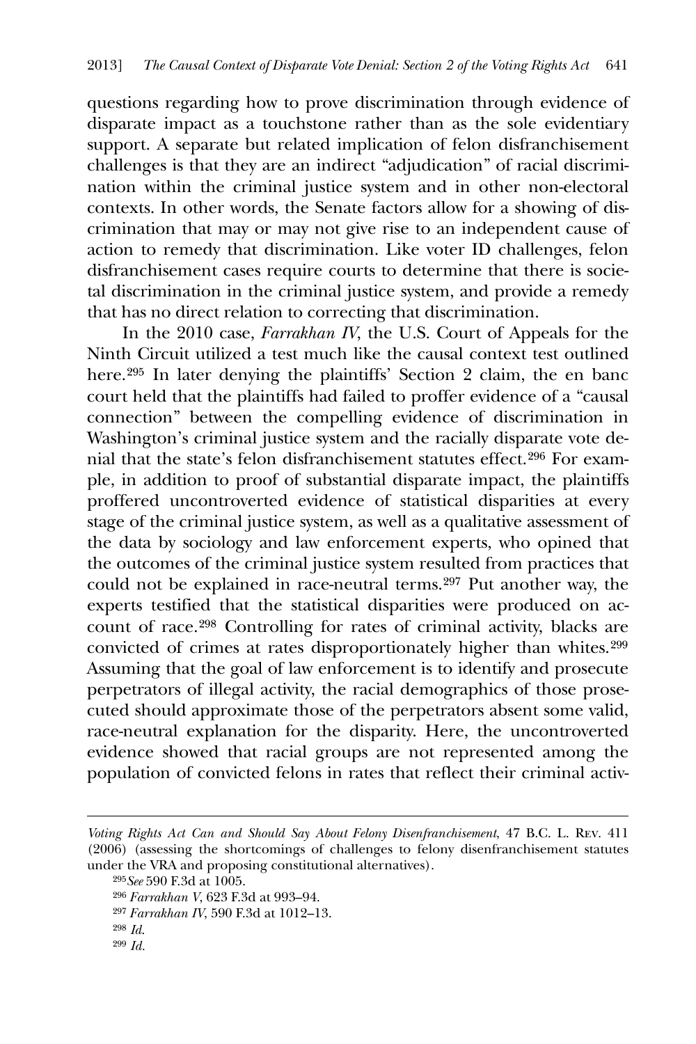questions regarding how to prove discrimination through evidence of disparate impact as a touchstone rather than as the sole evidentiary support. A separate but related implication of felon disfranchisement challenges is that they are an indirect "adjudication" of racial discrimination within the criminal justice system and in other non-electoral contexts. In other words, the Senate factors allow for a showing of discrimination that may or may not give rise to an independent cause of action to remedy that discrimination. Like voter ID challenges, felon disfranchisement cases require courts to determine that there is societal discrimination in the criminal justice system, and provide a remedy that has no direct relation to correcting that discrimination.

In the 2010 case, *Farrakhan IV*, the U.S. Court of Appeals for the Ninth Circuit utilized a test much like the causal context test outlined here.[295] In later denying the plaintiffs' Section 2 claim, the en banc court held that the plaintiffs had failed to proffer evidence of a "causal connection" between the compelling evidence of discrimination in Washington's criminal justice system and the racially disparate vote denial that the state's felon disfranchisement statutes effect.[296] For example, in addition to proof of substantial disparate impact, the plaintiffs proffered uncontroverted evidence of statistical disparities at every stage of the criminal justice system, as well as a qualitative assessment of the data by sociology and law enforcement experts, who opined that the outcomes of the criminal justice system resulted from practices that could not be explained in race-neutral terms.[297] Put another way, the experts testified that the statistical disparities were produced on account of race.[298] Controlling for rates of criminal activity, blacks are convicted of crimes at rates disproportionately higher than whites.[299] Assuming that the goal of law enforcement is to identify and prosecute perpetrators of illegal activity, the racial demographics of those prosecuted should approximate those of the perpetrators absent some valid, race-neutral explanation for the disparity. Here, the uncontroverted evidence showed that racial groups are not represented among the population of convicted felons in rates that reflect their criminal activ-

---

*Voting Rights Act Can and Should Say About Felony Disenfranchisement*, 47 B.C. L. Rev. 411 (2006) (assessing the shortcomings of challenges to felony disenfranchisement statutes under the VRA and proposing constitutional alternatives).

[295] *See* 590 F.3d at 1005.

[296] *Farrakhan V*, 623 F.3d at 993–94.

[297] *Farrakhan IV*, 590 F.3d at 1012–13.

[298] *Id.*

[299] *Id.*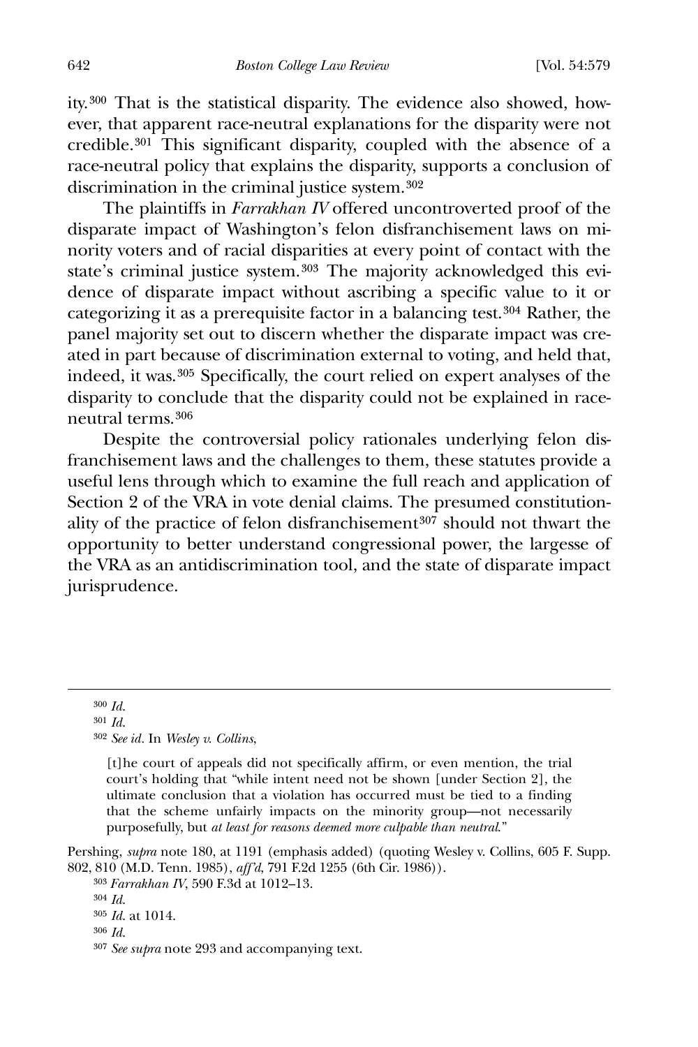ity.[300] That is the statistical disparity. The evidence also showed, however, that apparent race-neutral explanations for the disparity were not credible.[301] This significant disparity, coupled with the absence of a race-neutral policy that explains the disparity, supports a conclusion of discrimination in the criminal justice system.[302]

The plaintiffs in *Farrakhan IV* offered uncontroverted proof of the disparate impact of Washington's felon disfranchisement laws on minority voters and of racial disparities at every point of contact with the state's criminal justice system.[303] The majority acknowledged this evidence of disparate impact without ascribing a specific value to it or categorizing it as a prerequisite factor in a balancing test.[304] Rather, the panel majority set out to discern whether the disparate impact was created in part because of discrimination external to voting, and held that, indeed, it was.[305] Specifically, the court relied on expert analyses of the disparity to conclude that the disparity could not be explained in race-neutral terms.[306]

Despite the controversial policy rationales underlying felon disfranchisement laws and the challenges to them, these statutes provide a useful lens through which to examine the full reach and application of Section 2 of the VRA in vote denial claims. The presumed constitutionality of the practice of felon disfranchisement[307] should not thwart the opportunity to better understand congressional power, the largesse of the VRA as an antidiscrimination tool, and the state of disparate impact jurisprudence.

---

[300] *Id.*

[301] *Id.*

[302] *See id*. In *Wesley v. Collins*,

> [t]he court of appeals did not specifically affirm, or even mention, the trial court's holding that "while intent need not be shown [under Section 2], the ultimate conclusion that a violation has occurred must be tied to a finding that the scheme unfairly impacts on the minority group—not necessarily purposefully, but *at least for reasons deemed more culpable than neutral*."

Pershing, *supra* note 180, at 1191 (emphasis added) (quoting Wesley v. Collins, 605 F. Supp. 802, 810 (M.D. Tenn. 1985), *aff'd*, 791 F.2d 1255 (6th Cir. 1986)).

[303] *Farrakhan IV*, 590 F.3d at 1012–13.

[304] *Id.*

[305] *Id.* at 1014.

[306] *Id.*

[307] *See supra* note 293 and accompanying text.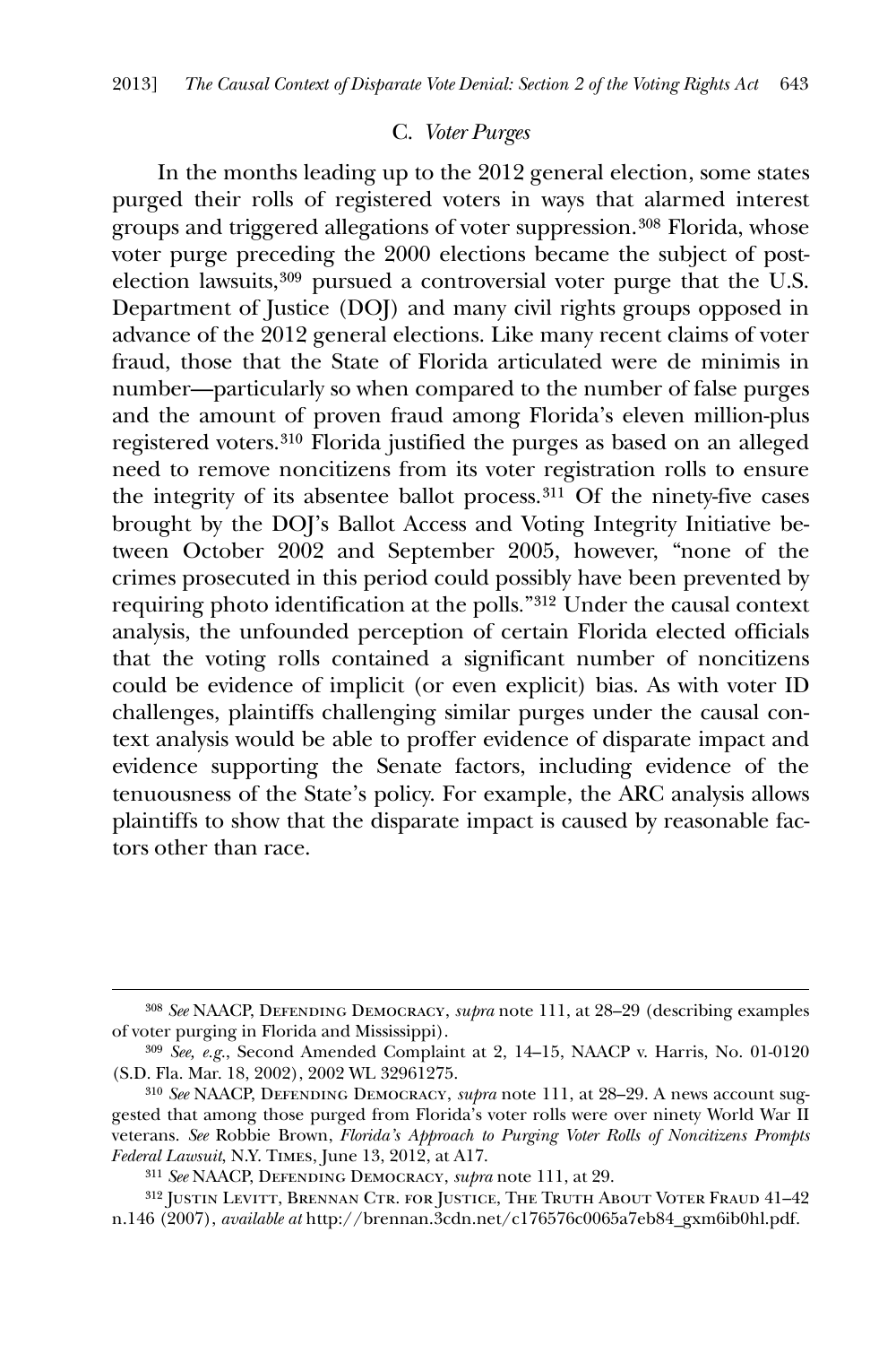### C. *Voter Purges*

In the months leading up to the 2012 general election, some states purged their rolls of registered voters in ways that alarmed interest groups and triggered allegations of voter suppression.[308] Florida, whose voter purge preceding the 2000 elections became the subject of post-election lawsuits,[309] pursued a controversial voter purge that the U.S. Department of Justice (DOJ) and many civil rights groups opposed in advance of the 2012 general elections. Like many recent claims of voter fraud, those that the State of Florida articulated were de minimis in number—particularly so when compared to the number of false purges and the amount of proven fraud among Florida's eleven million-plus registered voters.[310] Florida justified the purges as based on an alleged need to remove noncitizens from its voter registration rolls to ensure the integrity of its absentee ballot process.[311] Of the ninety-five cases brought by the DOJ's Ballot Access and Voting Integrity Initiative between October 2002 and September 2005, however, "none of the crimes prosecuted in this period could possibly have been prevented by requiring photo identification at the polls."[312] Under the causal context analysis, the unfounded perception of certain Florida elected officials that the voting rolls contained a significant number of noncitizens could be evidence of implicit (or even explicit) bias. As with voter ID challenges, plaintiffs challenging similar purges under the causal context analysis would be able to proffer evidence of disparate impact and evidence supporting the Senate factors, including evidence of the tenuousness of the State's policy. For example, the ARC analysis allows plaintiffs to show that the disparate impact is caused by reasonable factors other than race.

---

[308] *See* NAACP, DEFENDING DEMOCRACY, *supra* note 111, at 28–29 (describing examples of voter purging in Florida and Mississippi).

[309] *See, e.g.*, Second Amended Complaint at 2, 14–15, NAACP v. Harris, No. 01-0120 (S.D. Fla. Mar. 18, 2002), 2002 WL 32961275.

[310] *See* NAACP, DEFENDING DEMOCRACY, *supra* note 111, at 28–29. A news account suggested that among those purged from Florida's voter rolls were over ninety World War II veterans. *See* Robbie Brown, *Florida's Approach to Purging Voter Rolls of Noncitizens Prompts Federal Lawsuit*, N.Y. TIMES, June 13, 2012, at A17.

[311] *See* NAACP, DEFENDING DEMOCRACY, *supra* note 111, at 29.

[312] JUSTIN LEVITT, BRENNAN CTR. FOR JUSTICE, THE TRUTH ABOUT VOTER FRAUD 41–42 n.146 (2007), *available at* http://brennan.3cdn.net/c176576c0065a7eb84_gxm6ib0hl.pdf.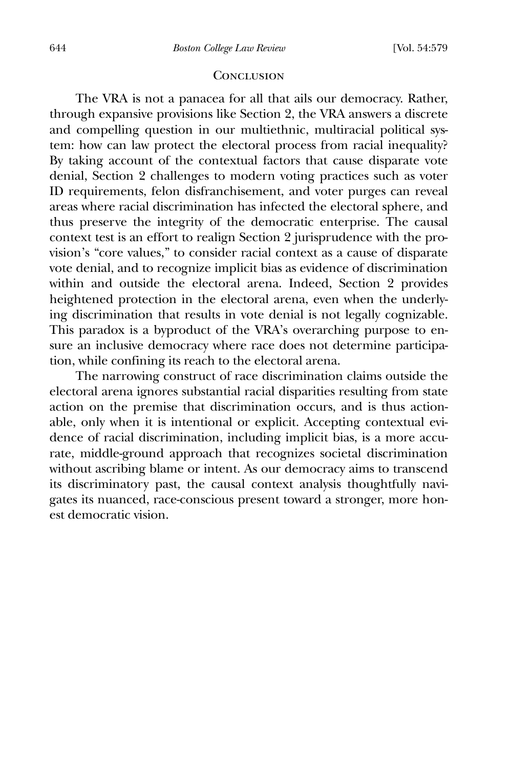## Conclusion

The VRA is not a panacea for all that ails our democracy. Rather, through expansive provisions like Section 2, the VRA answers a discrete and compelling question in our multiethnic, multiracial political system: how can law protect the electoral process from racial inequality? By taking account of the contextual factors that cause disparate vote denial, Section 2 challenges to modern voting practices such as voter ID requirements, felon disfranchisement, and voter purges can reveal areas where racial discrimination has infected the electoral sphere, and thus preserve the integrity of the democratic enterprise. The causal context test is an effort to realign Section 2 jurisprudence with the provision's "core values," to consider racial context as a cause of disparate vote denial, and to recognize implicit bias as evidence of discrimination within and outside the electoral arena. Indeed, Section 2 provides heightened protection in the electoral arena, even when the underlying discrimination that results in vote denial is not legally cognizable. This paradox is a byproduct of the VRA's overarching purpose to ensure an inclusive democracy where race does not determine participation, while confining its reach to the electoral arena.

The narrowing construct of race discrimination claims outside the electoral arena ignores substantial racial disparities resulting from state action on the premise that discrimination occurs, and is thus actionable, only when it is intentional or explicit. Accepting contextual evidence of racial discrimination, including implicit bias, is a more accurate, middle-ground approach that recognizes societal discrimination without ascribing blame or intent. As our democracy aims to transcend its discriminatory past, the causal context analysis thoughtfully navigates its nuanced, race-conscious present toward a stronger, more honest democratic vision.